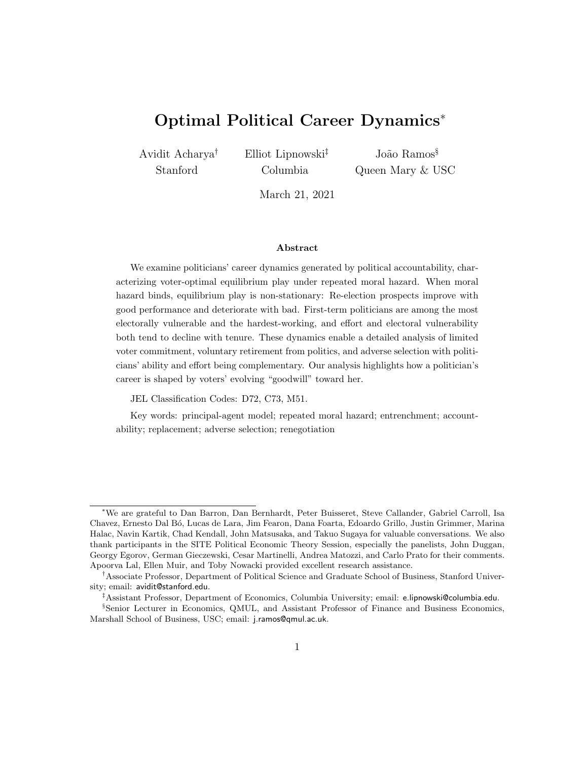# Optimal Political Career Dynamics[*]

Avidit Acharya[†] (Stanford), Elliot Lipnowski[‡] (Columbia), João Ramos[§] (Queen Mary & USC)

March 21, 2021

## Abstract

We examine politicians' career dynamics generated by political accountability, characterizing voter-optimal equilibrium play under repeated moral hazard. When moral hazard binds, equilibrium play is non-stationary: Re-election prospects improve with good performance and deteriorate with bad. First-term politicians are among the most electorally vulnerable and the hardest-working, and effort and electoral vulnerability both tend to decline with tenure. These dynamics enable a detailed analysis of limited voter commitment, voluntary retirement from politics, and adverse selection with politicians' ability and effort being complementary. Our analysis highlights how a politician's career is shaped by voters' evolving "goodwill" toward her.

JEL Classification Codes: D72, C73, M51.

Key words: principal-agent model; repeated moral hazard; entrenchment; accountability; replacement; adverse selection; renegotiation

---

[*] We are grateful to Dan Barron, Dan Bernhardt, Peter Buisseret, Steve Callander, Gabriel Carroll, Isa Chavez, Ernesto Dal Bó, Lucas de Lara, Jim Fearon, Dana Foarta, Edoardo Grillo, Justin Grimmer, Marina Halac, Navin Kartik, Chad Kendall, John Matsusaka, and Takuo Sugaya for valuable conversations. We also thank participants in the SITE Political Economic Theory Session, especially the panelists, John Duggan, Georgy Egorov, German Gieczewski, Cesar Martinelli, Andrea Matozzi, and Carlo Prato for their comments. Apoorva Lal, Ellen Muir, and Toby Nowacki provided excellent research assistance.

[†] Associate Professor, Department of Political Science and Graduate School of Business, Stanford University; email: avidit@stanford.edu.

[‡] Assistant Professor, Department of Economics, Columbia University; email: e.lipnowski@columbia.edu.

[§] Senior Lecturer in Economics, QMUL, and Assistant Professor of Finance and Business Economics, Marshall School of Business, USC; email: j.ramos@qmul.ac.uk.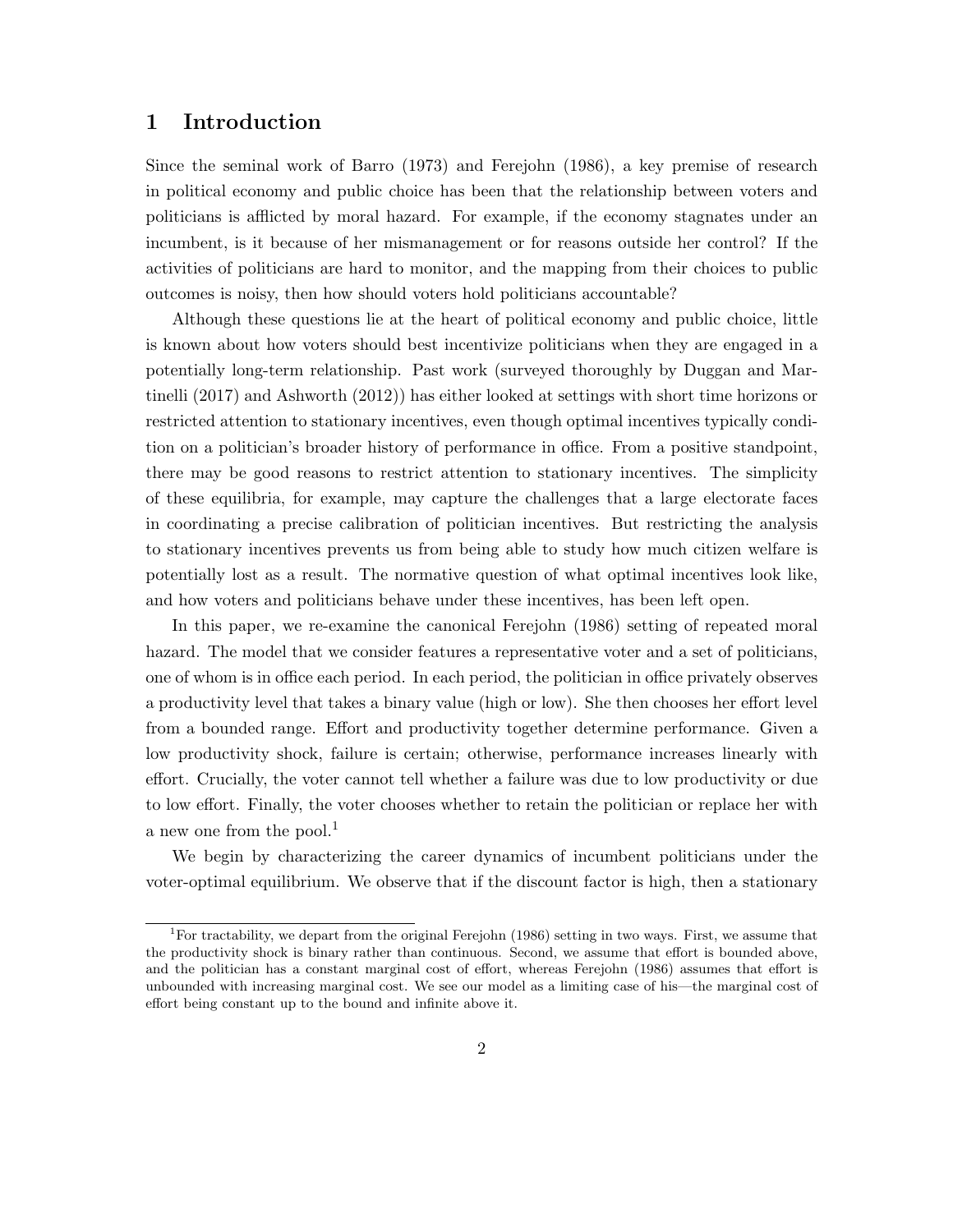# 1 Introduction

Since the seminal work of Barro (1973) and Ferejohn (1986), a key premise of research in political economy and public choice has been that the relationship between voters and politicians is afflicted by moral hazard. For example, if the economy stagnates under an incumbent, is it because of her mismanagement or for reasons outside her control? If the activities of politicians are hard to monitor, and the mapping from their choices to public outcomes is noisy, then how should voters hold politicians accountable?

Although these questions lie at the heart of political economy and public choice, little is known about how voters should best incentivize politicians when they are engaged in a potentially long-term relationship. Past work (surveyed thoroughly by Duggan and Martinelli (2017) and Ashworth (2012)) has either looked at settings with short time horizons or restricted attention to stationary incentives, even though optimal incentives typically condition on a politician's broader history of performance in office. From a positive standpoint, there may be good reasons to restrict attention to stationary incentives. The simplicity of these equilibria, for example, may capture the challenges that a large electorate faces in coordinating a precise calibration of politician incentives. But restricting the analysis to stationary incentives prevents us from being able to study how much citizen welfare is potentially lost as a result. The normative question of what optimal incentives look like, and how voters and politicians behave under these incentives, has been left open.

In this paper, we re-examine the canonical Ferejohn (1986) setting of repeated moral hazard. The model that we consider features a representative voter and a set of politicians, one of whom is in office each period. In each period, the politician in office privately observes a productivity level that takes a binary value (high or low). She then chooses her effort level from a bounded range. Effort and productivity together determine performance. Given a low productivity shock, failure is certain; otherwise, performance increases linearly with effort. Crucially, the voter cannot tell whether a failure was due to low productivity or due to low effort. Finally, the voter chooses whether to retain the politician or replace her with a new one from the pool.[1]

We begin by characterizing the career dynamics of incumbent politicians under the voter-optimal equilibrium. We observe that if the discount factor is high, then a stationary

[1] For tractability, we depart from the original Ferejohn (1986) setting in two ways. First, we assume that the productivity shock is binary rather than continuous. Second, we assume that effort is bounded above, and the politician has a constant marginal cost of effort, whereas Ferejohn (1986) assumes that effort is unbounded with increasing marginal cost. We see our model as a limiting case of his—the marginal cost of effort being constant up to the bound and infinite above it.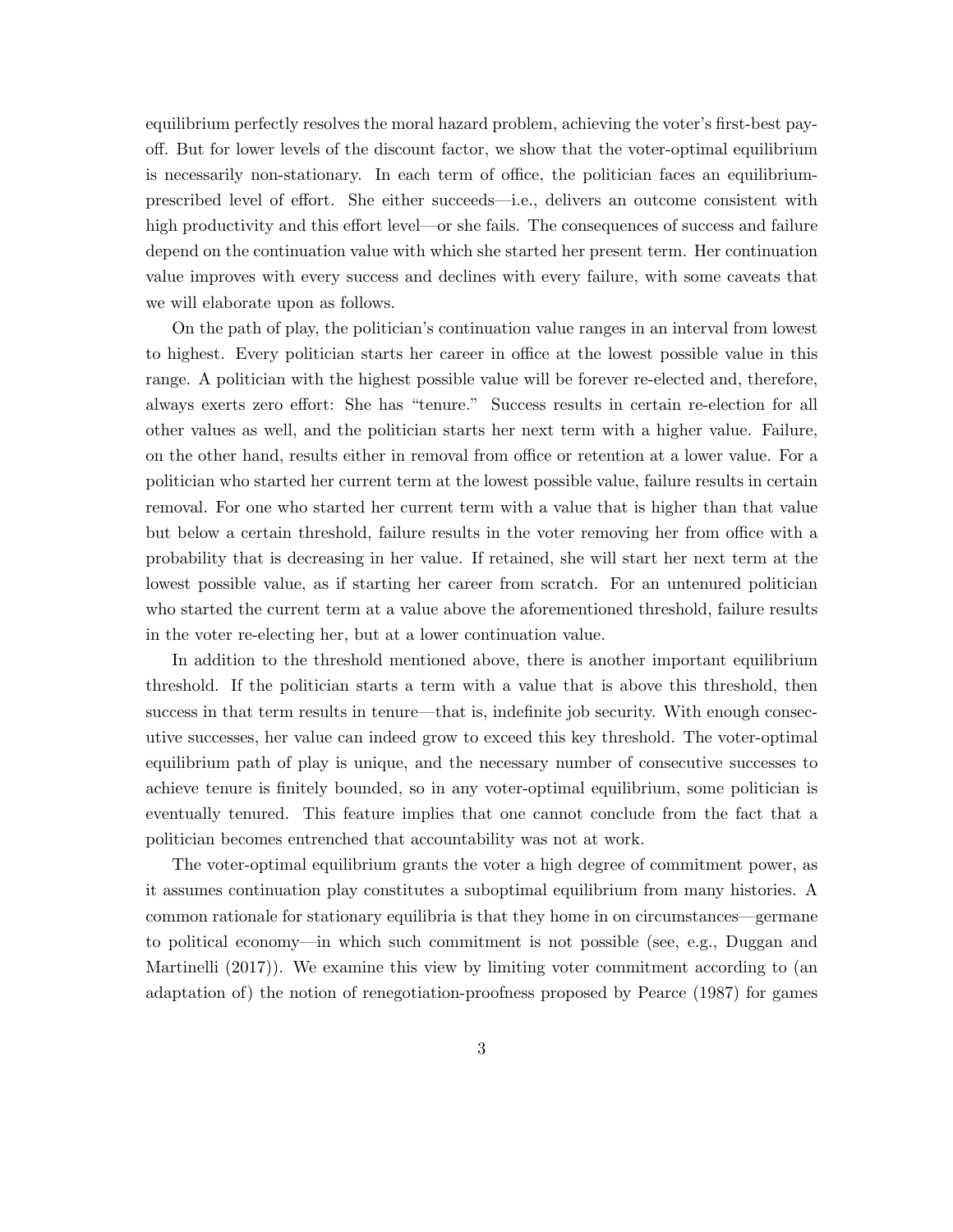equilibrium perfectly resolves the moral hazard problem, achieving the voter's first-best payoff. But for lower levels of the discount factor, we show that the voter-optimal equilibrium is necessarily non-stationary. In each term of office, the politician faces an equilibrium-prescribed level of effort. She either succeeds—i.e., delivers an outcome consistent with high productivity and this effort level—or she fails. The consequences of success and failure depend on the continuation value with which she started her present term. Her continuation value improves with every success and declines with every failure, with some caveats that we will elaborate upon as follows.

On the path of play, the politician's continuation value ranges in an interval from lowest to highest. Every politician starts her career in office at the lowest possible value in this range. A politician with the highest possible value will be forever re-elected and, therefore, always exerts zero effort: She has "tenure." Success results in certain re-election for all other values as well, and the politician starts her next term with a higher value. Failure, on the other hand, results either in removal from office or retention at a lower value. For a politician who started her current term at the lowest possible value, failure results in certain removal. For one who started her current term with a value that is higher than that value but below a certain threshold, failure results in the voter removing her from office with a probability that is decreasing in her value. If retained, she will start her next term at the lowest possible value, as if starting her career from scratch. For an untenured politician who started the current term at a value above the aforementioned threshold, failure results in the voter re-electing her, but at a lower continuation value.

In addition to the threshold mentioned above, there is another important equilibrium threshold. If the politician starts a term with a value that is above this threshold, then success in that term results in tenure—that is, indefinite job security. With enough consecutive successes, her value can indeed grow to exceed this key threshold. The voter-optimal equilibrium path of play is unique, and the necessary number of consecutive successes to achieve tenure is finitely bounded, so in any voter-optimal equilibrium, some politician is eventually tenured. This feature implies that one cannot conclude from the fact that a politician becomes entrenched that accountability was not at work.

The voter-optimal equilibrium grants the voter a high degree of commitment power, as it assumes continuation play constitutes a suboptimal equilibrium from many histories. A common rationale for stationary equilibria is that they home in on circumstances—germane to political economy—in which such commitment is not possible (see, e.g., Duggan and Martinelli (2017)). We examine this view by limiting voter commitment according to (an adaptation of) the notion of renegotiation-proofness proposed by Pearce (1987) for games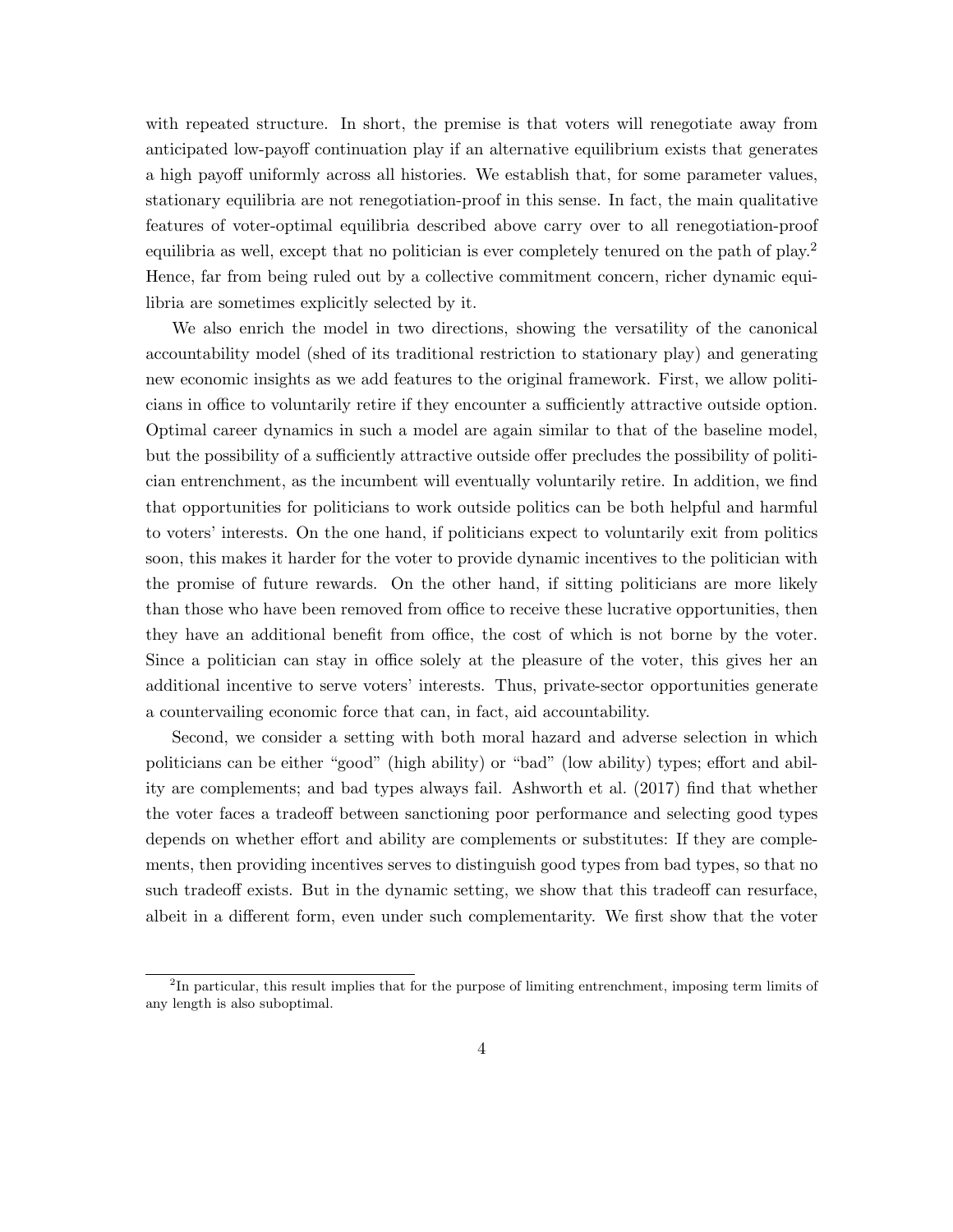with repeated structure. In short, the premise is that voters will renegotiate away from anticipated low-payoff continuation play if an alternative equilibrium exists that generates a high payoff uniformly across all histories. We establish that, for some parameter values, stationary equilibria are not renegotiation-proof in this sense. In fact, the main qualitative features of voter-optimal equilibria described above carry over to all renegotiation-proof equilibria as well, except that no politician is ever completely tenured on the path of play.[2] Hence, far from being ruled out by a collective commitment concern, richer dynamic equilibria are sometimes explicitly selected by it.

We also enrich the model in two directions, showing the versatility of the canonical accountability model (shed of its traditional restriction to stationary play) and generating new economic insights as we add features to the original framework. First, we allow politicians in office to voluntarily retire if they encounter a sufficiently attractive outside option. Optimal career dynamics in such a model are again similar to that of the baseline model, but the possibility of a sufficiently attractive outside offer precludes the possibility of politician entrenchment, as the incumbent will eventually voluntarily retire. In addition, we find that opportunities for politicians to work outside politics can be both helpful and harmful to voters' interests. On the one hand, if politicians expect to voluntarily exit from politics soon, this makes it harder for the voter to provide dynamic incentives to the politician with the promise of future rewards. On the other hand, if sitting politicians are more likely than those who have been removed from office to receive these lucrative opportunities, then they have an additional benefit from office, the cost of which is not borne by the voter. Since a politician can stay in office solely at the pleasure of the voter, this gives her an additional incentive to serve voters' interests. Thus, private-sector opportunities generate a countervailing economic force that can, in fact, aid accountability.

Second, we consider a setting with both moral hazard and adverse selection in which politicians can be either "good" (high ability) or "bad" (low ability) types; effort and ability are complements; and bad types always fail. Ashworth et al. (2017) find that whether the voter faces a tradeoff between sanctioning poor performance and selecting good types depends on whether effort and ability are complements or substitutes: If they are complements, then providing incentives serves to distinguish good types from bad types, so that no such tradeoff exists. But in the dynamic setting, we show that this tradeoff can resurface, albeit in a different form, even under such complementarity. We first show that the voter

[2] In particular, this result implies that for the purpose of limiting entrenchment, imposing term limits of any length is also suboptimal.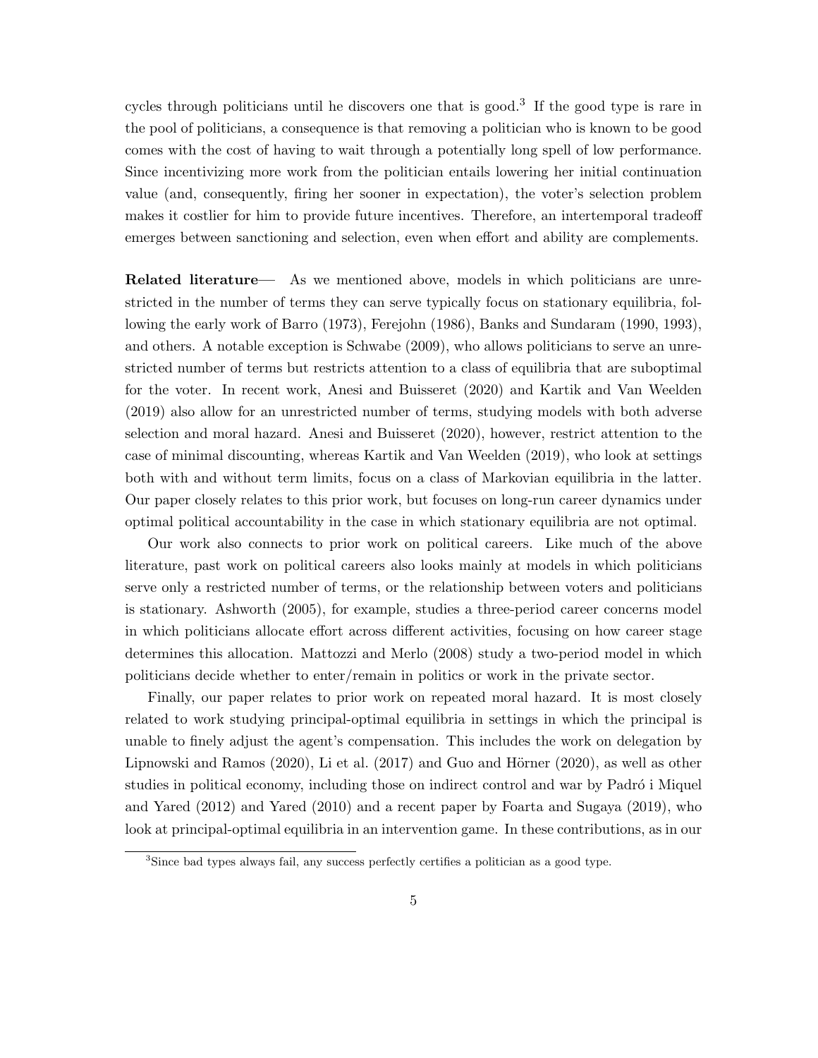cycles through politicians until he discovers one that is good.[3] If the good type is rare in the pool of politicians, a consequence is that removing a politician who is known to be good comes with the cost of having to wait through a potentially long spell of low performance. Since incentivizing more work from the politician entails lowering her initial continuation value (and, consequently, firing her sooner in expectation), the voter's selection problem makes it costlier for him to provide future incentives. Therefore, an intertemporal tradeoff emerges between sanctioning and selection, even when effort and ability are complements.

**Related literature**— As we mentioned above, models in which politicians are unrestricted in the number of terms they can serve typically focus on stationary equilibria, following the early work of Barro (1973), Ferejohn (1986), Banks and Sundaram (1990, 1993), and others. A notable exception is Schwabe (2009), who allows politicians to serve an unrestricted number of terms but restricts attention to a class of equilibria that are suboptimal for the voter. In recent work, Anesi and Buisseret (2020) and Kartik and Van Weelden (2019) also allow for an unrestricted number of terms, studying models with both adverse selection and moral hazard. Anesi and Buisseret (2020), however, restrict attention to the case of minimal discounting, whereas Kartik and Van Weelden (2019), who look at settings both with and without term limits, focus on a class of Markovian equilibria in the latter. Our paper closely relates to this prior work, but focuses on long-run career dynamics under optimal political accountability in the case in which stationary equilibria are not optimal.

Our work also connects to prior work on political careers. Like much of the above literature, past work on political careers also looks mainly at models in which politicians serve only a restricted number of terms, or the relationship between voters and politicians is stationary. Ashworth (2005), for example, studies a three-period career concerns model in which politicians allocate effort across different activities, focusing on how career stage determines this allocation. Mattozzi and Merlo (2008) study a two-period model in which politicians decide whether to enter/remain in politics or work in the private sector.

Finally, our paper relates to prior work on repeated moral hazard. It is most closely related to work studying principal-optimal equilibria in settings in which the principal is unable to finely adjust the agent's compensation. This includes the work on delegation by Lipnowski and Ramos (2020), Li et al. (2017) and Guo and Hörner (2020), as well as other studies in political economy, including those on indirect control and war by Padró i Miquel and Yared (2012) and Yared (2010) and a recent paper by Foarta and Sugaya (2019), who look at principal-optimal equilibria in an intervention game. In these contributions, as in our

[3] Since bad types always fail, any success perfectly certifies a politician as a good type.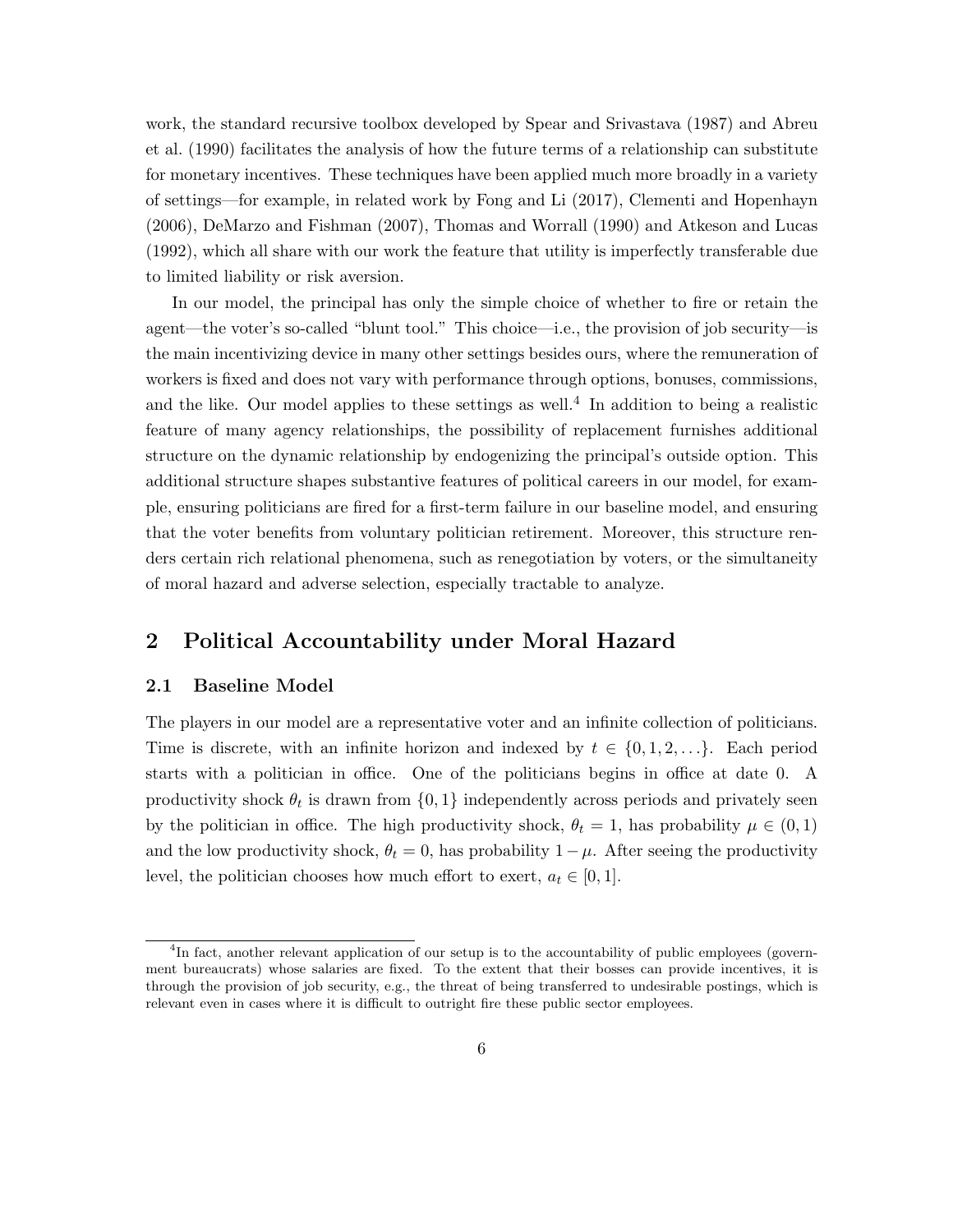work, the standard recursive toolbox developed by Spear and Srivastava (1987) and Abreu et al. (1990) facilitates the analysis of how the future terms of a relationship can substitute for monetary incentives. These techniques have been applied much more broadly in a variety of settings—for example, in related work by Fong and Li (2017), Clementi and Hopenhayn (2006), DeMarzo and Fishman (2007), Thomas and Worrall (1990) and Atkeson and Lucas (1992), which all share with our work the feature that utility is imperfectly transferable due to limited liability or risk aversion.

In our model, the principal has only the simple choice of whether to fire or retain the agent—the voter's so-called "blunt tool." This choice—i.e., the provision of job security—is the main incentivizing device in many other settings besides ours, where the remuneration of workers is fixed and does not vary with performance through options, bonuses, commissions, and the like. Our model applies to these settings as well.[4] In addition to being a realistic feature of many agency relationships, the possibility of replacement furnishes additional structure on the dynamic relationship by endogenizing the principal's outside option. This additional structure shapes substantive features of political careers in our model, for example, ensuring politicians are fired for a first-term failure in our baseline model, and ensuring that the voter benefits from voluntary politician retirement. Moreover, this structure renders certain rich relational phenomena, such as renegotiation by voters, or the simultaneity of moral hazard and adverse selection, especially tractable to analyze.

## 2 Political Accountability under Moral Hazard

### 2.1 Baseline Model

The players in our model are a representative voter and an infinite collection of politicians. Time is discrete, with an infinite horizon and indexed by $t \in \{0, 1, 2, \ldots\}$. Each period starts with a politician in office. One of the politicians begins in office at date 0. A productivity shock $\theta_t$ is drawn from $\{0, 1\}$ independently across periods and privately seen by the politician in office. The high productivity shock, $\theta_t = 1$, has probability $\mu \in (0, 1)$ and the low productivity shock, $\theta_t = 0$, has probability $1 - \mu$. After seeing the productivity level, the politician chooses how much effort to exert, $a_t \in [0, 1]$.

[4] In fact, another relevant application of our setup is to the accountability of public employees (government bureaucrats) whose salaries are fixed. To the extent that their bosses can provide incentives, it is through the provision of job security, e.g., the threat of being transferred to undesirable postings, which is relevant even in cases where it is difficult to outright fire these public sector employees.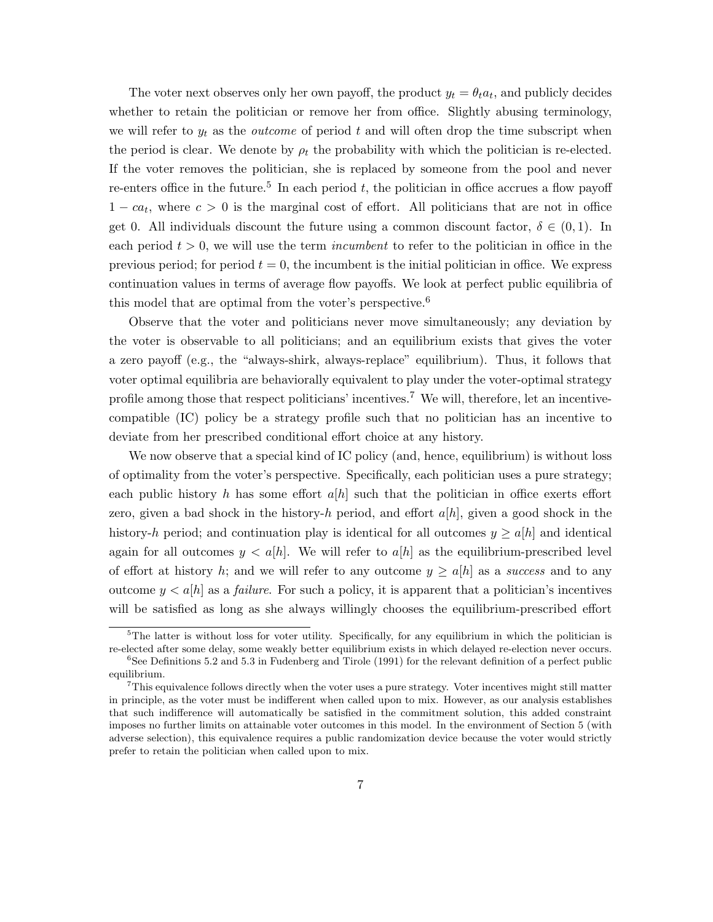The voter next observes only her own payoff, the product $y_t = \theta_t a_t$, and publicly decides whether to retain the politician or remove her from office. Slightly abusing terminology, we will refer to $y_t$ as the *outcome* of period $t$ and will often drop the time subscript when the period is clear. We denote by $\rho_t$ the probability with which the politician is re-elected. If the voter removes the politician, she is replaced by someone from the pool and never re-enters office in the future.[5] In each period $t$, the politician in office accrues a flow payoff $1 - ca_t$, where $c > 0$ is the marginal cost of effort. All politicians that are not in office get 0. All individuals discount the future using a common discount factor, $\delta \in (0, 1)$. In each period $t > 0$, we will use the term *incumbent* to refer to the politician in office in the previous period; for period $t = 0$, the incumbent is the initial politician in office. We express continuation values in terms of average flow payoffs. We look at perfect public equilibria of this model that are optimal from the voter's perspective.[6]

Observe that the voter and politicians never move simultaneously; any deviation by the voter is observable to all politicians; and an equilibrium exists that gives the voter a zero payoff (e.g., the "always-shirk, always-replace" equilibrium). Thus, it follows that voter optimal equilibria are behaviorally equivalent to play under the voter-optimal strategy profile among those that respect politicians' incentives.[7] We will, therefore, let an incentive-compatible (IC) policy be a strategy profile such that no politician has an incentive to deviate from her prescribed conditional effort choice at any history.

We now observe that a special kind of IC policy (and, hence, equilibrium) is without loss of optimality from the voter's perspective. Specifically, each politician uses a pure strategy; each public history $h$ has some effort $a[h]$ such that the politician in office exerts effort zero, given a bad shock in the history-$h$ period, and effort $a[h]$, given a good shock in the history-$h$ period; and continuation play is identical for all outcomes $y \geq a[h]$ and identical again for all outcomes $y < a[h]$. We will refer to $a[h]$ as the equilibrium-prescribed level of effort at history $h$; and we will refer to any outcome $y \geq a[h]$ as a *success* and to any outcome $y < a[h]$ as a *failure*. For such a policy, it is apparent that a politician's incentives will be satisfied as long as she always willingly chooses the equilibrium-prescribed effort

[5] The latter is without loss for voter utility. Specifically, for any equilibrium in which the politician is re-elected after some delay, some weakly better equilibrium exists in which delayed re-election never occurs.

[6] See Definitions 5.2 and 5.3 in Fudenberg and Tirole (1991) for the relevant definition of a perfect public equilibrium.

[7] This equivalence follows directly when the voter uses a pure strategy. Voter incentives might still matter in principle, as the voter must be indifferent when called upon to mix. However, as our analysis establishes that such indifference will automatically be satisfied in the commitment solution, this added constraint imposes no further limits on attainable voter outcomes in this model. In the environment of Section 5 (with adverse selection), this equivalence requires a public randomization device because the voter would strictly prefer to retain the politician when called upon to mix.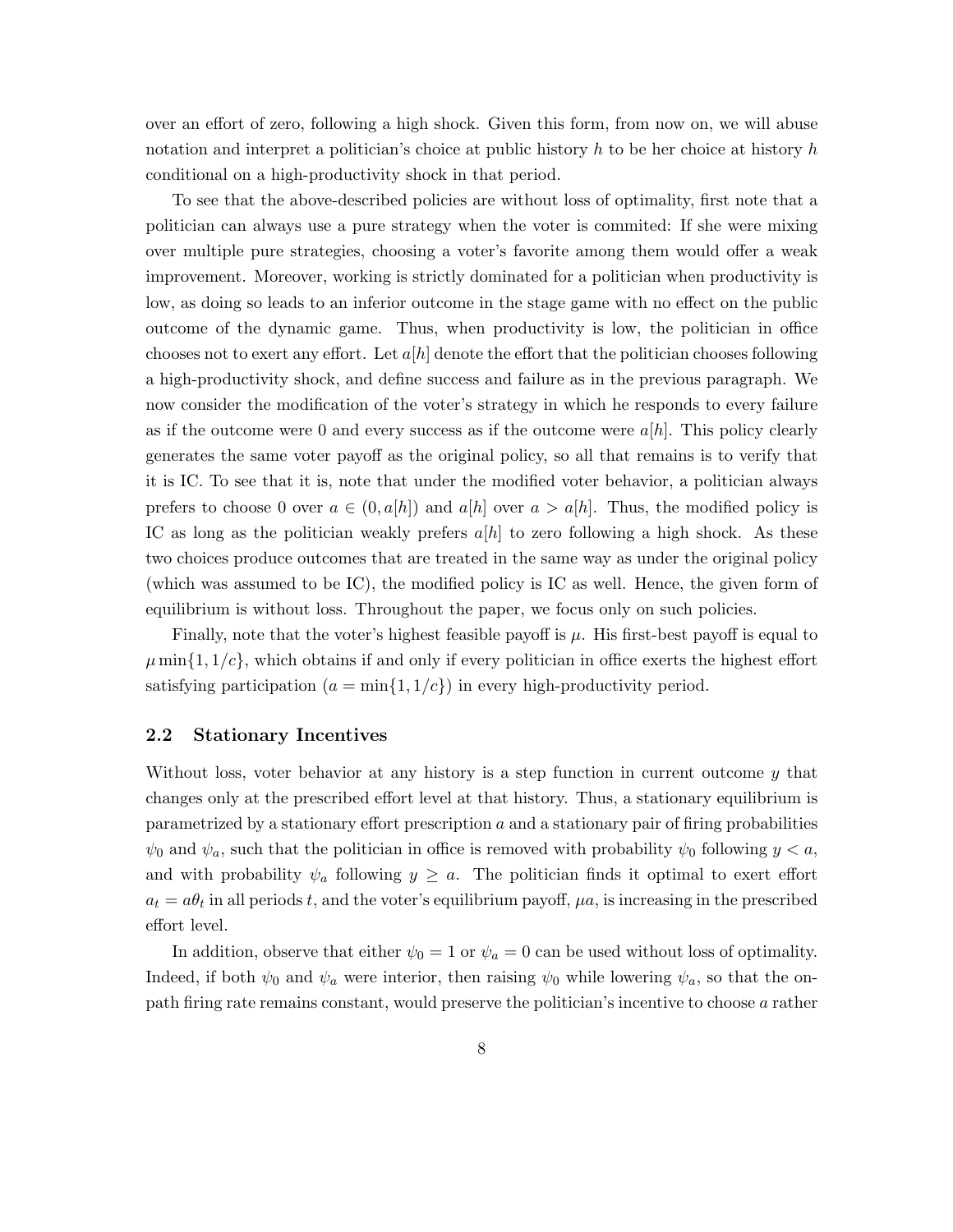over an effort of zero, following a high shock. Given this form, from now on, we will abuse notation and interpret a politician's choice at public history $h$ to be her choice at history $h$ conditional on a high-productivity shock in that period.

To see that the above-described policies are without loss of optimality, first note that a politician can always use a pure strategy when the voter is commited: If she were mixing over multiple pure strategies, choosing a voter's favorite among them would offer a weak improvement. Moreover, working is strictly dominated for a politician when productivity is low, as doing so leads to an inferior outcome in the stage game with no effect on the public outcome of the dynamic game. Thus, when productivity is low, the politician in office chooses not to exert any effort. Let $a[h]$ denote the effort that the politician chooses following a high-productivity shock, and define success and failure as in the previous paragraph. We now consider the modification of the voter's strategy in which he responds to every failure as if the outcome were 0 and every success as if the outcome were $a[h]$. This policy clearly generates the same voter payoff as the original policy, so all that remains is to verify that it is IC. To see that it is, note that under the modified voter behavior, a politician always prefers to choose 0 over $a \in (0, a[h])$ and $a[h]$ over $a > a[h]$. Thus, the modified policy is IC as long as the politician weakly prefers $a[h]$ to zero following a high shock. As these two choices produce outcomes that are treated in the same way as under the original policy (which was assumed to be IC), the modified policy is IC as well. Hence, the given form of equilibrium is without loss. Throughout the paper, we focus only on such policies.

Finally, note that the voter's highest feasible payoff is $\mu$. His first-best payoff is equal to $\mu \min\{1, 1/c\}$, which obtains if and only if every politician in office exerts the highest effort satisfying participation ($a = \min\{1, 1/c\}$) in every high-productivity period.

### 2.2 Stationary Incentives

Without loss, voter behavior at any history is a step function in current outcome $y$ that changes only at the prescribed effort level at that history. Thus, a stationary equilibrium is parametrized by a stationary effort prescription $a$ and a stationary pair of firing probabilities $\psi_0$ and $\psi_a$, such that the politician in office is removed with probability $\psi_0$ following $y < a$, and with probability $\psi_a$ following $y \geq a$. The politician finds it optimal to exert effort $a_t = a\theta_t$ in all periods $t$, and the voter's equilibrium payoff, $\mu a$, is increasing in the prescribed effort level.

In addition, observe that either $\psi_0 = 1$ or $\psi_a = 0$ can be used without loss of optimality. Indeed, if both $\psi_0$ and $\psi_a$ were interior, then raising $\psi_0$ while lowering $\psi_a$, so that the on-path firing rate remains constant, would preserve the politician's incentive to choose $a$ rather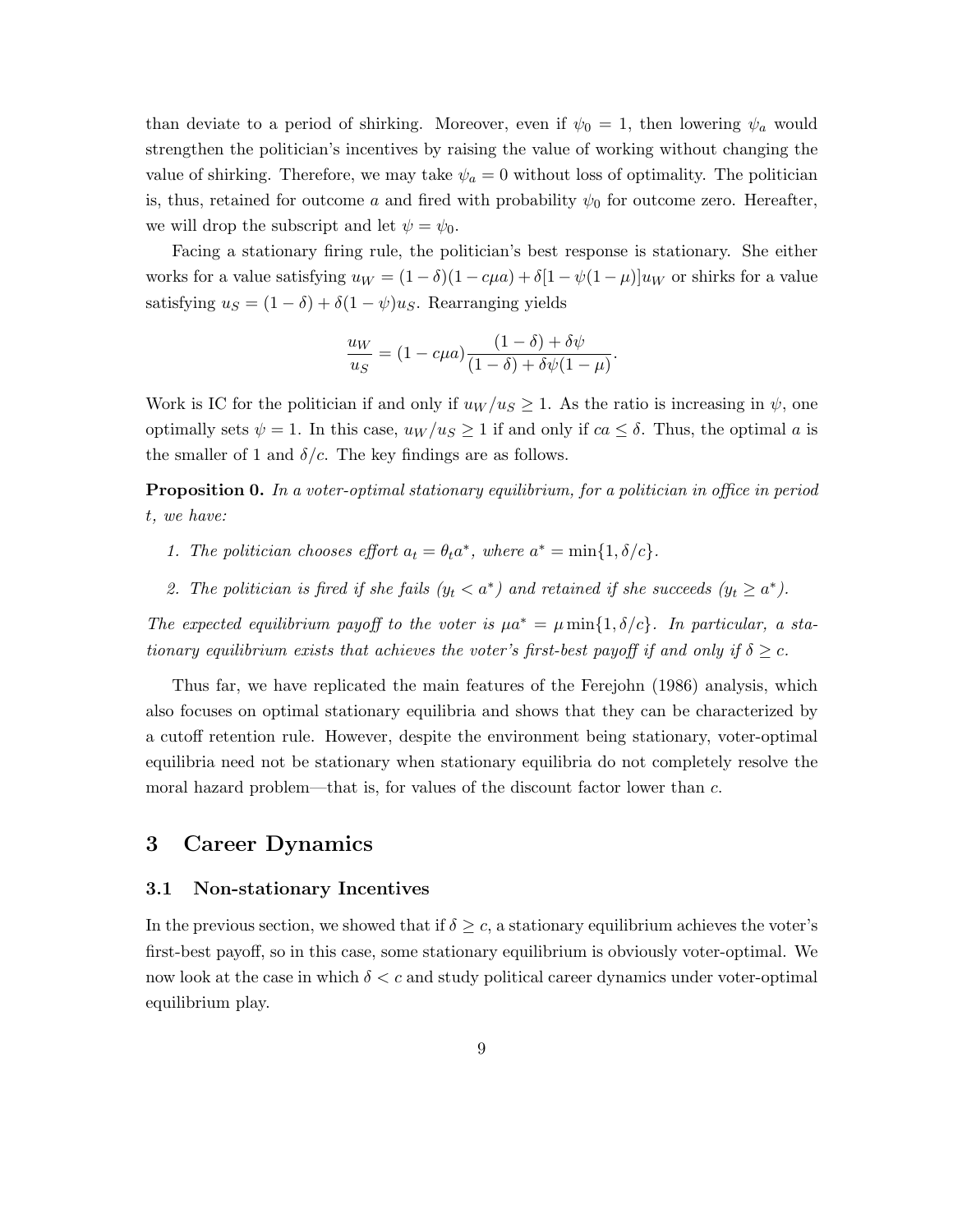than deviate to a period of shirking. Moreover, even if $\psi_0 = 1$, then lowering $\psi_a$ would strengthen the politician's incentives by raising the value of working without changing the value of shirking. Therefore, we may take $\psi_a = 0$ without loss of optimality. The politician is, thus, retained for outcome $a$ and fired with probability $\psi_0$ for outcome zero. Hereafter, we will drop the subscript and let $\psi = \psi_0$.

Facing a stationary firing rule, the politician's best response is stationary. She either works for a value satisfying $u_W = (1-\delta)(1-c\mu a) + \delta[1-\psi(1-\mu)]u_W$ or shirks for a value satisfying $u_S = (1-\delta) + \delta(1-\psi)u_S$. Rearranging yields

$$\frac{u_W}{u_S} = (1-c\mu a)\frac{(1-\delta)+\delta\psi}{(1-\delta)+\delta\psi(1-\mu)}.$$

Work is IC for the politician if and only if $u_W/u_S \geq 1$. As the ratio is increasing in $\psi$, one optimally sets $\psi = 1$. In this case, $u_W/u_S \geq 1$ if and only if $ca \leq \delta$. Thus, the optimal $a$ is the smaller of 1 and $\delta/c$. The key findings are as follows.

**Proposition 0.** *In a voter-optimal stationary equilibrium, for a politician in office in period $t$, we have:*

1. *The politician chooses effort $a_t = \theta_t a^*$, where $a^* = \min\{1, \delta/c\}$.*
2. *The politician is fired if she fails ($y_t < a^*$) and retained if she succeeds ($y_t \geq a^*$).*

*The expected equilibrium payoff to the voter is $\mu a^* = \mu \min\{1, \delta/c\}$. In particular, a stationary equilibrium exists that achieves the voter's first-best payoff if and only if $\delta \geq c$.*

Thus far, we have replicated the main features of the Ferejohn (1986) analysis, which also focuses on optimal stationary equilibria and shows that they can be characterized by a cutoff retention rule. However, despite the environment being stationary, voter-optimal equilibria need not be stationary when stationary equilibria do not completely resolve the moral hazard problem—that is, for values of the discount factor lower than $c$.

# 3 Career Dynamics

## 3.1 Non-stationary Incentives

In the previous section, we showed that if $\delta \geq c$, a stationary equilibrium achieves the voter's first-best payoff, so in this case, some stationary equilibrium is obviously voter-optimal. We now look at the case in which $\delta < c$ and study political career dynamics under voter-optimal equilibrium play.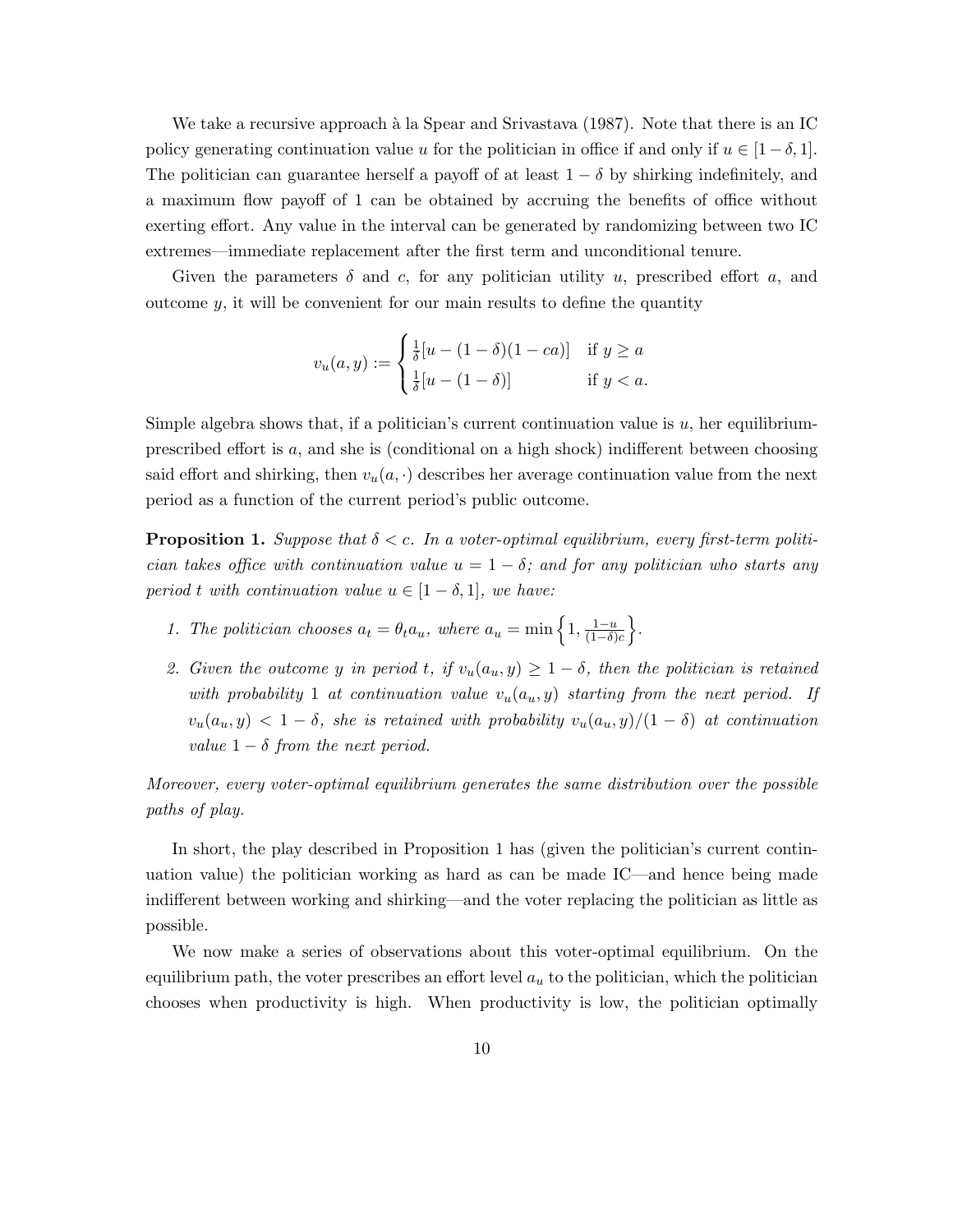We take a recursive approach à la Spear and Srivastava (1987). Note that there is an IC policy generating continuation value $u$ for the politician in office if and only if $u \in [1-\delta, 1]$. The politician can guarantee herself a payoff of at least $1-\delta$ by shirking indefinitely, and a maximum flow payoff of 1 can be obtained by accruing the benefits of office without exerting effort. Any value in the interval can be generated by randomizing between two IC extremes—immediate replacement after the first term and unconditional tenure.

Given the parameters $\delta$ and $c$, for any politician utility $u$, prescribed effort $a$, and outcome $y$, it will be convenient for our main results to define the quantity

$$v_u(a, y) := \begin{cases} \frac{1}{\delta}[u - (1-\delta)(1-ca)] & \text{if } y \geq a \\ \frac{1}{\delta}[u - (1-\delta)] & \text{if } y < a. \end{cases}$$

Simple algebra shows that, if a politician's current continuation value is $u$, her equilibrium-prescribed effort is $a$, and she is (conditional on a high shock) indifferent between choosing said effort and shirking, then $v_u(a, \cdot)$ describes her average continuation value from the next period as a function of the current period's public outcome.

**Proposition 1.** *Suppose that $\delta < c$. In a voter-optimal equilibrium, every first-term politician takes office with continuation value $u = 1-\delta$; and for any politician who starts any period $t$ with continuation value $u \in [1-\delta, 1]$, we have:*

1. *The politician chooses $a_t = \theta_t a_u$, where $a_u = \min\left\{1, \frac{1-u}{(1-\delta)c}\right\}$.*
2. *Given the outcome $y$ in period $t$, if $v_u(a_u, y) \geq 1-\delta$, then the politician is retained with probability 1 at continuation value $v_u(a_u, y)$ starting from the next period. If $v_u(a_u, y) < 1-\delta$, she is retained with probability $v_u(a_u, y)/(1-\delta)$ at continuation value $1-\delta$ from the next period.*

*Moreover, every voter-optimal equilibrium generates the same distribution over the possible paths of play.*

In short, the play described in Proposition 1 has (given the politician's current continuation value) the politician working as hard as can be made IC—and hence being made indifferent between working and shirking—and the voter replacing the politician as little as possible.

We now make a series of observations about this voter-optimal equilibrium. On the equilibrium path, the voter prescribes an effort level $a_u$ to the politician, which the politician chooses when productivity is high. When productivity is low, the politician optimally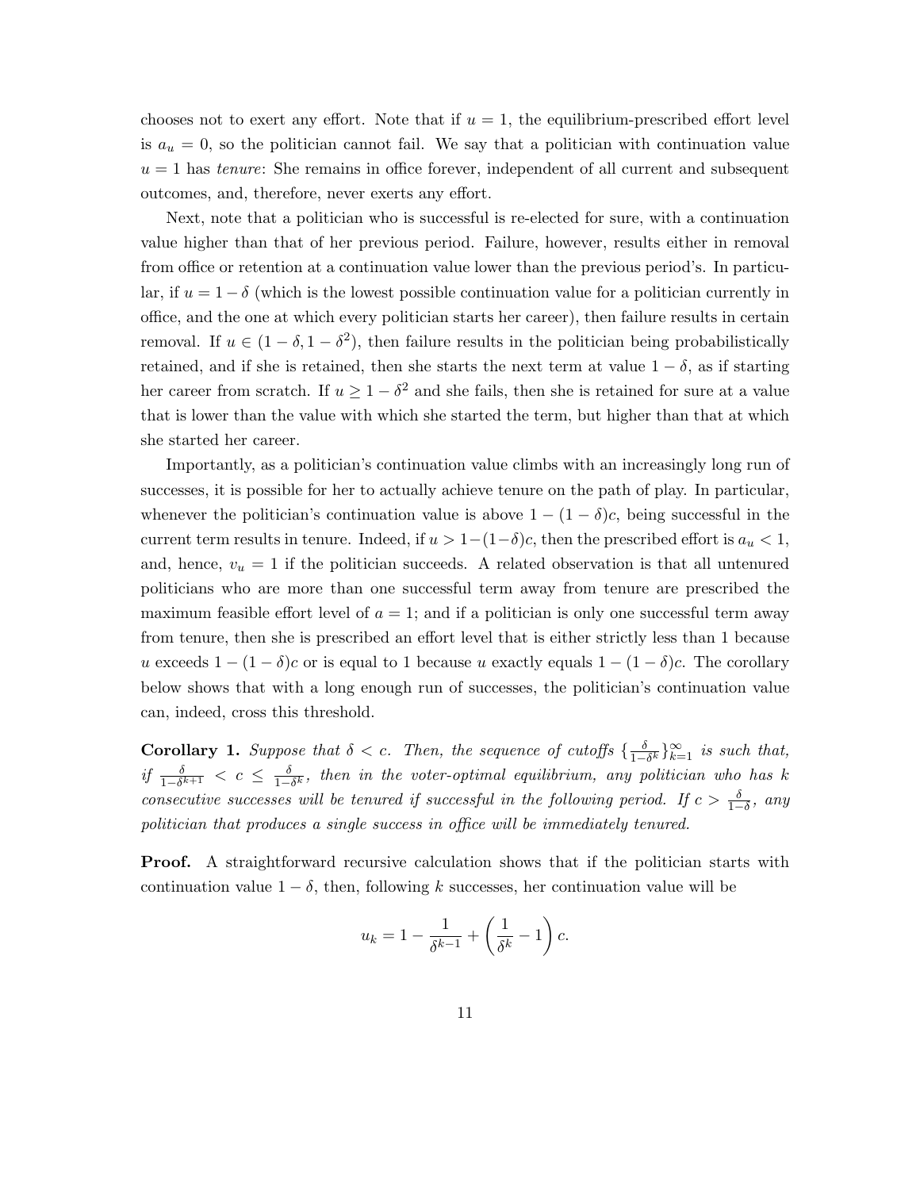chooses not to exert any effort. Note that if $u = 1$, the equilibrium-prescribed effort level is $a_u = 0$, so the politician cannot fail. We say that a politician with continuation value $u = 1$ has *tenure*: She remains in office forever, independent of all current and subsequent outcomes, and, therefore, never exerts any effort.

Next, note that a politician who is successful is re-elected for sure, with a continuation value higher than that of her previous period. Failure, however, results either in removal from office or retention at a continuation value lower than the previous period's. In particular, if $u = 1 - \delta$ (which is the lowest possible continuation value for a politician currently in office, and the one at which every politician starts her career), then failure results in certain removal. If $u \in (1 - \delta, 1 - \delta^2)$, then failure results in the politician being probabilistically retained, and if she is retained, then she starts the next term at value $1 - \delta$, as if starting her career from scratch. If $u \geq 1 - \delta^2$ and she fails, then she is retained for sure at a value that is lower than the value with which she started the term, but higher than that at which she started her career.

Importantly, as a politician's continuation value climbs with an increasingly long run of successes, it is possible for her to actually achieve tenure on the path of play. In particular, whenever the politician's continuation value is above $1 - (1 - \delta)c$, being successful in the current term results in tenure. Indeed, if $u > 1 - (1 - \delta)c$, then the prescribed effort is $a_u < 1$, and, hence, $v_u = 1$ if the politician succeeds. A related observation is that all untenured politicians who are more than one successful term away from tenure are prescribed the maximum feasible effort level of $a = 1$; and if a politician is only one successful term away from tenure, then she is prescribed an effort level that is either strictly less than 1 because $u$ exceeds $1 - (1 - \delta)c$ or is equal to 1 because $u$ exactly equals $1 - (1 - \delta)c$. The corollary below shows that with a long enough run of successes, the politician's continuation value can, indeed, cross this threshold.

**Corollary 1.** *Suppose that $\delta < c$. Then, the sequence of cutoffs $\{\frac{\delta}{1-\delta^k}\}_{k=1}^{\infty}$ is such that, if $\frac{\delta}{1-\delta^{k+1}} < c \leq \frac{\delta}{1-\delta^k}$, then in the voter-optimal equilibrium, any politician who has $k$ consecutive successes will be tenured if successful in the following period. If $c > \frac{\delta}{1-\delta}$, any politician that produces a single success in office will be immediately tenured.*

**Proof.** A straightforward recursive calculation shows that if the politician starts with continuation value $1 - \delta$, then, following $k$ successes, her continuation value will be

$$u_k = 1 - \frac{1}{\delta^{k-1}} + \left(\frac{1}{\delta^k} - 1\right) c.$$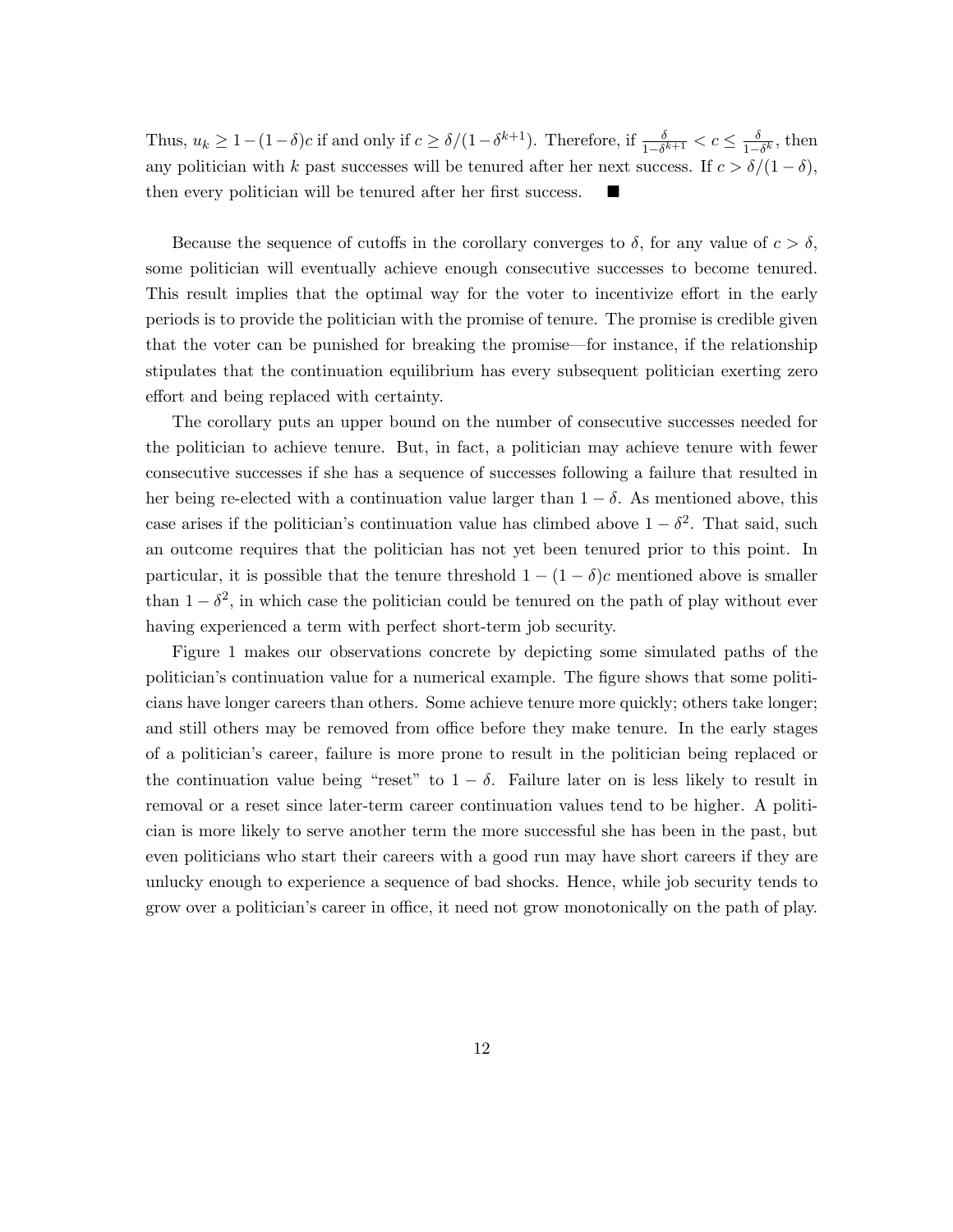Thus, $u_k \geq 1-(1-\delta)c$ if and only if $c \geq \delta/(1-\delta^{k+1})$. Therefore, if $\frac{\delta}{1-\delta^{k+1}} < c \leq \frac{\delta}{1-\delta^k}$, then any politician with $k$ past successes will be tenured after her next success. If $c > \delta/(1-\delta)$, then every politician will be tenured after her first success. ■

Because the sequence of cutoffs in the corollary converges to $\delta$, for any value of $c > \delta$, some politician will eventually achieve enough consecutive successes to become tenured. This result implies that the optimal way for the voter to incentivize effort in the early periods is to provide the politician with the promise of tenure. The promise is credible given that the voter can be punished for breaking the promise—for instance, if the relationship stipulates that the continuation equilibrium has every subsequent politician exerting zero effort and being replaced with certainty.

The corollary puts an upper bound on the number of consecutive successes needed for the politician to achieve tenure. But, in fact, a politician may achieve tenure with fewer consecutive successes if she has a sequence of successes following a failure that resulted in her being re-elected with a continuation value larger than $1-\delta$. As mentioned above, this case arises if the politician's continuation value has climbed above $1-\delta^2$. That said, such an outcome requires that the politician has not yet been tenured prior to this point. In particular, it is possible that the tenure threshold $1-(1-\delta)c$ mentioned above is smaller than $1-\delta^2$, in which case the politician could be tenured on the path of play without ever having experienced a term with perfect short-term job security.

Figure 1 makes our observations concrete by depicting some simulated paths of the politician's continuation value for a numerical example. The figure shows that some politicians have longer careers than others. Some achieve tenure more quickly; others take longer; and still others may be removed from office before they make tenure. In the early stages of a politician's career, failure is more prone to result in the politician being replaced or the continuation value being "reset" to $1-\delta$. Failure later on is less likely to result in removal or a reset since later-term career continuation values tend to be higher. A politician is more likely to serve another term the more successful she has been in the past, but even politicians who start their careers with a good run may have short careers if they are unlucky enough to experience a sequence of bad shocks. Hence, while job security tends to grow over a politician's career in office, it need not grow monotonically on the path of play.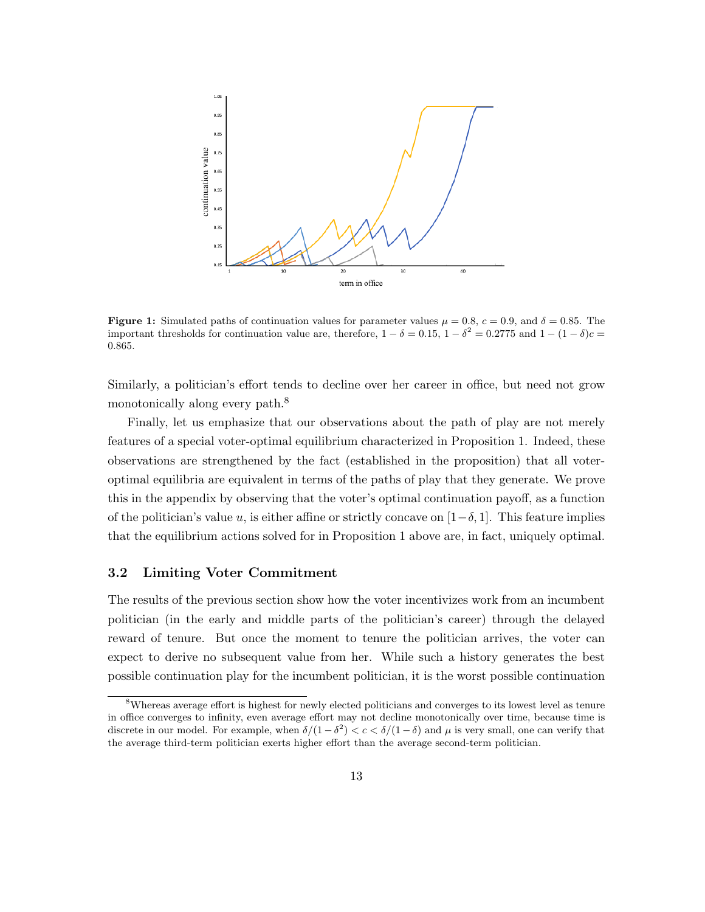**Figure 1:** Simulated paths of continuation values for parameter values $\mu = 0.8$, $c = 0.9$, and $\delta = 0.85$. The important thresholds for continuation value are, therefore, $1 - \delta = 0.15$, $1 - \delta^2 = 0.2775$ and $1 - (1-\delta)c = 0.865$.

Similarly, a politician's effort tends to decline over her career in office, but need not grow monotonically along every path.[8]

Finally, let us emphasize that our observations about the path of play are not merely features of a special voter-optimal equilibrium characterized in Proposition 1. Indeed, these observations are strengthened by the fact (established in the proposition) that all voter-optimal equilibria are equivalent in terms of the paths of play that they generate. We prove this in the appendix by observing that the voter's optimal continuation payoff, as a function of the politician's value $u$, is either affine or strictly concave on $[1-\delta, 1]$. This feature implies that the equilibrium actions solved for in Proposition 1 above are, in fact, uniquely optimal.

### 3.2 Limiting Voter Commitment

The results of the previous section show how the voter incentivizes work from an incumbent politician (in the early and middle parts of the politician's career) through the delayed reward of tenure. But once the moment to tenure the politician arrives, the voter can expect to derive no subsequent value from her. While such a history generates the best possible continuation play for the incumbent politician, it is the worst possible continuation

[8] Whereas average effort is highest for newly elected politicians and converges to its lowest level as tenure in office converges to infinity, even average effort may not decline monotonically over time, because time is discrete in our model. For example, when $\delta/(1-\delta^2) < c < \delta/(1-\delta)$ and $\mu$ is very small, one can verify that the average third-term politician exerts higher effort than the average second-term politician.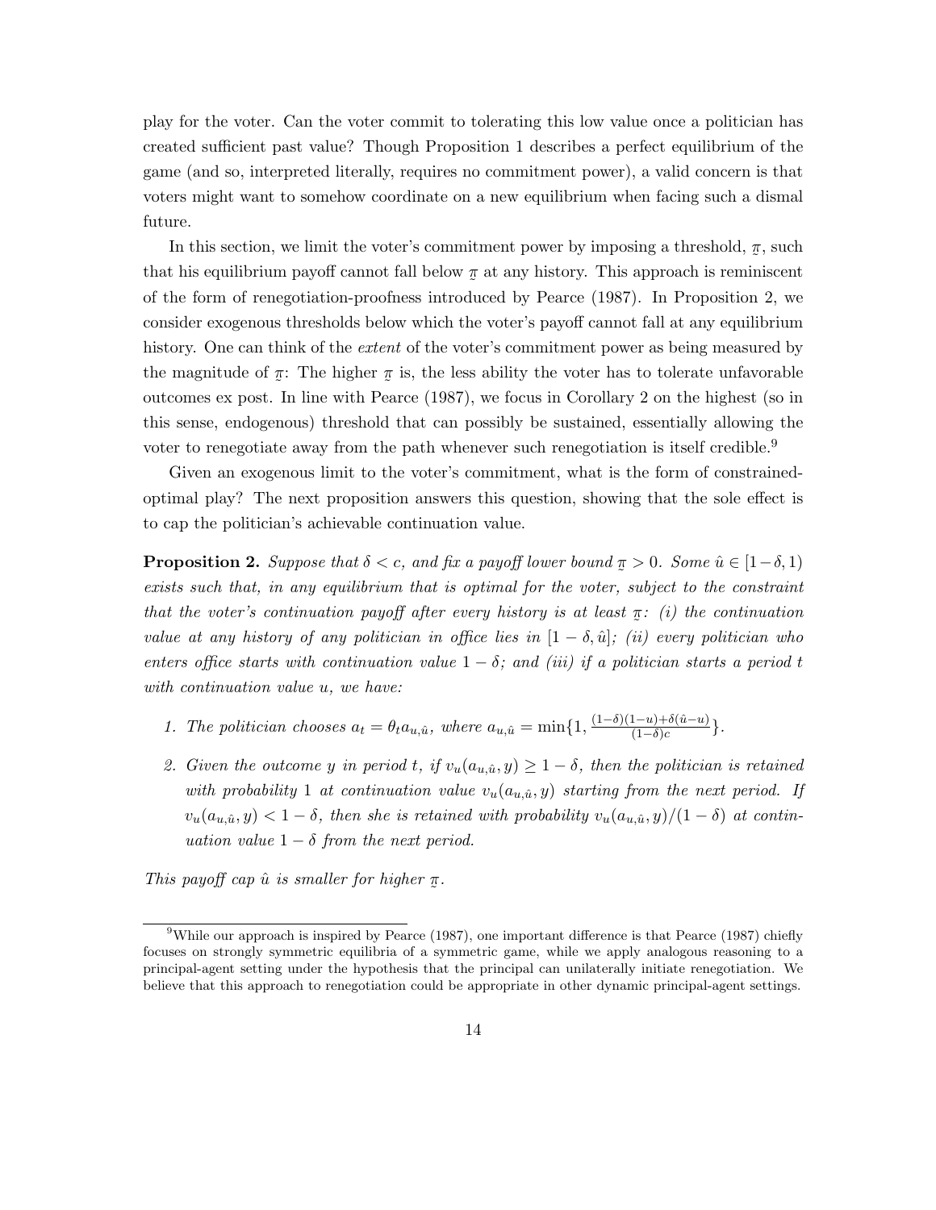play for the voter. Can the voter commit to tolerating this low value once a politician has created sufficient past value? Though Proposition 1 describes a perfect equilibrium of the game (and so, interpreted literally, requires no commitment power), a valid concern is that voters might want to somehow coordinate on a new equilibrium when facing such a dismal future.

In this section, we limit the voter's commitment power by imposing a threshold, $\underline{\pi}$, such that his equilibrium payoff cannot fall below $\underline{\pi}$ at any history. This approach is reminiscent of the form of renegotiation-proofness introduced by Pearce (1987). In Proposition 2, we consider exogenous thresholds below which the voter's payoff cannot fall at any equilibrium history. One can think of the *extent* of the voter's commitment power as being measured by the magnitude of $\underline{\pi}$: The higher $\underline{\pi}$ is, the less ability the voter has to tolerate unfavorable outcomes ex post. In line with Pearce (1987), we focus in Corollary 2 on the highest (so in this sense, endogenous) threshold that can possibly be sustained, essentially allowing the voter to renegotiate away from the path whenever such renegotiation is itself credible.[9]

Given an exogenous limit to the voter's commitment, what is the form of constrained-optimal play? The next proposition answers this question, showing that the sole effect is to cap the politician's achievable continuation value.

**Proposition 2.** *Suppose that $\delta < c$, and fix a payoff lower bound $\underline{\pi} > 0$. Some $\hat{u} \in [1-\delta, 1)$ exists such that, in any equilibrium that is optimal for the voter, subject to the constraint that the voter's continuation payoff after every history is at least $\underline{\pi}$: (i) the continuation value at any history of any politician in office lies in $[1-\delta, \hat{u}]$; (ii) every politician who enters office starts with continuation value $1-\delta$; and (iii) if a politician starts a period $t$ with continuation value $u$, we have:*

1. *The politician chooses $a_t = \theta_t a_{u,\hat{u}}$, where $a_{u,\hat{u}} = \min\{1, \frac{(1-\delta)(1-u)+\delta(\hat{u}-u)}{(1-\delta)c}\}$.*
2. *Given the outcome $y$ in period $t$, if $v_u(a_{u,\hat{u}}, y) \geq 1-\delta$, then the politician is retained with probability 1 at continuation value $v_u(a_{u,\hat{u}}, y)$ starting from the next period. If $v_u(a_{u,\hat{u}}, y) < 1-\delta$, then she is retained with probability $v_u(a_{u,\hat{u}}, y)/(1-\delta)$ at continuation value $1-\delta$ from the next period.*

*This payoff cap $\hat{u}$ is smaller for higher $\underline{\pi}$.*

[9] While our approach is inspired by Pearce (1987), one important difference is that Pearce (1987) chiefly focuses on strongly symmetric equilibria of a symmetric game, while we apply analogous reasoning to a principal-agent setting under the hypothesis that the principal can unilaterally initiate renegotiation. We believe that this approach to renegotiation could be appropriate in other dynamic principal-agent settings.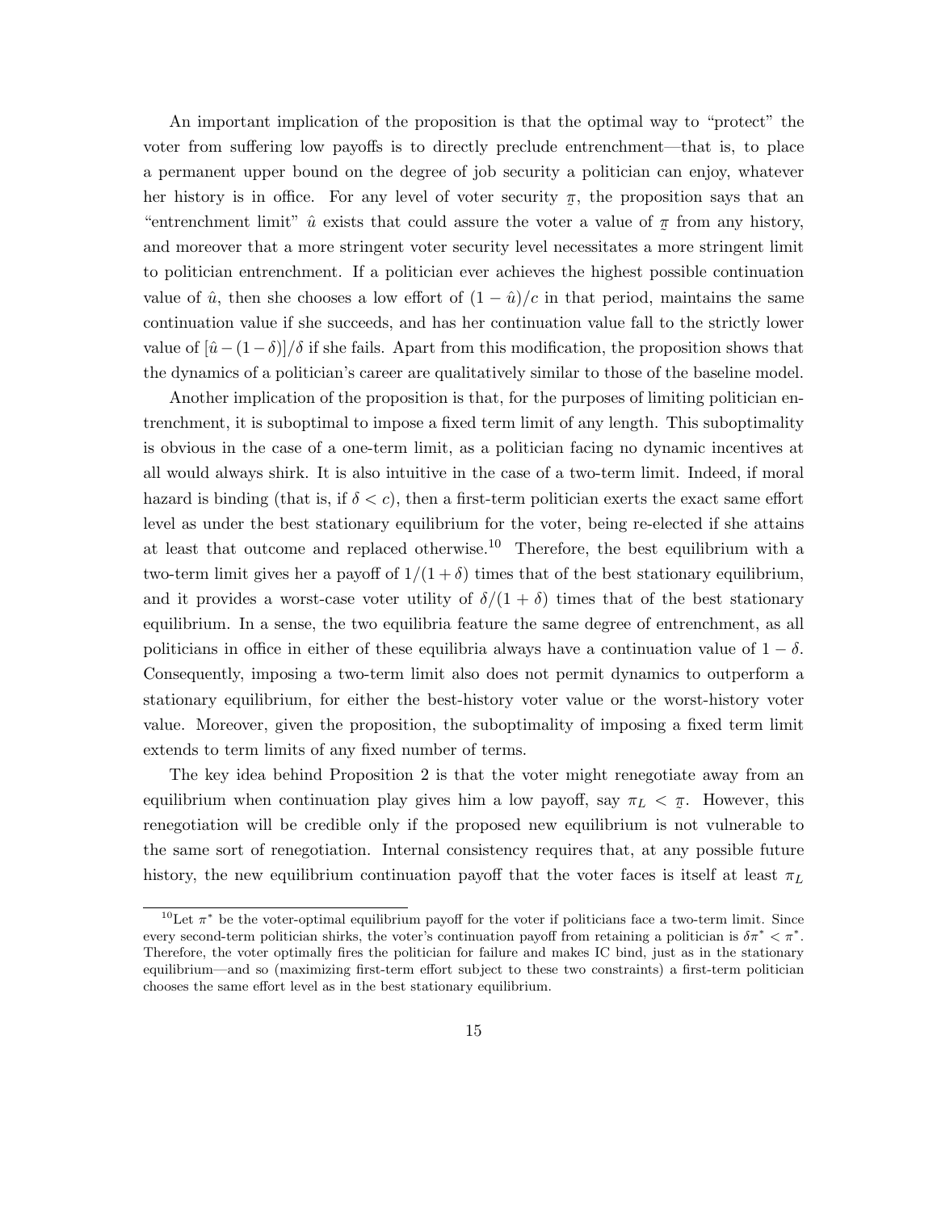An important implication of the proposition is that the optimal way to "protect" the voter from suffering low payoffs is to directly preclude entrenchment—that is, to place a permanent upper bound on the degree of job security a politician can enjoy, whatever her history is in office. For any level of voter security $\underline{\pi}$, the proposition says that an "entrenchment limit" $\hat{u}$ exists that could assure the voter a value of $\underline{\pi}$ from any history, and moreover that a more stringent voter security level necessitates a more stringent limit to politician entrenchment. If a politician ever achieves the highest possible continuation value of $\hat{u}$, then she chooses a low effort of $(1-\hat{u})/c$ in that period, maintains the same continuation value if she succeeds, and has her continuation value fall to the strictly lower value of $[\hat{u}-(1-\delta)]/\delta$ if she fails. Apart from this modification, the proposition shows that the dynamics of a politician's career are qualitatively similar to those of the baseline model.

Another implication of the proposition is that, for the purposes of limiting politician entrenchment, it is suboptimal to impose a fixed term limit of any length. This suboptimality is obvious in the case of a one-term limit, as a politician facing no dynamic incentives at all would always shirk. It is also intuitive in the case of a two-term limit. Indeed, if moral hazard is binding (that is, if $\delta < c$), then a first-term politician exerts the exact same effort level as under the best stationary equilibrium for the voter, being re-elected if she attains at least that outcome and replaced otherwise.[10] Therefore, the best equilibrium with a two-term limit gives her a payoff of $1/(1+\delta)$ times that of the best stationary equilibrium, and it provides a worst-case voter utility of $\delta/(1+\delta)$ times that of the best stationary equilibrium. In a sense, the two equilibria feature the same degree of entrenchment, as all politicians in office in either of these equilibria always have a continuation value of $1-\delta$. Consequently, imposing a two-term limit also does not permit dynamics to outperform a stationary equilibrium, for either the best-history voter value or the worst-history voter value. Moreover, given the proposition, the suboptimality of imposing a fixed term limit extends to term limits of any fixed number of terms.

The key idea behind Proposition 2 is that the voter might renegotiate away from an equilibrium when continuation play gives him a low payoff, say $\pi_L < \underline{\pi}$. However, this renegotiation will be credible only if the proposed new equilibrium is not vulnerable to the same sort of renegotiation. Internal consistency requires that, at any possible future history, the new equilibrium continuation payoff that the voter faces is itself at least $\pi_L$

[10] Let $\pi^*$ be the voter-optimal equilibrium payoff for the voter if politicians face a two-term limit. Since every second-term politician shirks, the voter's continuation payoff from retaining a politician is $\delta\pi^* < \pi^*$. Therefore, the voter optimally fires the politician for failure and makes IC bind, just as in the stationary equilibrium—and so (maximizing first-term effort subject to these two constraints) a first-term politician chooses the same effort level as in the best stationary equilibrium.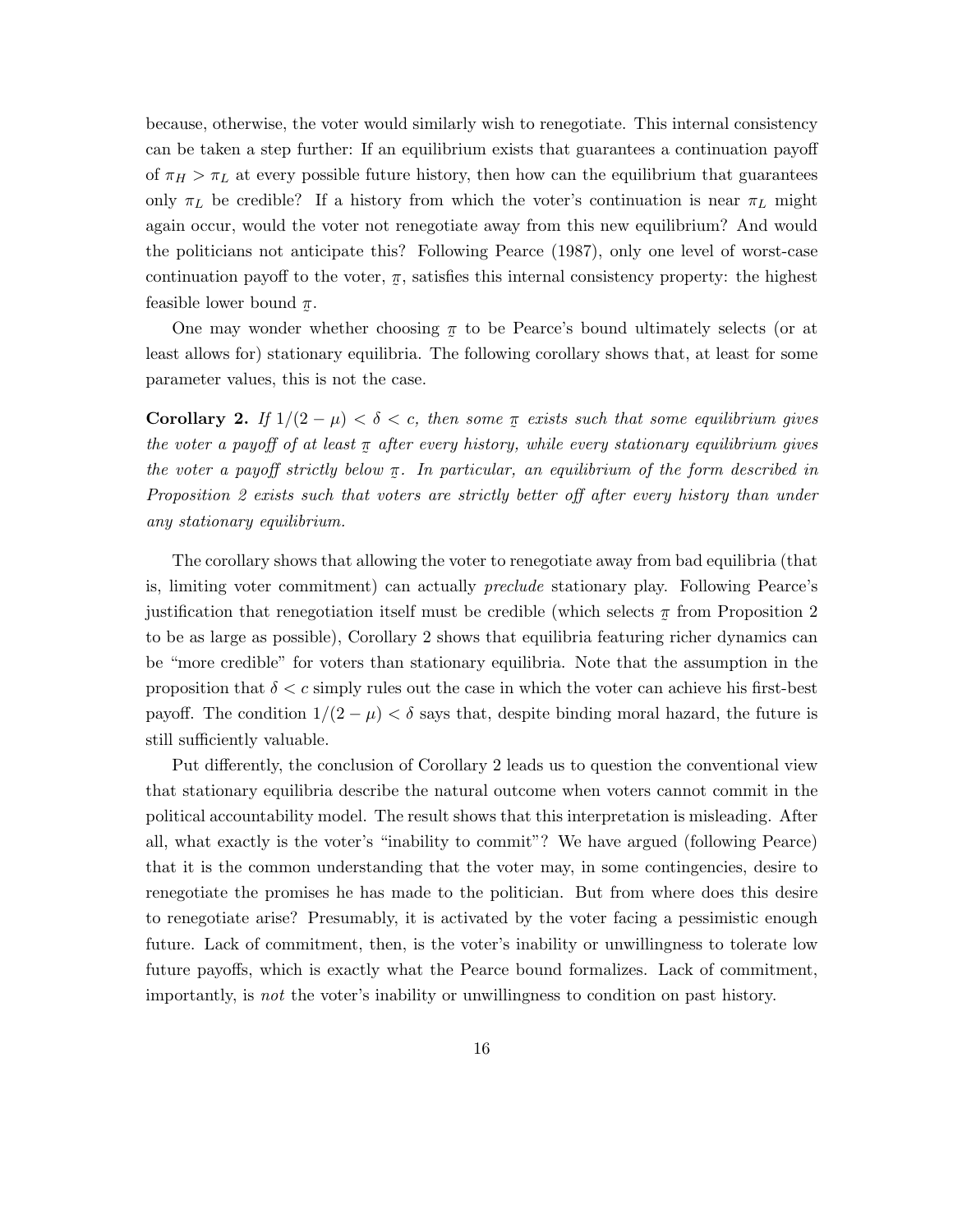because, otherwise, the voter would similarly wish to renegotiate. This internal consistency can be taken a step further: If an equilibrium exists that guarantees a continuation payoff of $\pi_H > \pi_L$ at every possible future history, then how can the equilibrium that guarantees only $\pi_L$ be credible? If a history from which the voter's continuation is near $\pi_L$ might again occur, would the voter not renegotiate away from this new equilibrium? And would the politicians not anticipate this? Following Pearce (1987), only one level of worst-case continuation payoff to the voter, $\underline{\pi}$, satisfies this internal consistency property: the highest feasible lower bound $\underline{\pi}$.

One may wonder whether choosing $\underline{\pi}$ to be Pearce's bound ultimately selects (or at least allows for) stationary equilibria. The following corollary shows that, at least for some parameter values, this is not the case.

**Corollary 2.** *If $1/(2-\mu) < \delta < c$, then some $\underline{\pi}$ exists such that some equilibrium gives the voter a payoff of at least $\underline{\pi}$ after every history, while every stationary equilibrium gives the voter a payoff strictly below $\underline{\pi}$. In particular, an equilibrium of the form described in Proposition 2 exists such that voters are strictly better off after every history than under any stationary equilibrium.*

The corollary shows that allowing the voter to renegotiate away from bad equilibria (that is, limiting voter commitment) can actually *preclude* stationary play. Following Pearce's justification that renegotiation itself must be credible (which selects $\underline{\pi}$ from Proposition 2 to be as large as possible), Corollary 2 shows that equilibria featuring richer dynamics can be "more credible" for voters than stationary equilibria. Note that the assumption in the proposition that $\delta < c$ simply rules out the case in which the voter can achieve his first-best payoff. The condition $1/(2-\mu) < \delta$ says that, despite binding moral hazard, the future is still sufficiently valuable.

Put differently, the conclusion of Corollary 2 leads us to question the conventional view that stationary equilibria describe the natural outcome when voters cannot commit in the political accountability model. The result shows that this interpretation is misleading. After all, what exactly is the voter's "inability to commit"? We have argued (following Pearce) that it is the common understanding that the voter may, in some contingencies, desire to renegotiate the promises he has made to the politician. But from where does this desire to renegotiate arise? Presumably, it is activated by the voter facing a pessimistic enough future. Lack of commitment, then, is the voter's inability or unwillingness to tolerate low future payoffs, which is exactly what the Pearce bound formalizes. Lack of commitment, importantly, is *not* the voter's inability or unwillingness to condition on past history.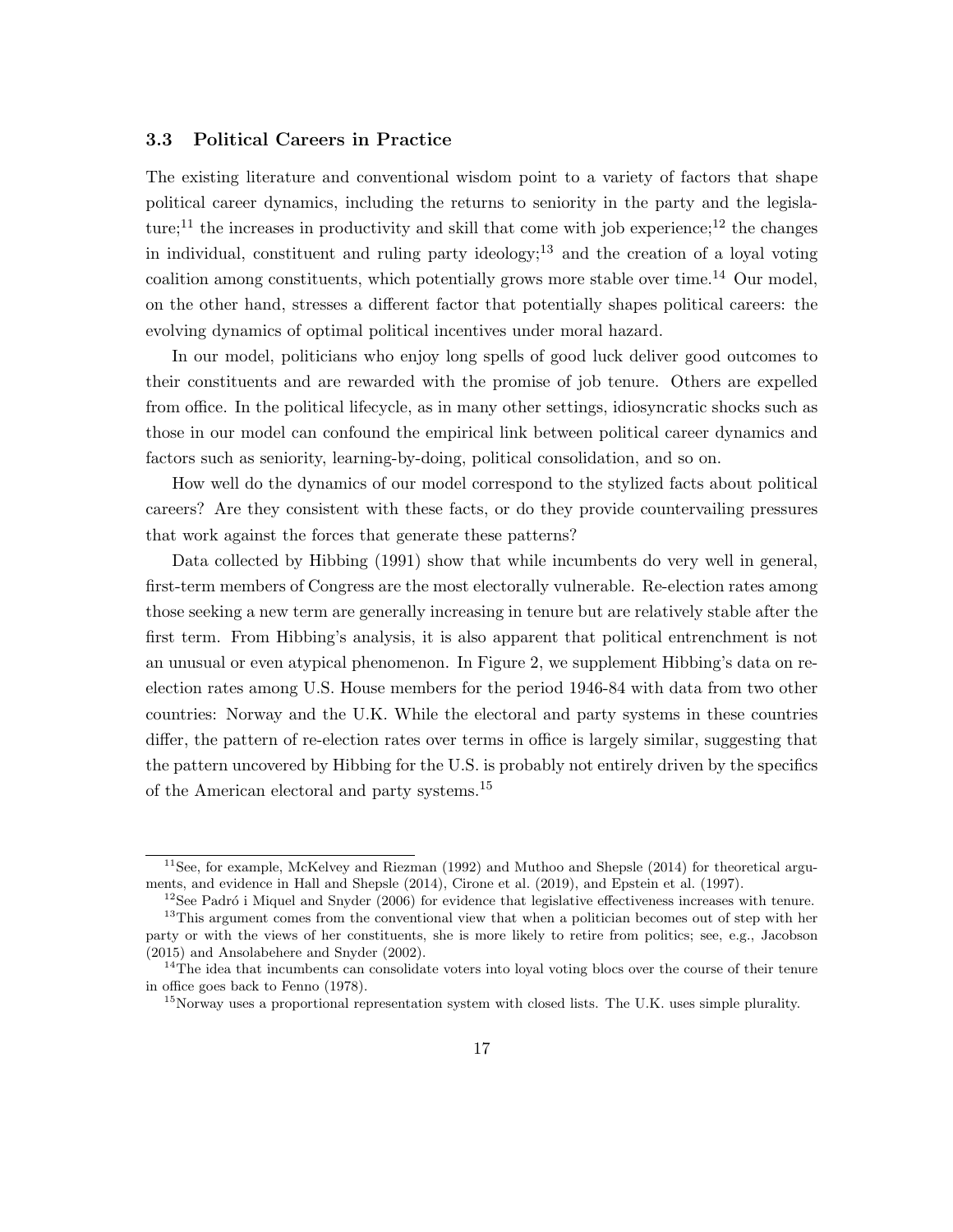### 3.3 Political Careers in Practice

The existing literature and conventional wisdom point to a variety of factors that shape political career dynamics, including the returns to seniority in the party and the legislature;[11] the increases in productivity and skill that come with job experience;[12] the changes in individual, constituent and ruling party ideology;[13] and the creation of a loyal voting coalition among constituents, which potentially grows more stable over time.[14] Our model, on the other hand, stresses a different factor that potentially shapes political careers: the evolving dynamics of optimal political incentives under moral hazard.

In our model, politicians who enjoy long spells of good luck deliver good outcomes to their constituents and are rewarded with the promise of job tenure. Others are expelled from office. In the political lifecycle, as in many other settings, idiosyncratic shocks such as those in our model can confound the empirical link between political career dynamics and factors such as seniority, learning-by-doing, political consolidation, and so on.

How well do the dynamics of our model correspond to the stylized facts about political careers? Are they consistent with these facts, or do they provide countervailing pressures that work against the forces that generate these patterns?

Data collected by Hibbing (1991) show that while incumbents do very well in general, first-term members of Congress are the most electorally vulnerable. Re-election rates among those seeking a new term are generally increasing in tenure but are relatively stable after the first term. From Hibbing's analysis, it is also apparent that political entrenchment is not an unusual or even atypical phenomenon. In Figure 2, we supplement Hibbing's data on re-election rates among U.S. House members for the period 1946-84 with data from two other countries: Norway and the U.K. While the electoral and party systems in these countries differ, the pattern of re-election rates over terms in office is largely similar, suggesting that the pattern uncovered by Hibbing for the U.S. is probably not entirely driven by the specifics of the American electoral and party systems.[15]

---

[11] See, for example, McKelvey and Riezman (1992) and Muthoo and Shepsle (2014) for theoretical arguments, and evidence in Hall and Shepsle (2014), Cirone et al. (2019), and Epstein et al. (1997).

[12] See Padró i Miquel and Snyder (2006) for evidence that legislative effectiveness increases with tenure.

[13] This argument comes from the conventional view that when a politician becomes out of step with her party or with the views of her constituents, she is more likely to retire from politics; see, e.g., Jacobson (2015) and Ansolabehere and Snyder (2002).

[14] The idea that incumbents can consolidate voters into loyal voting blocs over the course of their tenure in office goes back to Fenno (1978).

[15] Norway uses a proportional representation system with closed lists. The U.K. uses simple plurality.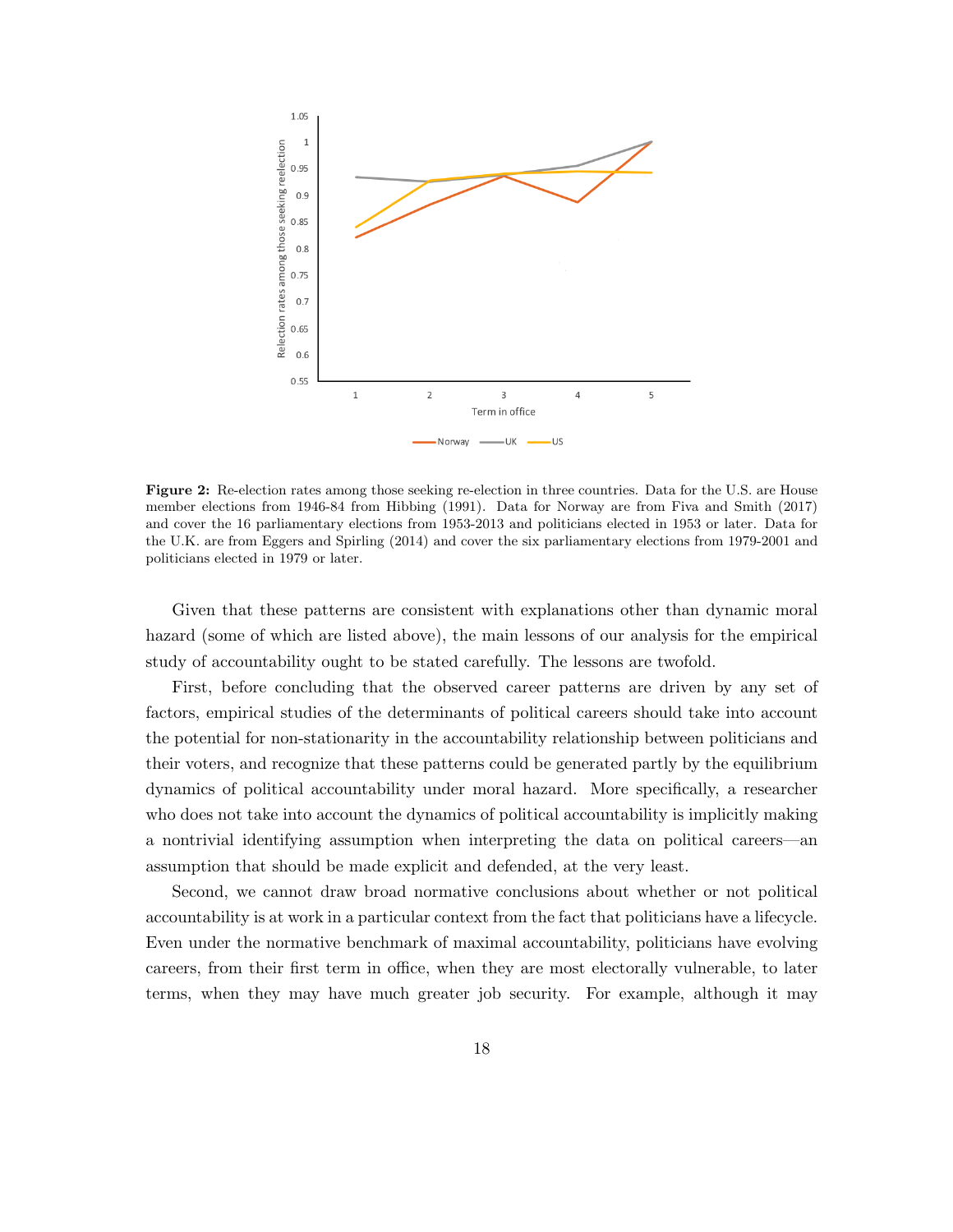**Figure 2:** Re-election rates among those seeking re-election in three countries. Data for the U.S. are House member elections from 1946-84 from Hibbing (1991). Data for Norway are from Fiva and Smith (2017) and cover the 16 parliamentary elections from 1953-2013 and politicians elected in 1953 or later. Data for the U.K. are from Eggers and Spirling (2014) and cover the six parliamentary elections from 1979-2001 and politicians elected in 1979 or later.

Given that these patterns are consistent with explanations other than dynamic moral hazard (some of which are listed above), the main lessons of our analysis for the empirical study of accountability ought to be stated carefully. The lessons are twofold.

First, before concluding that the observed career patterns are driven by any set of factors, empirical studies of the determinants of political careers should take into account the potential for non-stationarity in the accountability relationship between politicians and their voters, and recognize that these patterns could be generated partly by the equilibrium dynamics of political accountability under moral hazard. More specifically, a researcher who does not take into account the dynamics of political accountability is implicitly making a nontrivial identifying assumption when interpreting the data on political careers—an assumption that should be made explicit and defended, at the very least.

Second, we cannot draw broad normative conclusions about whether or not political accountability is at work in a particular context from the fact that politicians have a lifecycle. Even under the normative benchmark of maximal accountability, politicians have evolving careers, from their first term in office, when they are most electorally vulnerable, to later terms, when they may have much greater job security. For example, although it may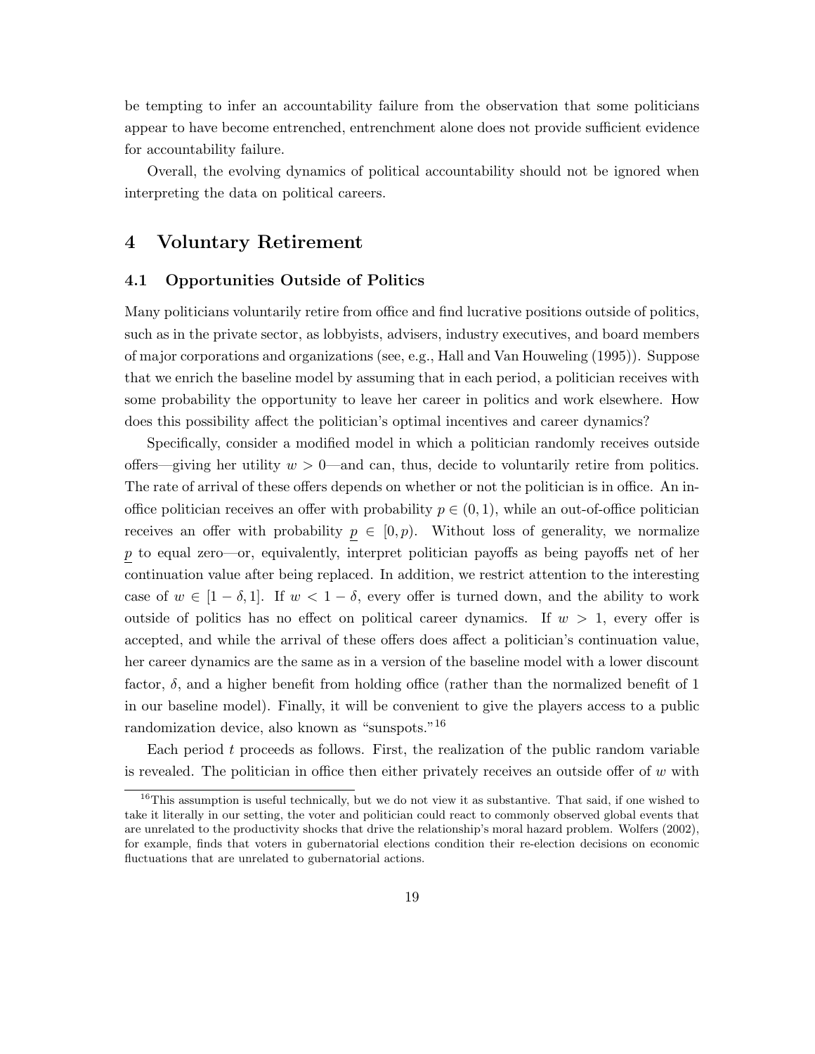be tempting to infer an accountability failure from the observation that some politicians appear to have become entrenched, entrenchment alone does not provide sufficient evidence for accountability failure.

Overall, the evolving dynamics of political accountability should not be ignored when interpreting the data on political careers.

# 4 Voluntary Retirement

## 4.1 Opportunities Outside of Politics

Many politicians voluntarily retire from office and find lucrative positions outside of politics, such as in the private sector, as lobbyists, advisers, industry executives, and board members of major corporations and organizations (see, e.g., Hall and Van Houweling (1995)). Suppose that we enrich the baseline model by assuming that in each period, a politician receives with some probability the opportunity to leave her career in politics and work elsewhere. How does this possibility affect the politician's optimal incentives and career dynamics?

Specifically, consider a modified model in which a politician randomly receives outside offers—giving her utility $w > 0$—and can, thus, decide to voluntarily retire from politics. The rate of arrival of these offers depends on whether or not the politician is in office. An in-office politician receives an offer with probability $p \in (0, 1)$, while an out-of-office politician receives an offer with probability $\underline{p} \in [0, p)$. Without loss of generality, we normalize $\underline{p}$ to equal zero—or, equivalently, interpret politician payoffs as being payoffs net of her continuation value after being replaced. In addition, we restrict attention to the interesting case of $w \in [1 - \delta, 1]$. If $w < 1 - \delta$, every offer is turned down, and the ability to work outside of politics has no effect on political career dynamics. If $w > 1$, every offer is accepted, and while the arrival of these offers does affect a politician's continuation value, her career dynamics are the same as in a version of the baseline model with a lower discount factor, $\delta$, and a higher benefit from holding office (rather than the normalized benefit of 1 in our baseline model). Finally, it will be convenient to give the players access to a public randomization device, also known as "sunspots."[16]

Each period $t$ proceeds as follows. First, the realization of the public random variable is revealed. The politician in office then either privately receives an outside offer of $w$ with

[16] This assumption is useful technically, but we do not view it as substantive. That said, if one wished to take it literally in our setting, the voter and politician could react to commonly observed global events that are unrelated to the productivity shocks that drive the relationship's moral hazard problem. Wolfers (2002), for example, finds that voters in gubernatorial elections condition their re-election decisions on economic fluctuations that are unrelated to gubernatorial actions.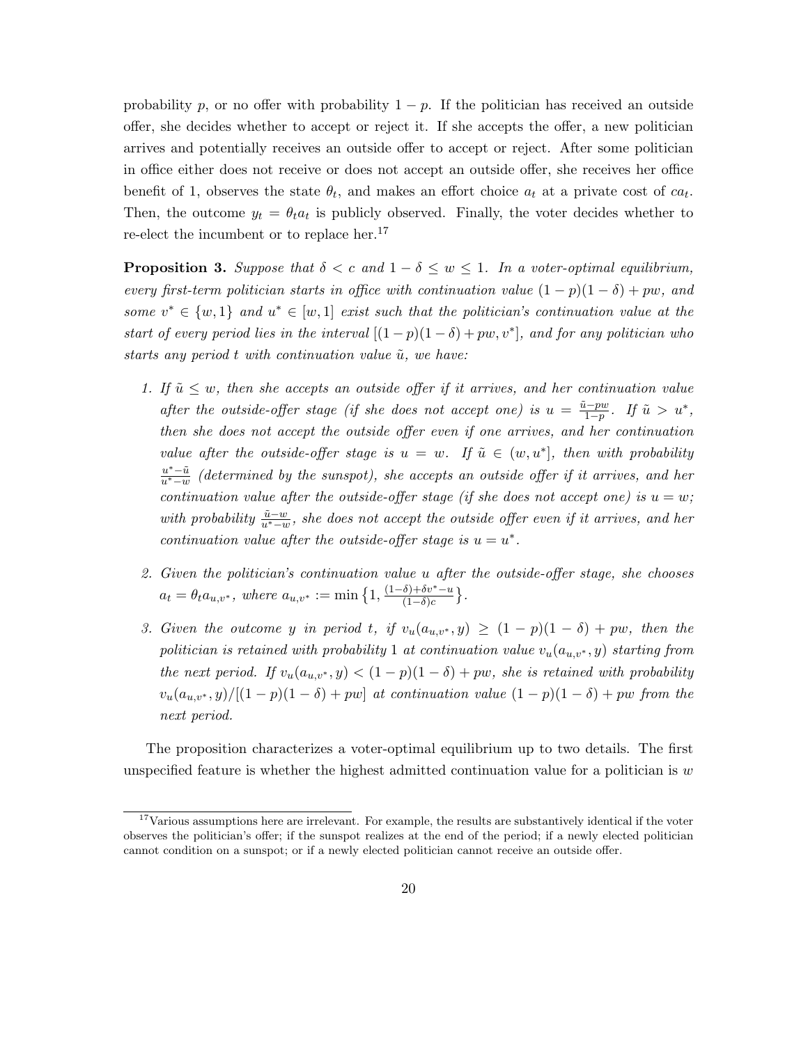probability $p$, or no offer with probability $1-p$. If the politician has received an outside offer, she decides whether to accept or reject it. If she accepts the offer, a new politician arrives and potentially receives an outside offer to accept or reject. After some politician in office either does not receive or does not accept an outside offer, she receives her office benefit of 1, observes the state $\theta_t$, and makes an effort choice $a_t$ at a private cost of $ca_t$. Then, the outcome $y_t = \theta_t a_t$ is publicly observed. Finally, the voter decides whether to re-elect the incumbent or to replace her.[17]

**Proposition 3.** *Suppose that $\delta < c$ and $1-\delta \leq w \leq 1$. In a voter-optimal equilibrium, every first-term politician starts in office with continuation value $(1-p)(1-\delta)+pw$, and some $v^* \in \{w, 1\}$ and $u^* \in [w, 1]$ exist such that the politician's continuation value at the start of every period lies in the interval $[(1-p)(1-\delta)+pw, v^*]$, and for any politician who starts any period $t$ with continuation value $\tilde{u}$, we have:*

1. *If $\tilde{u} \leq w$, then she accepts an outside offer if it arrives, and her continuation value after the outside-offer stage (if she does not accept one) is $u = \frac{\tilde{u}-pw}{1-p}$. If $\tilde{u} > u^*$, then she does not accept the outside offer even if one arrives, and her continuation value after the outside-offer stage is $u = w$. If $\tilde{u} \in (w, u^*]$, then with probability $\frac{u^*-\tilde{u}}{u^*-w}$ (determined by the sunspot), she accepts an outside offer if it arrives, and her continuation value after the outside-offer stage (if she does not accept one) is $u = w$; with probability $\frac{\tilde{u}-w}{u^*-w}$, she does not accept the outside offer even if it arrives, and her continuation value after the outside-offer stage is $u = u^*$.*

2. *Given the politician's continuation value $u$ after the outside-offer stage, she chooses $a_t = \theta_t a_{u,v^*}$, where $a_{u,v^*} := \min\left\{1, \frac{(1-\delta)+\delta v^* - u}{(1-\delta)c}\right\}$.*

3. *Given the outcome $y$ in period $t$, if $v_u(a_{u,v^*}, y) \geq (1-p)(1-\delta)+pw$, then the politician is retained with probability 1 at continuation value $v_u(a_{u,v^*}, y)$ starting from the next period. If $v_u(a_{u,v^*}, y) < (1-p)(1-\delta)+pw$, she is retained with probability $v_u(a_{u,v^*}, y)/[(1-p)(1-\delta)+pw]$ at continuation value $(1-p)(1-\delta)+pw$ from the next period.*

The proposition characterizes a voter-optimal equilibrium up to two details. The first unspecified feature is whether the highest admitted continuation value for a politician is $w$

[17] Various assumptions here are irrelevant. For example, the results are substantively identical if the voter observes the politician's offer; if the sunspot realizes at the end of the period; if a newly elected politician cannot condition on a sunspot; or if a newly elected politician cannot receive an outside offer.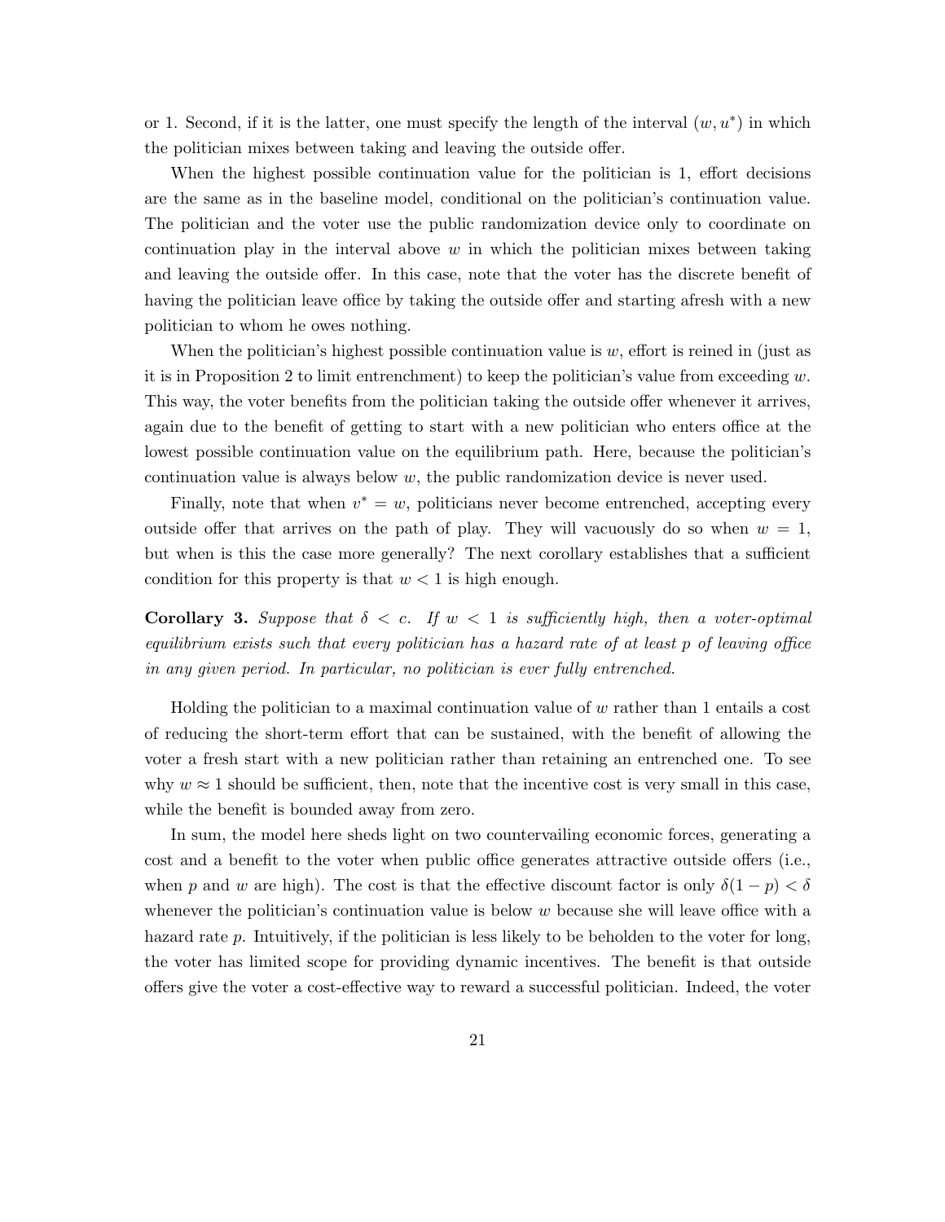or 1. Second, if it is the latter, one must specify the length of the interval $(w, u^*)$ in which the politician mixes between taking and leaving the outside offer.

When the highest possible continuation value for the politician is 1, effort decisions are the same as in the baseline model, conditional on the politician's continuation value. The politician and the voter use the public randomization device only to coordinate on continuation play in the interval above $w$ in which the politician mixes between taking and leaving the outside offer. In this case, note that the voter has the discrete benefit of having the politician leave office by taking the outside offer and starting afresh with a new politician to whom he owes nothing.

When the politician's highest possible continuation value is $w$, effort is reined in (just as it is in Proposition 2 to limit entrenchment) to keep the politician's value from exceeding $w$. This way, the voter benefits from the politician taking the outside offer whenever it arrives, again due to the benefit of getting to start with a new politician who enters office at the lowest possible continuation value on the equilibrium path. Here, because the politician's continuation value is always below $w$, the public randomization device is never used.

Finally, note that when $v^* = w$, politicians never become entrenched, accepting every outside offer that arrives on the path of play. They will vacuously do so when $w = 1$, but when is this the case more generally? The next corollary establishes that a sufficient condition for this property is that $w < 1$ is high enough.

**Corollary 3.** *Suppose that $\delta < c$. If $w < 1$ is sufficiently high, then a voter-optimal equilibrium exists such that every politician has a hazard rate of at least $p$ of leaving office in any given period. In particular, no politician is ever fully entrenched.*

Holding the politician to a maximal continuation value of $w$ rather than 1 entails a cost of reducing the short-term effort that can be sustained, with the benefit of allowing the voter a fresh start with a new politician rather than retaining an entrenched one. To see why $w \approx 1$ should be sufficient, then, note that the incentive cost is very small in this case, while the benefit is bounded away from zero.

In sum, the model here sheds light on two countervailing economic forces, generating a cost and a benefit to the voter when public office generates attractive outside offers (i.e., when $p$ and $w$ are high). The cost is that the effective discount factor is only $\delta(1-p) < \delta$ whenever the politician's continuation value is below $w$ because she will leave office with a hazard rate $p$. Intuitively, if the politician is less likely to be beholden to the voter for long, the voter has limited scope for providing dynamic incentives. The benefit is that outside offers give the voter a cost-effective way to reward a successful politician. Indeed, the voter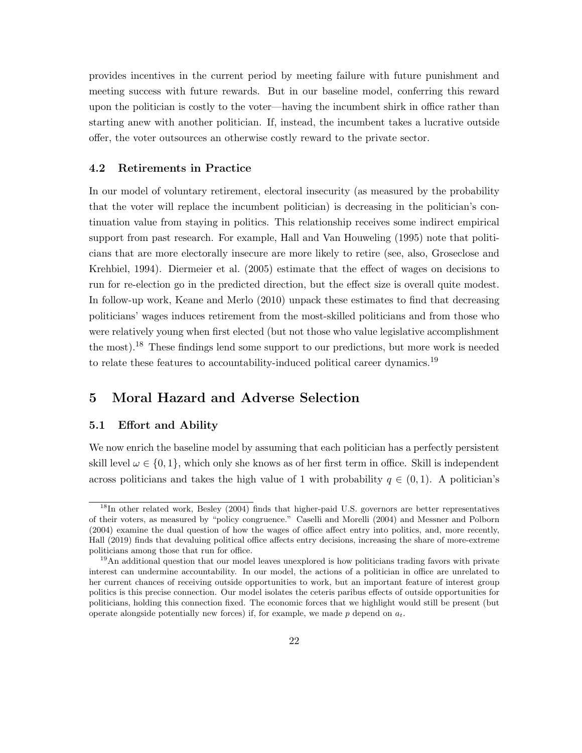provides incentives in the current period by meeting failure with future punishment and meeting success with future rewards. But in our baseline model, conferring this reward upon the politician is costly to the voter—having the incumbent shirk in office rather than starting anew with another politician. If, instead, the incumbent takes a lucrative outside offer, the voter outsources an otherwise costly reward to the private sector.

### 4.2 Retirements in Practice

In our model of voluntary retirement, electoral insecurity (as measured by the probability that the voter will replace the incumbent politician) is decreasing in the politician's continuation value from staying in politics. This relationship receives some indirect empirical support from past research. For example, Hall and Van Houweling (1995) note that politicians that are more electorally insecure are more likely to retire (see, also, Groseclose and Krehbiel, 1994). Diermeier et al. (2005) estimate that the effect of wages on decisions to run for re-election go in the predicted direction, but the effect size is overall quite modest. In follow-up work, Keane and Merlo (2010) unpack these estimates to find that decreasing politicians' wages induces retirement from the most-skilled politicians and from those who were relatively young when first elected (but not those who value legislative accomplishment the most).[18] These findings lend some support to our predictions, but more work is needed to relate these features to accountability-induced political career dynamics.[19]

## 5 Moral Hazard and Adverse Selection

### 5.1 Effort and Ability

We now enrich the baseline model by assuming that each politician has a perfectly persistent skill level $\omega \in \{0, 1\}$, which only she knows as of her first term in office. Skill is independent across politicians and takes the high value of 1 with probability $q \in (0, 1)$. A politician's

[18] In other related work, Besley (2004) finds that higher-paid U.S. governors are better representatives of their voters, as measured by "policy congruence." Caselli and Morelli (2004) and Messner and Polborn (2004) examine the dual question of how the wages of office affect entry into politics, and, more recently, Hall (2019) finds that devaluing political office affects entry decisions, increasing the share of more-extreme politicians among those that run for office.

[19] An additional question that our model leaves unexplored is how politicians trading favors with private interest can undermine accountability. In our model, the actions of a politician in office are unrelated to her current chances of receiving outside opportunities to work, but an important feature of interest group politics is this precise connection. Our model isolates the ceteris paribus effects of outside opportunities for politicians, holding this connection fixed. The economic forces that we highlight would still be present (but operate alongside potentially new forces) if, for example, we made $p$ depend on $a_t$.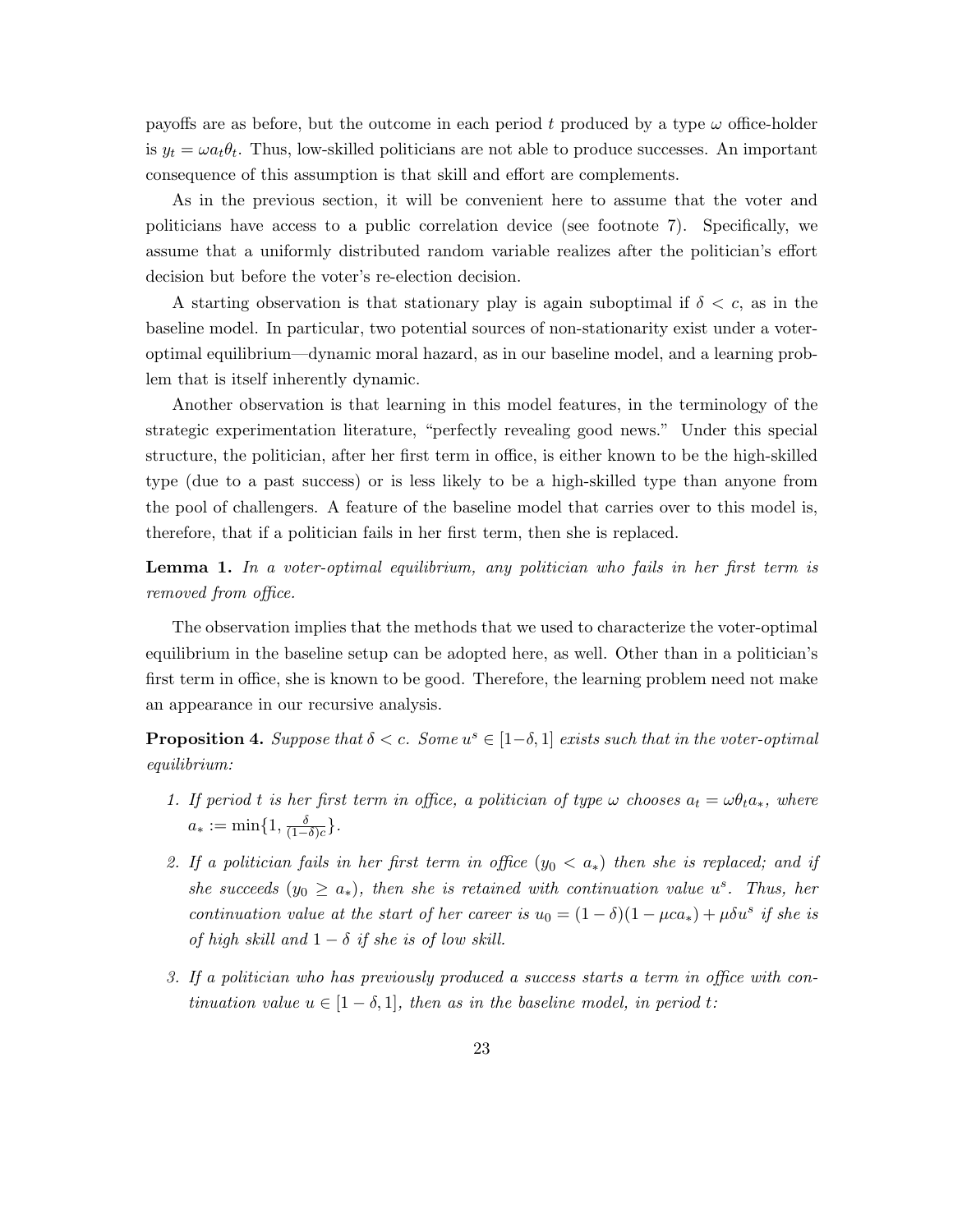payoffs are as before, but the outcome in each period $t$ produced by a type $\omega$ office-holder is $y_t = \omega a_t \theta_t$. Thus, low-skilled politicians are not able to produce successes. An important consequence of this assumption is that skill and effort are complements.

As in the previous section, it will be convenient here to assume that the voter and politicians have access to a public correlation device (see footnote 7). Specifically, we assume that a uniformly distributed random variable realizes after the politician's effort decision but before the voter's re-election decision.

A starting observation is that stationary play is again suboptimal if $\delta < c$, as in the baseline model. In particular, two potential sources of non-stationarity exist under a voter-optimal equilibrium—dynamic moral hazard, as in our baseline model, and a learning problem that is itself inherently dynamic.

Another observation is that learning in this model features, in the terminology of the strategic experimentation literature, "perfectly revealing good news." Under this special structure, the politician, after her first term in office, is either known to be the high-skilled type (due to a past success) or is less likely to be a high-skilled type than anyone from the pool of challengers. A feature of the baseline model that carries over to this model is, therefore, that if a politician fails in her first term, then she is replaced.

**Lemma 1.** *In a voter-optimal equilibrium, any politician who fails in her first term is removed from office.*

The observation implies that the methods that we used to characterize the voter-optimal equilibrium in the baseline setup can be adopted here, as well. Other than in a politician's first term in office, she is known to be good. Therefore, the learning problem need not make an appearance in our recursive analysis.

**Proposition 4.** *Suppose that $\delta < c$. Some $u^s \in [1-\delta, 1]$ exists such that in the voter-optimal equilibrium:*

1. *If period $t$ is her first term in office, a politician of type $\omega$ chooses $a_t = \omega \theta_t a_*$, where $a_* := \min\{1, \frac{\delta}{(1-\delta)c}\}$.*

2. *If a politician fails in her first term in office ($y_0 < a_*$) then she is replaced; and if she succeeds ($y_0 \geq a_*$), then she is retained with continuation value $u^s$. Thus, her continuation value at the start of her career is $u_0 = (1-\delta)(1-\mu c a_*) + \mu \delta u^s$ if she is of high skill and $1-\delta$ if she is of low skill.*

3. *If a politician who has previously produced a success starts a term in office with continuation value $u \in [1-\delta, 1]$, then as in the baseline model, in period $t$:*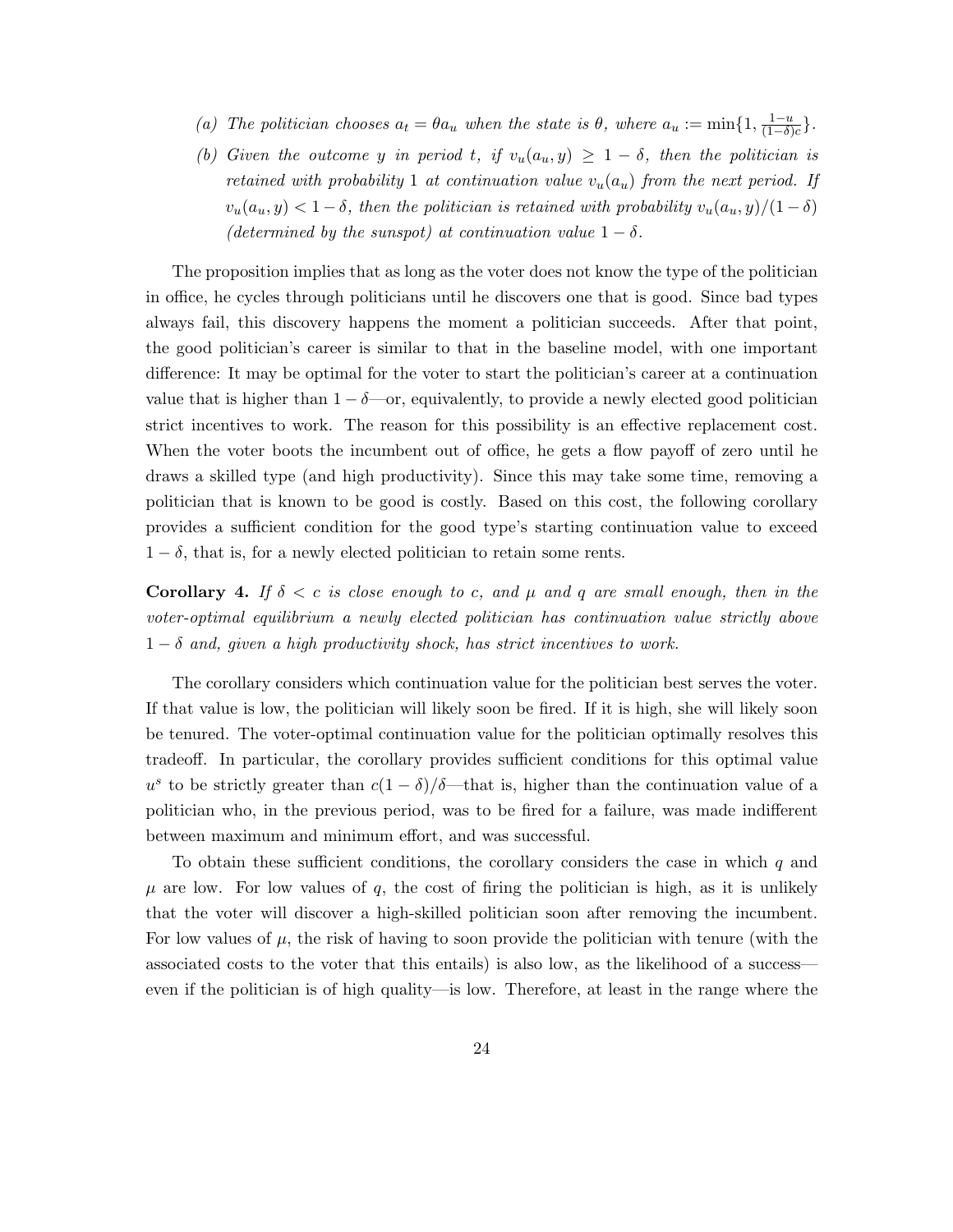(a) *The politician chooses $a_t = \theta a_u$ when the state is $\theta$, where $a_u := \min\{1, \frac{1-u}{(1-\delta)c}\}$.*

(b) *Given the outcome $y$ in period $t$, if $v_u(a_u, y) \geq 1 - \delta$, then the politician is retained with probability 1 at continuation value $v_u(a_u)$ from the next period. If $v_u(a_u, y) < 1 - \delta$, then the politician is retained with probability $v_u(a_u, y)/(1-\delta)$ (determined by the sunspot) at continuation value $1 - \delta$.*

The proposition implies that as long as the voter does not know the type of the politician in office, he cycles through politicians until he discovers one that is good. Since bad types always fail, this discovery happens the moment a politician succeeds. After that point, the good politician's career is similar to that in the baseline model, with one important difference: It may be optimal for the voter to start the politician's career at a continuation value that is higher than $1 - \delta$—or, equivalently, to provide a newly elected good politician strict incentives to work. The reason for this possibility is an effective replacement cost. When the voter boots the incumbent out of office, he gets a flow payoff of zero until he draws a skilled type (and high productivity). Since this may take some time, removing a politician that is known to be good is costly. Based on this cost, the following corollary provides a sufficient condition for the good type's starting continuation value to exceed $1 - \delta$, that is, for a newly elected politician to retain some rents.

**Corollary 4.** *If $\delta < c$ is close enough to $c$, and $\mu$ and $q$ are small enough, then in the voter-optimal equilibrium a newly elected politician has continuation value strictly above $1 - \delta$ and, given a high productivity shock, has strict incentives to work.*

The corollary considers which continuation value for the politician best serves the voter. If that value is low, the politician will likely soon be fired. If it is high, she will likely soon be tenured. The voter-optimal continuation value for the politician optimally resolves this tradeoff. In particular, the corollary provides sufficient conditions for this optimal value $u^s$ to be strictly greater than $c(1-\delta)/\delta$—that is, higher than the continuation value of a politician who, in the previous period, was to be fired for a failure, was made indifferent between maximum and minimum effort, and was successful.

To obtain these sufficient conditions, the corollary considers the case in which $q$ and $\mu$ are low. For low values of $q$, the cost of firing the politician is high, as it is unlikely that the voter will discover a high-skilled politician soon after removing the incumbent. For low values of $\mu$, the risk of having to soon provide the politician with tenure (with the associated costs to the voter that this entails) is also low, as the likelihood of a success—even if the politician is of high quality—is low. Therefore, at least in the range where the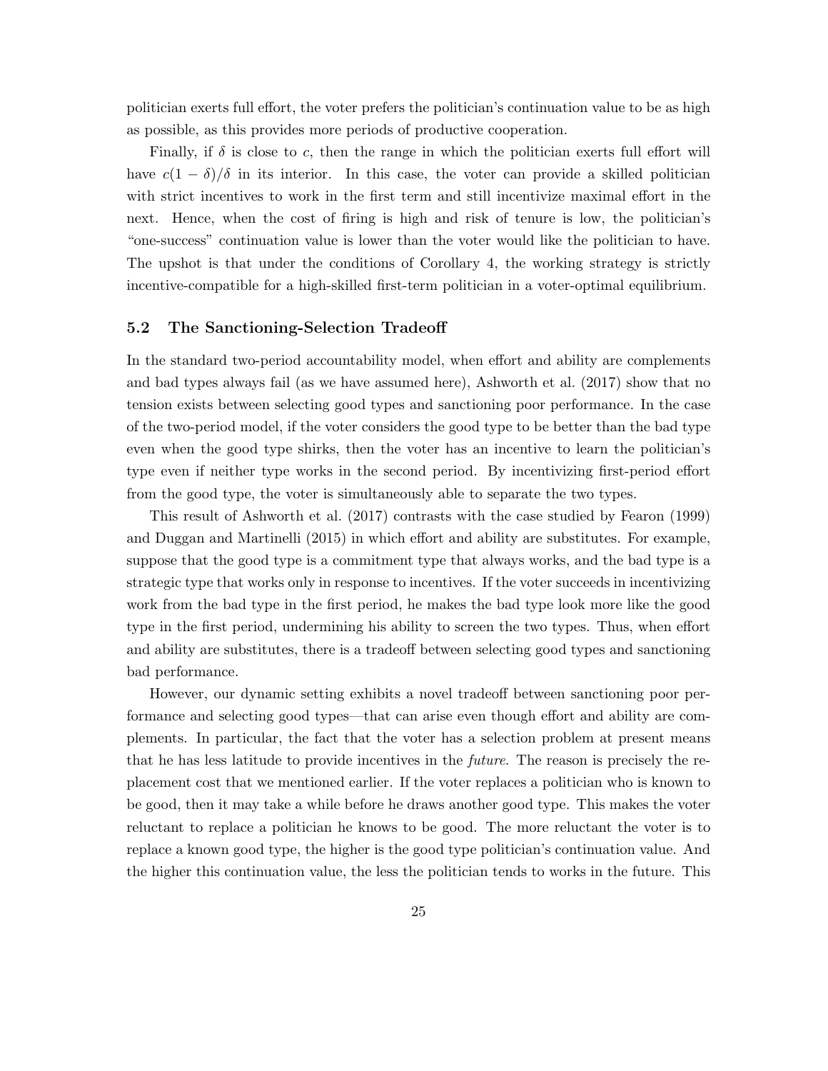politician exerts full effort, the voter prefers the politician's continuation value to be as high as possible, as this provides more periods of productive cooperation.

Finally, if $\delta$ is close to $c$, then the range in which the politician exerts full effort will have $c(1-\delta)/\delta$ in its interior. In this case, the voter can provide a skilled politician with strict incentives to work in the first term and still incentivize maximal effort in the next. Hence, when the cost of firing is high and risk of tenure is low, the politician's "one-success" continuation value is lower than the voter would like the politician to have. The upshot is that under the conditions of Corollary 4, the working strategy is strictly incentive-compatible for a high-skilled first-term politician in a voter-optimal equilibrium.

### 5.2 The Sanctioning-Selection Tradeoff

In the standard two-period accountability model, when effort and ability are complements and bad types always fail (as we have assumed here), Ashworth et al. (2017) show that no tension exists between selecting good types and sanctioning poor performance. In the case of the two-period model, if the voter considers the good type to be better than the bad type even when the good type shirks, then the voter has an incentive to learn the politician's type even if neither type works in the second period. By incentivizing first-period effort from the good type, the voter is simultaneously able to separate the two types.

This result of Ashworth et al. (2017) contrasts with the case studied by Fearon (1999) and Duggan and Martinelli (2015) in which effort and ability are substitutes. For example, suppose that the good type is a commitment type that always works, and the bad type is a strategic type that works only in response to incentives. If the voter succeeds in incentivizing work from the bad type in the first period, he makes the bad type look more like the good type in the first period, undermining his ability to screen the two types. Thus, when effort and ability are substitutes, there is a tradeoff between selecting good types and sanctioning bad performance.

However, our dynamic setting exhibits a novel tradeoff between sanctioning poor performance and selecting good types—that can arise even though effort and ability are complements. In particular, the fact that the voter has a selection problem at present means that he has less latitude to provide incentives in the *future*. The reason is precisely the replacement cost that we mentioned earlier. If the voter replaces a politician who is known to be good, then it may take a while before he draws another good type. This makes the voter reluctant to replace a politician he knows to be good. The more reluctant the voter is to replace a known good type, the higher is the good type politician's continuation value. And the higher this continuation value, the less the politician tends to works in the future. This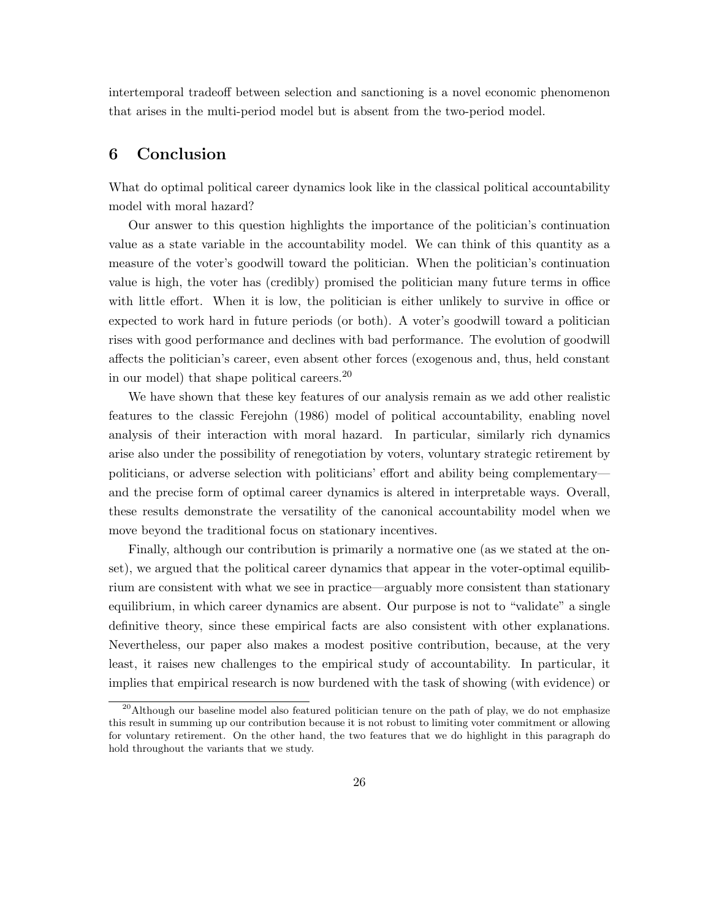intertemporal tradeoff between selection and sanctioning is a novel economic phenomenon that arises in the multi-period model but is absent from the two-period model.

## 6 Conclusion

What do optimal political career dynamics look like in the classical political accountability model with moral hazard?

Our answer to this question highlights the importance of the politician's continuation value as a state variable in the accountability model. We can think of this quantity as a measure of the voter's goodwill toward the politician. When the politician's continuation value is high, the voter has (credibly) promised the politician many future terms in office with little effort. When it is low, the politician is either unlikely to survive in office or expected to work hard in future periods (or both). A voter's goodwill toward a politician rises with good performance and declines with bad performance. The evolution of goodwill affects the politician's career, even absent other forces (exogenous and, thus, held constant in our model) that shape political careers.[20]

We have shown that these key features of our analysis remain as we add other realistic features to the classic Ferejohn (1986) model of political accountability, enabling novel analysis of their interaction with moral hazard. In particular, similarly rich dynamics arise also under the possibility of renegotiation by voters, voluntary strategic retirement by politicians, or adverse selection with politicians' effort and ability being complementary—and the precise form of optimal career dynamics is altered in interpretable ways. Overall, these results demonstrate the versatility of the canonical accountability model when we move beyond the traditional focus on stationary incentives.

Finally, although our contribution is primarily a normative one (as we stated at the onset), we argued that the political career dynamics that appear in the voter-optimal equilibrium are consistent with what we see in practice—arguably more consistent than stationary equilibrium, in which career dynamics are absent. Our purpose is not to "validate" a single definitive theory, since these empirical facts are also consistent with other explanations. Nevertheless, our paper also makes a modest positive contribution, because, at the very least, it raises new challenges to the empirical study of accountability. In particular, it implies that empirical research is now burdened with the task of showing (with evidence) or

[20] Although our baseline model also featured politician tenure on the path of play, we do not emphasize this result in summing up our contribution because it is not robust to limiting voter commitment or allowing for voluntary retirement. On the other hand, the two features that we do highlight in this paragraph do hold throughout the variants that we study.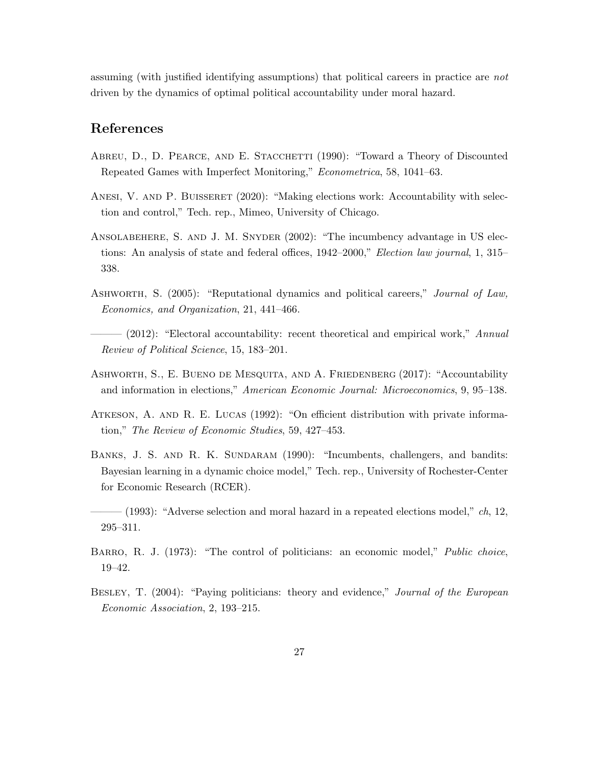assuming (with justified identifying assumptions) that political careers in practice are *not* driven by the dynamics of optimal political accountability under moral hazard.

## References

Abreu, D., D. Pearce, and E. Stacchetti (1990): "Toward a Theory of Discounted Repeated Games with Imperfect Monitoring," *Econometrica*, 58, 1041–63.

Anesi, V. and P. Buisseret (2020): "Making elections work: Accountability with selection and control," Tech. rep., Mimeo, University of Chicago.

Ansolabehere, S. and J. M. Snyder (2002): "The incumbency advantage in US elections: An analysis of state and federal offices, 1942–2000," *Election law journal*, 1, 315–338.

Ashworth, S. (2005): "Reputational dynamics and political careers," *Journal of Law, Economics, and Organization*, 21, 441–466.

——— (2012): "Electoral accountability: recent theoretical and empirical work," *Annual Review of Political Science*, 15, 183–201.

Ashworth, S., E. Bueno de Mesquita, and A. Friedenberg (2017): "Accountability and information in elections," *American Economic Journal: Microeconomics*, 9, 95–138.

Atkeson, A. and R. E. Lucas (1992): "On efficient distribution with private information," *The Review of Economic Studies*, 59, 427–453.

Banks, J. S. and R. K. Sundaram (1990): "Incumbents, challengers, and bandits: Bayesian learning in a dynamic choice model," Tech. rep., University of Rochester-Center for Economic Research (RCER).

——— (1993): "Adverse selection and moral hazard in a repeated elections model," *ch*, 12, 295–311.

Barro, R. J. (1973): "The control of politicians: an economic model," *Public choice*, 19–42.

Besley, T. (2004): "Paying politicians: theory and evidence," *Journal of the European Economic Association*, 2, 193–215.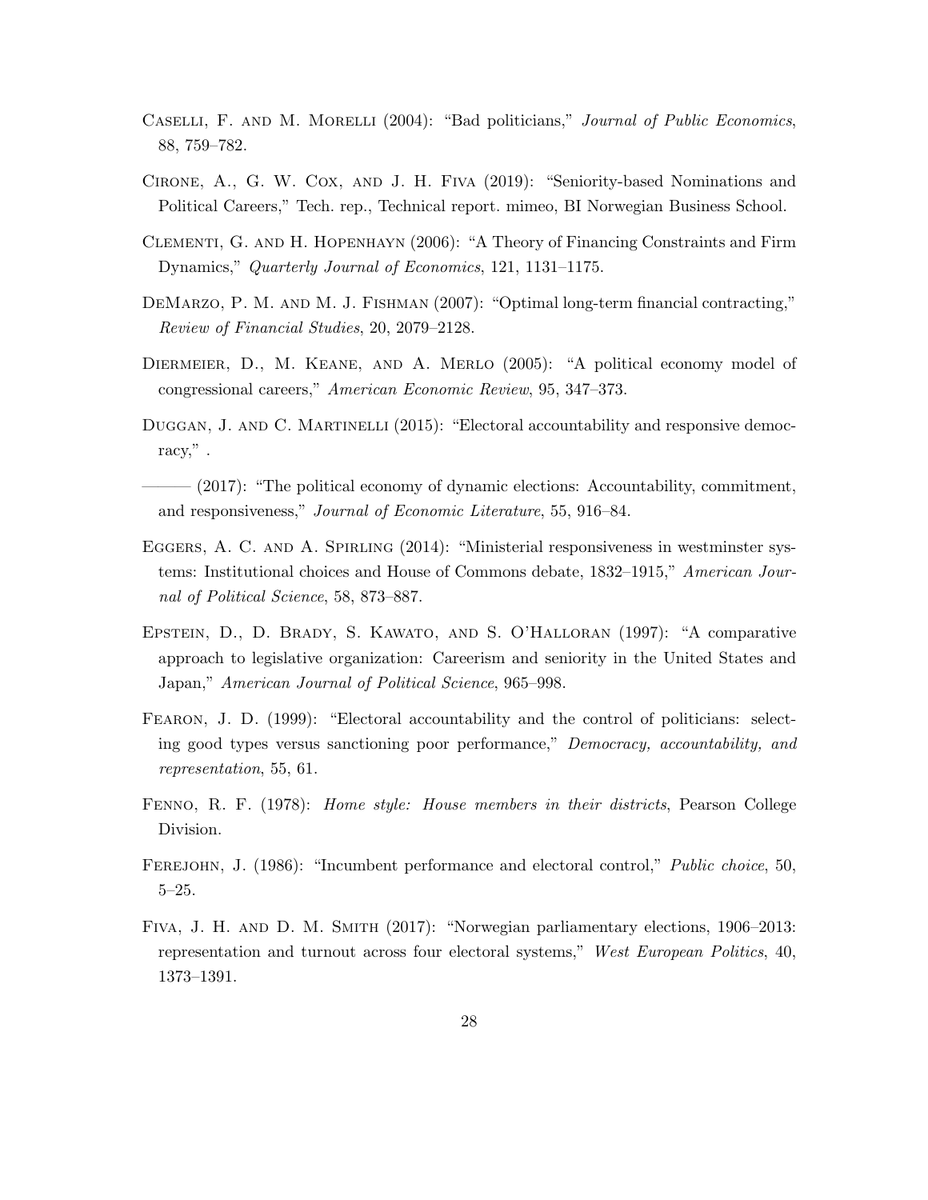Caselli, F. and M. Morelli (2004): "Bad politicians," *Journal of Public Economics*, 88, 759–782.

Cirone, A., G. W. Cox, and J. H. Fiva (2019): "Seniority-based Nominations and Political Careers," Tech. rep., Technical report. mimeo, BI Norwegian Business School.

Clementi, G. and H. Hopenhayn (2006): "A Theory of Financing Constraints and Firm Dynamics," *Quarterly Journal of Economics*, 121, 1131–1175.

DeMarzo, P. M. and M. J. Fishman (2007): "Optimal long-term financial contracting," *Review of Financial Studies*, 20, 2079–2128.

Diermeier, D., M. Keane, and A. Merlo (2005): "A political economy model of congressional careers," *American Economic Review*, 95, 347–373.

Duggan, J. and C. Martinelli (2015): "Electoral accountability and responsive democracy," .

——— (2017): "The political economy of dynamic elections: Accountability, commitment, and responsiveness," *Journal of Economic Literature*, 55, 916–84.

Eggers, A. C. and A. Spirling (2014): "Ministerial responsiveness in westminster systems: Institutional choices and House of Commons debate, 1832–1915," *American Journal of Political Science*, 58, 873–887.

Epstein, D., D. Brady, S. Kawato, and S. O'Halloran (1997): "A comparative approach to legislative organization: Careerism and seniority in the United States and Japan," *American Journal of Political Science*, 965–998.

Fearon, J. D. (1999): "Electoral accountability and the control of politicians: selecting good types versus sanctioning poor performance," *Democracy, accountability, and representation*, 55, 61.

Fenno, R. F. (1978): *Home style: House members in their districts*, Pearson College Division.

Ferejohn, J. (1986): "Incumbent performance and electoral control," *Public choice*, 50, 5–25.

Fiva, J. H. and D. M. Smith (2017): "Norwegian parliamentary elections, 1906–2013: representation and turnout across four electoral systems," *West European Politics*, 40, 1373–1391.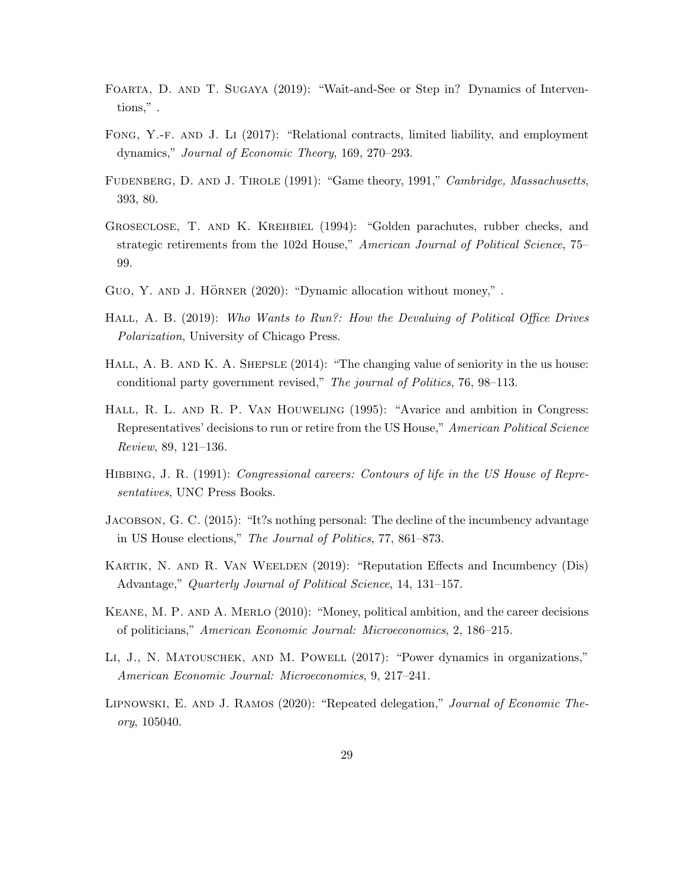Foarta, D. and T. Sugaya (2019): "Wait-and-See or Step in? Dynamics of Interventions," .

Fong, Y.-f. and J. Li (2017): "Relational contracts, limited liability, and employment dynamics," *Journal of Economic Theory*, 169, 270–293.

Fudenberg, D. and J. Tirole (1991): "Game theory, 1991," *Cambridge, Massachusetts*, 393, 80.

Groseclose, T. and K. Krehbiel (1994): "Golden parachutes, rubber checks, and strategic retirements from the 102d House," *American Journal of Political Science*, 75–99.

Guo, Y. and J. Hörner (2020): "Dynamic allocation without money," .

Hall, A. B. (2019): *Who Wants to Run?: How the Devaluing of Political Office Drives Polarization*, University of Chicago Press.

Hall, A. B. and K. A. Shepsle (2014): "The changing value of seniority in the us house: conditional party government revised," *The journal of Politics*, 76, 98–113.

Hall, R. L. and R. P. Van Houweling (1995): "Avarice and ambition in Congress: Representatives' decisions to run or retire from the US House," *American Political Science Review*, 89, 121–136.

Hibbing, J. R. (1991): *Congressional careers: Contours of life in the US House of Representatives*, UNC Press Books.

Jacobson, G. C. (2015): "It?s nothing personal: The decline of the incumbency advantage in US House elections," *The Journal of Politics*, 77, 861–873.

Kartik, N. and R. Van Weelden (2019): "Reputation Effects and Incumbency (Dis) Advantage," *Quarterly Journal of Political Science*, 14, 131–157.

Keane, M. P. and A. Merlo (2010): "Money, political ambition, and the career decisions of politicians," *American Economic Journal: Microeconomics*, 2, 186–215.

Li, J., N. Matouschek, and M. Powell (2017): "Power dynamics in organizations," *American Economic Journal: Microeconomics*, 9, 217–241.

Lipnowski, E. and J. Ramos (2020): "Repeated delegation," *Journal of Economic Theory*, 105040.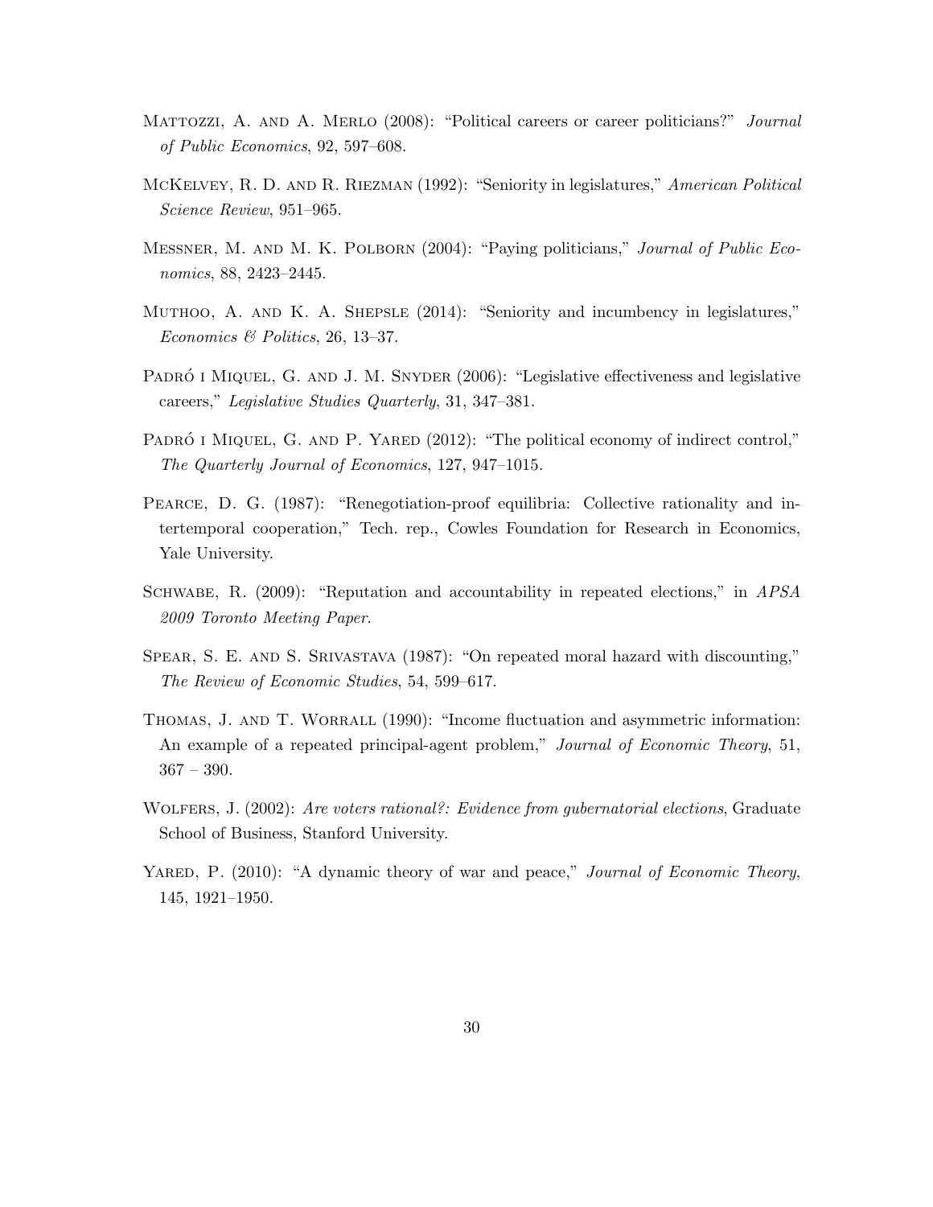Mattozzi, A. and A. Merlo (2008): "Political careers or career politicians?" *Journal of Public Economics*, 92, 597–608.

McKelvey, R. D. and R. Riezman (1992): "Seniority in legislatures," *American Political Science Review*, 951–965.

Messner, M. and M. K. Polborn (2004): "Paying politicians," *Journal of Public Economics*, 88, 2423–2445.

Muthoo, A. and K. A. Shepsle (2014): "Seniority and incumbency in legislatures," *Economics & Politics*, 26, 13–37.

Padró i Miquel, G. and J. M. Snyder (2006): "Legislative effectiveness and legislative careers," *Legislative Studies Quarterly*, 31, 347–381.

Padró i Miquel, G. and P. Yared (2012): "The political economy of indirect control," *The Quarterly Journal of Economics*, 127, 947–1015.

Pearce, D. G. (1987): "Renegotiation-proof equilibria: Collective rationality and intertemporal cooperation," Tech. rep., Cowles Foundation for Research in Economics, Yale University.

Schwabe, R. (2009): "Reputation and accountability in repeated elections," in *APSA 2009 Toronto Meeting Paper*.

Spear, S. E. and S. Srivastava (1987): "On repeated moral hazard with discounting," *The Review of Economic Studies*, 54, 599–617.

Thomas, J. and T. Worrall (1990): "Income fluctuation and asymmetric information: An example of a repeated principal-agent problem," *Journal of Economic Theory*, 51, 367 – 390.

Wolfers, J. (2002): *Are voters rational?: Evidence from gubernatorial elections*, Graduate School of Business, Stanford University.

Yared, P. (2010): "A dynamic theory of war and peace," *Journal of Economic Theory*, 145, 1921–1950.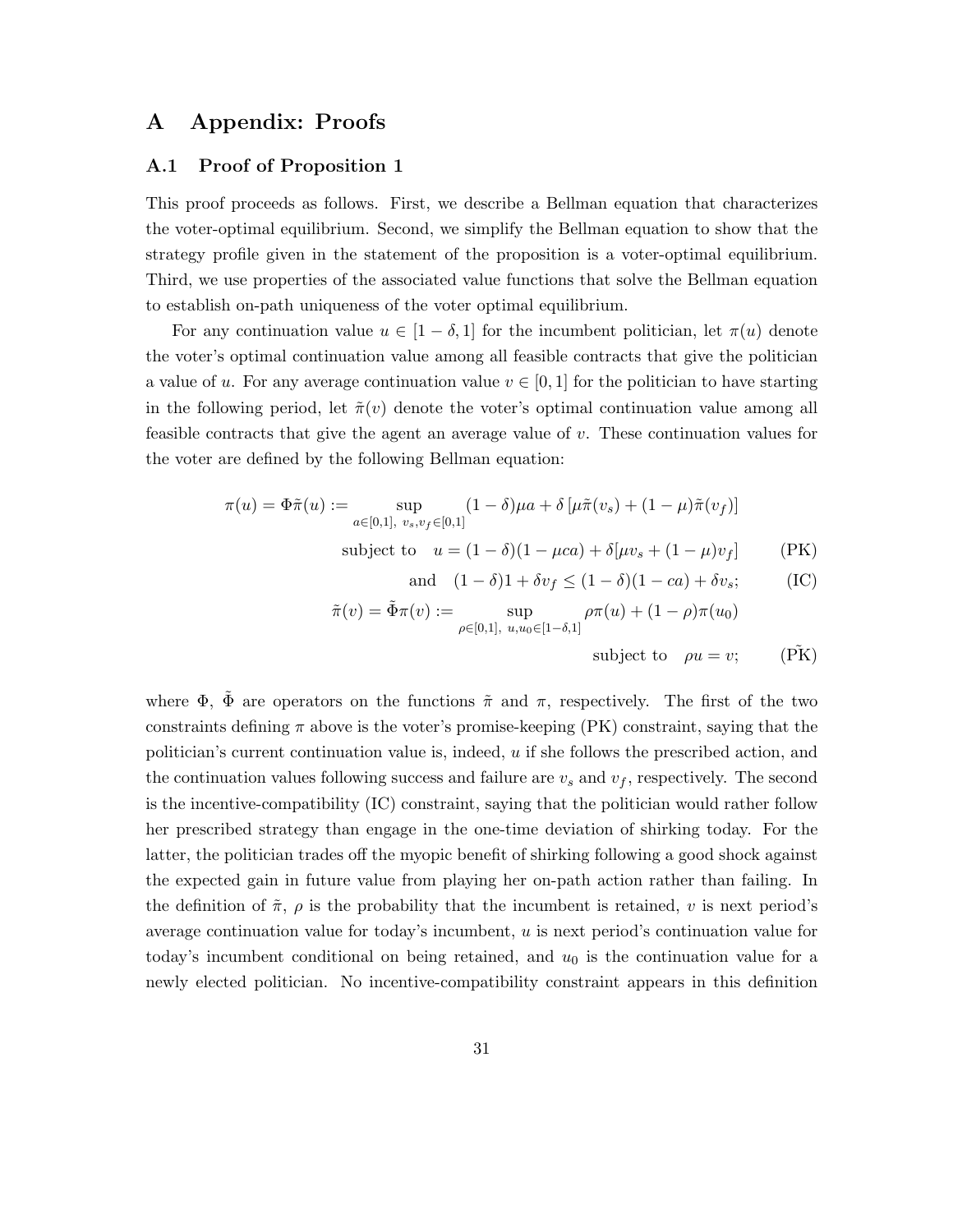# A Appendix: Proofs

## A.1 Proof of Proposition 1

This proof proceeds as follows. First, we describe a Bellman equation that characterizes the voter-optimal equilibrium. Second, we simplify the Bellman equation to show that the strategy profile given in the statement of the proposition is a voter-optimal equilibrium. Third, we use properties of the associated value functions that solve the Bellman equation to establish on-path uniqueness of the voter optimal equilibrium.

For any continuation value $u \in [1-\delta, 1]$ for the incumbent politician, let $\pi(u)$ denote the voter's optimal continuation value among all feasible contracts that give the politician a value of $u$. For any average continuation value $v \in [0,1]$ for the politician to have starting in the following period, let $\tilde{\pi}(v)$ denote the voter's optimal continuation value among all feasible contracts that give the agent an average value of $v$. These continuation values for the voter are defined by the following Bellman equation:

$$\pi(u) = \Phi\tilde{\pi}(u) := \sup_{a\in[0,1],\ v_s,v_f\in[0,1]} (1-\delta)\mu a + \delta\left[\mu\tilde{\pi}(v_s) + (1-\mu)\tilde{\pi}(v_f)\right]$$

$$\text{subject to} \quad u = (1-\delta)(1-\mu ca) + \delta[\mu v_s + (1-\mu)v_f] \tag{PK}$$

$$\text{and} \quad (1-\delta)1 + \delta v_f \leq (1-\delta)(1-ca) + \delta v_s; \tag{IC}$$

$$\tilde{\pi}(v) = \tilde{\Phi}\pi(v) := \sup_{\rho\in[0,1],\ u,u_0\in[1-\delta,1]} \rho\pi(u) + (1-\rho)\pi(u_0)$$

$$\text{subject to} \quad \rho u = v; \tag{$\tilde{\text{PK}}$}$$

where $\Phi$, $\tilde{\Phi}$ are operators on the functions $\tilde{\pi}$ and $\pi$, respectively. The first of the two constraints defining $\pi$ above is the voter's promise-keeping (PK) constraint, saying that the politician's current continuation value is, indeed, $u$ if she follows the prescribed action, and the continuation values following success and failure are $v_s$ and $v_f$, respectively. The second is the incentive-compatibility (IC) constraint, saying that the politician would rather follow her prescribed strategy than engage in the one-time deviation of shirking today. For the latter, the politician trades off the myopic benefit of shirking following a good shock against the expected gain in future value from playing her on-path action rather than failing. In the definition of $\tilde{\pi}$, $\rho$ is the probability that the incumbent is retained, $v$ is next period's average continuation value for today's incumbent, $u$ is next period's continuation value for today's incumbent conditional on being retained, and $u_0$ is the continuation value for a newly elected politician. No incentive-compatibility constraint appears in this definition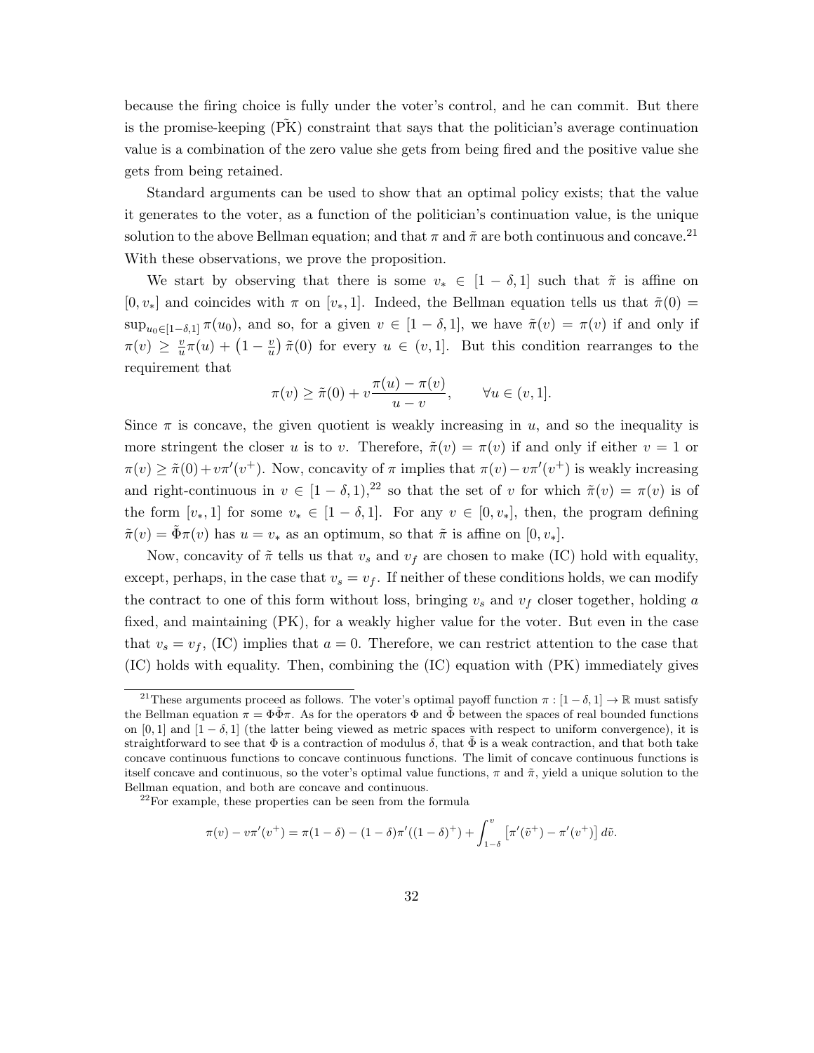because the firing choice is fully under the voter's control, and he can commit. But there is the promise-keeping ($\tilde{\text{PK}}$) constraint that says that the politician's average continuation value is a combination of the zero value she gets from being fired and the positive value she gets from being retained.

Standard arguments can be used to show that an optimal policy exists; that the value it generates to the voter, as a function of the politician's continuation value, is the unique solution to the above Bellman equation; and that $\pi$ and $\tilde{\pi}$ are both continuous and concave.[21] With these observations, we prove the proposition.

We start by observing that there is some $v_* \in [1-\delta, 1]$ such that $\tilde{\pi}$ is affine on $[0, v_*]$ and coincides with $\pi$ on $[v_*, 1]$. Indeed, the Bellman equation tells us that $\tilde{\pi}(0) = \sup_{u_0 \in [1-\delta,1]} \pi(u_0)$, and so, for a given $v \in [1-\delta, 1]$, we have $\tilde{\pi}(v) = \pi(v)$ if and only if $\pi(v) \geq \frac{v}{u}\pi(u) + \left(1 - \frac{v}{u}\right)\tilde{\pi}(0)$ for every $u \in (v, 1]$. But this condition rearranges to the requirement that

$$\pi(v) \geq \tilde{\pi}(0) + v\frac{\pi(u) - \pi(v)}{u - v}, \qquad \forall u \in (v, 1].$$

Since $\pi$ is concave, the given quotient is weakly increasing in $u$, and so the inequality is more stringent the closer $u$ is to $v$. Therefore, $\tilde{\pi}(v) = \pi(v)$ if and only if either $v = 1$ or $\pi(v) \geq \tilde{\pi}(0) + v\pi'(v^+)$. Now, concavity of $\pi$ implies that $\pi(v) - v\pi'(v^+)$ is weakly increasing and right-continuous in $v \in [1-\delta, 1)$,[22] so that the set of $v$ for which $\tilde{\pi}(v) = \pi(v)$ is of the form $[v_*, 1]$ for some $v_* \in [1-\delta, 1]$. For any $v \in [0, v_*]$, then, the program defining $\tilde{\pi}(v) = \tilde{\Phi}\pi(v)$ has $u = v_*$ as an optimum, so that $\tilde{\pi}$ is affine on $[0, v_*]$.

Now, concavity of $\tilde{\pi}$ tells us that $v_s$ and $v_f$ are chosen to make (IC) hold with equality, except, perhaps, in the case that $v_s = v_f$. If neither of these conditions holds, we can modify the contract to one of this form without loss, bringing $v_s$ and $v_f$ closer together, holding $a$ fixed, and maintaining (PK), for a weakly higher value for the voter. But even in the case that $v_s = v_f$, (IC) implies that $a = 0$. Therefore, we can restrict attention to the case that (IC) holds with equality. Then, combining the (IC) equation with (PK) immediately gives

---

[21] These arguments proceed as follows. The voter's optimal payoff function $\pi : [1-\delta, 1] \to \mathbb{R}$ must satisfy the Bellman equation $\pi = \Phi\tilde{\Phi}\pi$. As for the operators $\Phi$ and $\tilde{\Phi}$ between the spaces of real bounded functions on $[0, 1]$ and $[1-\delta, 1]$ (the latter being viewed as metric spaces with respect to uniform convergence), it is straightforward to see that $\Phi$ is a contraction of modulus $\delta$, that $\tilde{\Phi}$ is a weak contraction, and that both take concave continuous functions to concave continuous functions. The limit of concave continuous functions is itself concave and continuous, so the voter's optimal value functions, $\pi$ and $\tilde{\pi}$, yield a unique solution to the Bellman equation, and both are concave and continuous.

[22] For example, these properties can be seen from the formula

$$\pi(v) - v\pi'(v^+) = \pi(1-\delta) - (1-\delta)\pi'((1-\delta)^+) + \int_{1-\delta}^{v} \left[\pi'(\tilde{v}^+) - \pi'(v^+)\right] d\tilde{v}.$$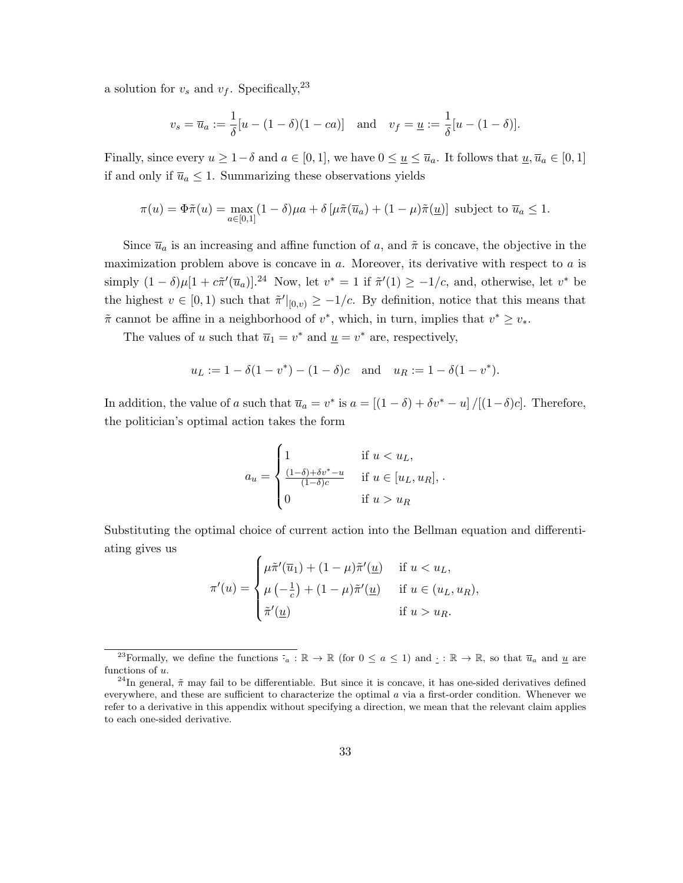a solution for $v_s$ and $v_f$. Specifically,[23]

$$v_s = \overline{u}_a := \frac{1}{\delta}[u - (1-\delta)(1-ca)] \quad \text{and} \quad v_f = \underline{u} := \frac{1}{\delta}[u - (1-\delta)].$$

Finally, since every $u \geq 1-\delta$ and $a \in [0,1]$, we have $0 \leq \underline{u} \leq \overline{u}_a$. It follows that $\underline{u}, \overline{u}_a \in [0,1]$ if and only if $\overline{u}_a \leq 1$. Summarizing these observations yields

$$\pi(u) = \Phi\tilde{\pi}(u) = \max_{a\in[0,1]} (1-\delta)\mu a + \delta\left[\mu\tilde{\pi}(\overline{u}_a) + (1-\mu)\tilde{\pi}(\underline{u})\right] \text{ subject to } \overline{u}_a \leq 1.$$

Since $\overline{u}_a$ is an increasing and affine function of $a$, and $\tilde{\pi}$ is concave, the objective in the maximization problem above is concave in $a$. Moreover, its derivative with respect to $a$ is simply $(1-\delta)\mu[1 + c\tilde{\pi}'(\overline{u}_a)]$.[24] Now, let $v^* = 1$ if $\tilde{\pi}'(1) \geq -1/c$, and, otherwise, let $v^*$ be the highest $v \in [0,1)$ such that $\tilde{\pi}'|_{[0,v)} \geq -1/c$. By definition, notice that this means that $\tilde{\pi}$ cannot be affine in a neighborhood of $v^*$, which, in turn, implies that $v^* \geq v_*$.

The values of $u$ such that $\overline{u}_1 = v^*$ and $\underline{u} = v^*$ are, respectively,

$$u_L := 1 - \delta(1-v^*) - (1-\delta)c \quad \text{and} \quad u_R := 1 - \delta(1-v^*).$$

In addition, the value of $a$ such that $\overline{u}_a = v^*$ is $a = \left[(1-\delta) + \delta v^* - u\right]/[(1-\delta)c]$. Therefore, the politician's optimal action takes the form

$$a_u = \begin{cases} 1 & \text{if } u < u_L, \\ \frac{(1-\delta)+\delta v^* - u}{(1-\delta)c} & \text{if } u \in [u_L, u_R], \\ 0 & \text{if } u > u_R \end{cases}.$$

Substituting the optimal choice of current action into the Bellman equation and differentiating gives us

$$\pi'(u) = \begin{cases} \mu\tilde{\pi}'(\overline{u}_1) + (1-\mu)\tilde{\pi}'(\underline{u}) & \text{if } u < u_L, \\ \mu\left(-\frac{1}{c}\right) + (1-\mu)\tilde{\pi}'(\underline{u}) & \text{if } u \in (u_L, u_R), \\ \tilde{\pi}'(\underline{u}) & \text{if } u > u_R. \end{cases}$$

---

[23] Formally, we define the functions $\bar{\cdot}_a : \mathbb{R} \to \mathbb{R}$ (for $0 \leq a \leq 1$) and $\underline{\cdot} : \mathbb{R} \to \mathbb{R}$, so that $\overline{u}_a$ and $\underline{u}$ are functions of $u$.

[24] In general, $\tilde{\pi}$ may fail to be differentiable. But since it is concave, it has one-sided derivatives defined everywhere, and these are sufficient to characterize the optimal $a$ via a first-order condition. Whenever we refer to a derivative in this appendix without specifying a direction, we mean that the relevant claim applies to each one-sided derivative.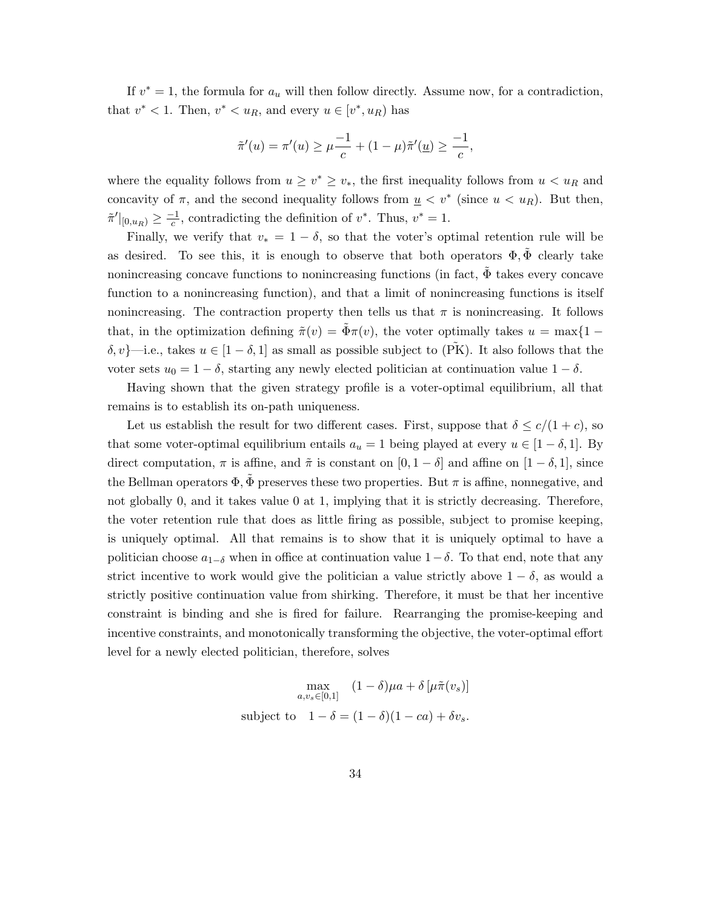If $v^* = 1$, the formula for $a_u$ will then follow directly. Assume now, for a contradiction, that $v^* < 1$. Then, $v^* < u_R$, and every $u \in [v^*, u_R)$ has

$$\tilde{\pi}'(u) = \pi'(u) \geq \mu \frac{-1}{c} + (1-\mu)\tilde{\pi}'(\underline{u}) \geq \frac{-1}{c},$$

where the equality follows from $u \geq v^* \geq v_*$, the first inequality follows from $u < u_R$ and concavity of $\pi$, and the second inequality follows from $\underline{u} < v^*$ (since $u < u_R$). But then, $\tilde{\pi}'|_{[0,u_R)} \geq \frac{-1}{c}$, contradicting the definition of $v^*$. Thus, $v^* = 1$.

Finally, we verify that $v_* = 1-\delta$, so that the voter's optimal retention rule will be as desired. To see this, it is enough to observe that both operators $\Phi, \tilde{\Phi}$ clearly take nonincreasing concave functions to nonincreasing functions (in fact, $\tilde{\Phi}$ takes every concave function to a nonincreasing function), and that a limit of nonincreasing functions is itself nonincreasing. The contraction property then tells us that $\pi$ is nonincreasing. It follows that, in the optimization defining $\tilde{\pi}(v) = \tilde{\Phi}\pi(v)$, the voter optimally takes $u = \max\{1-\delta, v\}$—i.e., takes $u \in [1-\delta, 1]$ as small as possible subject to ($\tilde{\text{PK}}$). It also follows that the voter sets $u_0 = 1-\delta$, starting any newly elected politician at continuation value $1-\delta$.

Having shown that the given strategy profile is a voter-optimal equilibrium, all that remains is to establish its on-path uniqueness.

Let us establish the result for two different cases. First, suppose that $\delta \leq c/(1+c)$, so that some voter-optimal equilibrium entails $a_u = 1$ being played at every $u \in [1-\delta, 1]$. By direct computation, $\pi$ is affine, and $\tilde{\pi}$ is constant on $[0, 1-\delta]$ and affine on $[1-\delta, 1]$, since the Bellman operators $\Phi, \tilde{\Phi}$ preserves these two properties. But $\pi$ is affine, nonnegative, and not globally 0, and it takes value 0 at 1, implying that it is strictly decreasing. Therefore, the voter retention rule that does as little firing as possible, subject to promise keeping, is uniquely optimal. All that remains is to show that it is uniquely optimal to have a politician choose $a_{1-\delta}$ when in office at continuation value $1-\delta$. To that end, note that any strict incentive to work would give the politician a value strictly above $1-\delta$, as would a strictly positive continuation value from shirking. Therefore, it must be that her incentive constraint is binding and she is fired for failure. Rearranging the promise-keeping and incentive constraints, and monotonically transforming the objective, the voter-optimal effort level for a newly elected politician, therefore, solves

$$\begin{aligned}
\max_{a, v_s \in [0,1]} \quad & (1-\delta)\mu a + \delta\left[\mu \tilde{\pi}(v_s)\right] \\
\text{subject to} \quad & 1-\delta = (1-\delta)(1-ca) + \delta v_s.
\end{aligned}$$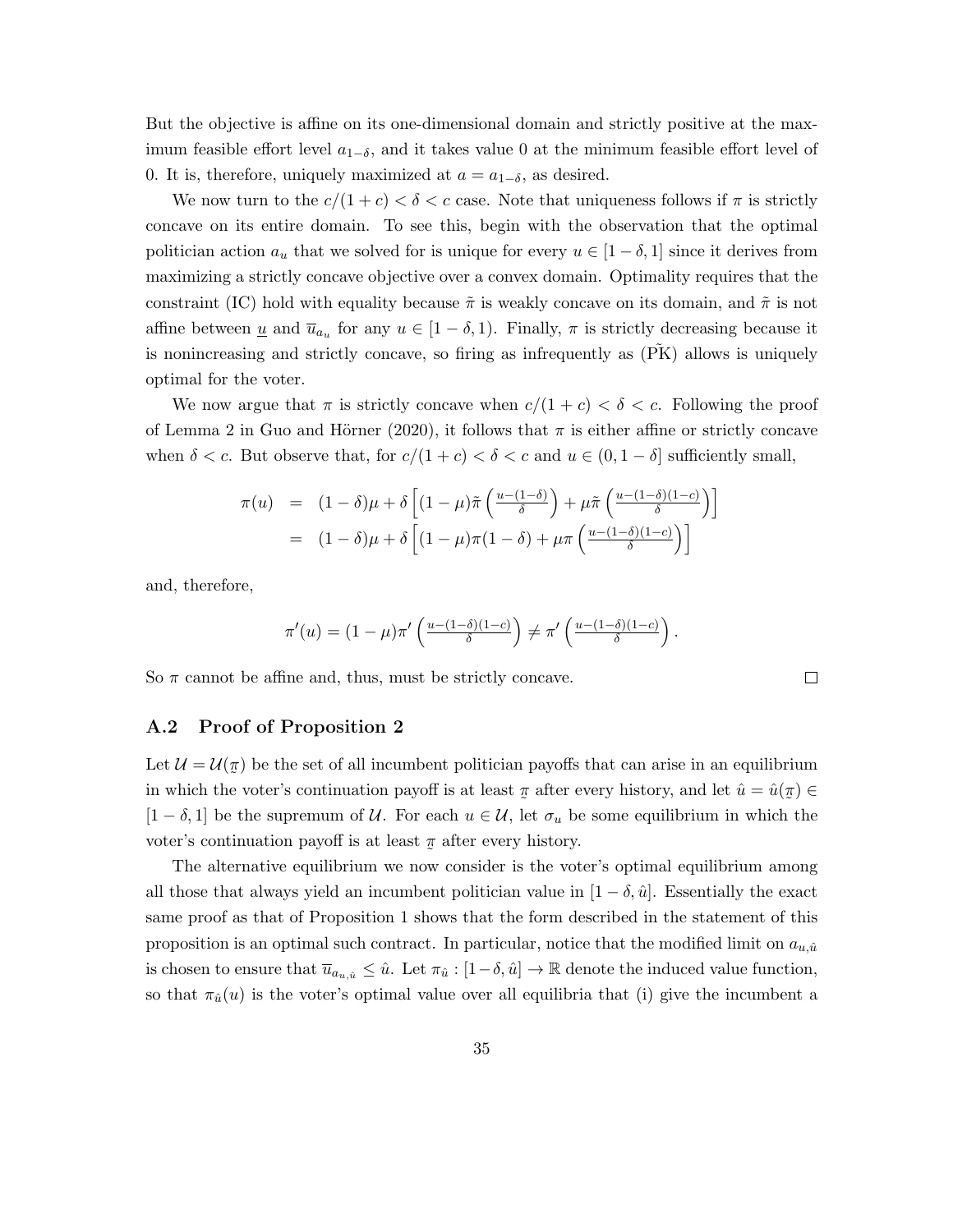But the objective is affine on its one-dimensional domain and strictly positive at the maximum feasible effort level $a_{1-\delta}$, and it takes value 0 at the minimum feasible effort level of 0. It is, therefore, uniquely maximized at $a = a_{1-\delta}$, as desired.

We now turn to the $c/(1+c) < \delta < c$ case. Note that uniqueness follows if $\pi$ is strictly concave on its entire domain. To see this, begin with the observation that the optimal politician action $a_u$ that we solved for is unique for every $u \in [1-\delta, 1]$ since it derives from maximizing a strictly concave objective over a convex domain. Optimality requires that the constraint (IC) hold with equality because $\tilde{\pi}$ is weakly concave on its domain, and $\tilde{\pi}$ is not affine between $\underline{u}$ and $\overline{u}_{a_u}$ for any $u \in [1-\delta, 1)$. Finally, $\pi$ is strictly decreasing because it is nonincreasing and strictly concave, so firing as infrequently as ($\tilde{\text{PK}}$) allows is uniquely optimal for the voter.

We now argue that $\pi$ is strictly concave when $c/(1+c) < \delta < c$. Following the proof of Lemma 2 in Guo and Hörner (2020), it follows that $\pi$ is either affine or strictly concave when $\delta < c$. But observe that, for $c/(1+c) < \delta < c$ and $u \in (0, 1-\delta]$ sufficiently small,

$$
\begin{aligned}
\pi(u) &= (1-\delta)\mu + \delta\left[(1-\mu)\tilde{\pi}\left(\tfrac{u-(1-\delta)}{\delta}\right) + \mu\tilde{\pi}\left(\tfrac{u-(1-\delta)(1-c)}{\delta}\right)\right] \\
&= (1-\delta)\mu + \delta\left[(1-\mu)\pi(1-\delta) + \mu\pi\left(\tfrac{u-(1-\delta)(1-c)}{\delta}\right)\right]
\end{aligned}
$$

and, therefore,

$$
\pi'(u) = (1-\mu)\pi'\left(\tfrac{u-(1-\delta)(1-c)}{\delta}\right) \neq \pi'\left(\tfrac{u-(1-\delta)(1-c)}{\delta}\right).
$$

So $\pi$ cannot be affine and, thus, must be strictly concave. $\square$

## A.2 Proof of Proposition 2

Let $\mathcal{U} = \mathcal{U}(\underline{\pi})$ be the set of all incumbent politician payoffs that can arise in an equilibrium in which the voter's continuation payoff is at least $\underline{\pi}$ after every history, and let $\hat{u} = \hat{u}(\underline{\pi}) \in [1-\delta, 1]$ be the supremum of $\mathcal{U}$. For each $u \in \mathcal{U}$, let $\sigma_u$ be some equilibrium in which the voter's continuation payoff is at least $\underline{\pi}$ after every history.

The alternative equilibrium we now consider is the voter's optimal equilibrium among all those that always yield an incumbent politician value in $[1-\delta, \hat{u}]$. Essentially the exact same proof as that of Proposition 1 shows that the form described in the statement of this proposition is an optimal such contract. In particular, notice that the modified limit on $a_{u,\hat{u}}$ is chosen to ensure that $\overline{u}_{a_{u,\hat{u}}} \leq \hat{u}$. Let $\pi_{\hat{u}} : [1-\delta, \hat{u}] \to \mathbb{R}$ denote the induced value function, so that $\pi_{\hat{u}}(u)$ is the voter's optimal value over all equilibria that (i) give the incumbent a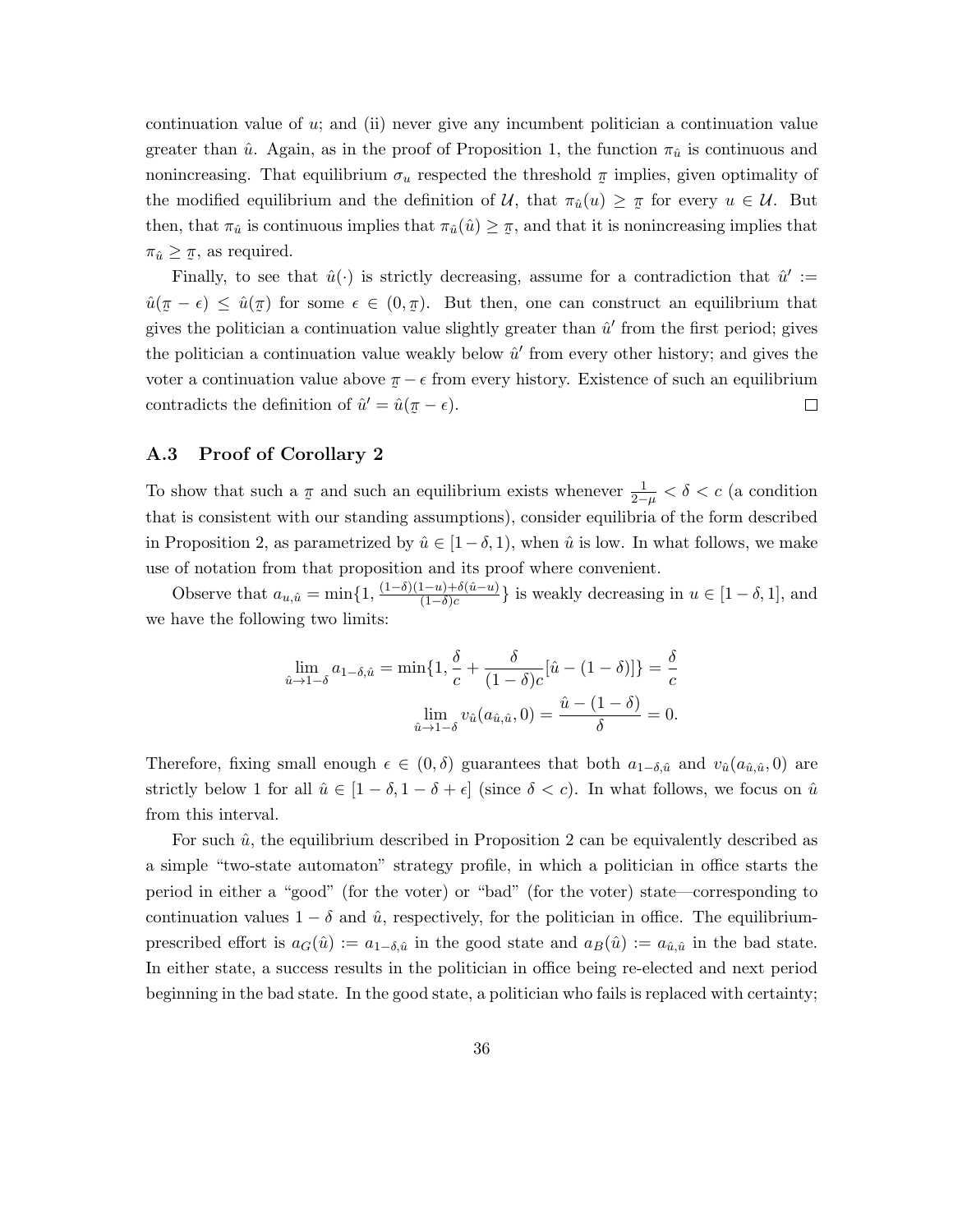continuation value of $u$; and (ii) never give any incumbent politician a continuation value greater than $\hat{u}$. Again, as in the proof of Proposition 1, the function $\pi_{\hat{u}}$ is continuous and nonincreasing. That equilibrium $\sigma_u$ respected the threshold $\underline{\pi}$ implies, given optimality of the modified equilibrium and the definition of $\mathcal{U}$, that $\pi_{\hat{u}}(u) \geq \underline{\pi}$ for every $u \in \mathcal{U}$. But then, that $\pi_{\hat{u}}$ is continuous implies that $\pi_{\hat{u}}(\hat{u}) \geq \underline{\pi}$, and that it is nonincreasing implies that $\pi_{\hat{u}} \geq \underline{\pi}$, as required.

Finally, to see that $\hat{u}(\cdot)$ is strictly decreasing, assume for a contradiction that $\hat{u}' := \hat{u}(\underline{\pi} - \epsilon) \leq \hat{u}(\underline{\pi})$ for some $\epsilon \in (0, \underline{\pi})$. But then, one can construct an equilibrium that gives the politician a continuation value slightly greater than $\hat{u}'$ from the first period; gives the politician a continuation value weakly below $\hat{u}'$ from every other history; and gives the voter a continuation value above $\underline{\pi} - \epsilon$ from every history. Existence of such an equilibrium contradicts the definition of $\hat{u}' = \hat{u}(\underline{\pi} - \epsilon)$. $\square$

### A.3 Proof of Corollary 2

To show that such a $\underline{\pi}$ and such an equilibrium exists whenever $\frac{1}{2-\mu} < \delta < c$ (a condition that is consistent with our standing assumptions), consider equilibria of the form described in Proposition 2, as parametrized by $\hat{u} \in [1-\delta, 1)$, when $\hat{u}$ is low. In what follows, we make use of notation from that proposition and its proof where convenient.

Observe that $a_{u,\hat{u}} = \min\{1, \frac{(1-\delta)(1-u)+\delta(\hat{u}-u)}{(1-\delta)c}\}$ is weakly decreasing in $u \in [1-\delta, 1]$, and we have the following two limits:

$$\lim_{\hat{u} \to 1-\delta} a_{1-\delta,\hat{u}} = \min\{1, \frac{\delta}{c} + \frac{\delta}{(1-\delta)c}[\hat{u} - (1-\delta)]\} = \frac{\delta}{c}$$

$$\lim_{\hat{u} \to 1-\delta} v_{\hat{u}}(a_{\hat{u},\hat{u}}, 0) = \frac{\hat{u} - (1-\delta)}{\delta} = 0.$$

Therefore, fixing small enough $\epsilon \in (0, \delta)$ guarantees that both $a_{1-\delta,\hat{u}}$ and $v_{\hat{u}}(a_{\hat{u},\hat{u}}, 0)$ are strictly below 1 for all $\hat{u} \in [1-\delta, 1-\delta+\epsilon]$ (since $\delta < c$). In what follows, we focus on $\hat{u}$ from this interval.

For such $\hat{u}$, the equilibrium described in Proposition 2 can be equivalently described as a simple "two-state automaton" strategy profile, in which a politician in office starts the period in either a "good" (for the voter) or "bad" (for the voter) state—corresponding to continuation values $1-\delta$ and $\hat{u}$, respectively, for the politician in office. The equilibrium-prescribed effort is $a_G(\hat{u}) := a_{1-\delta,\hat{u}}$ in the good state and $a_B(\hat{u}) := a_{\hat{u},\hat{u}}$ in the bad state. In either state, a success results in the politician in office being re-elected and next period beginning in the bad state. In the good state, a politician who fails is replaced with certainty;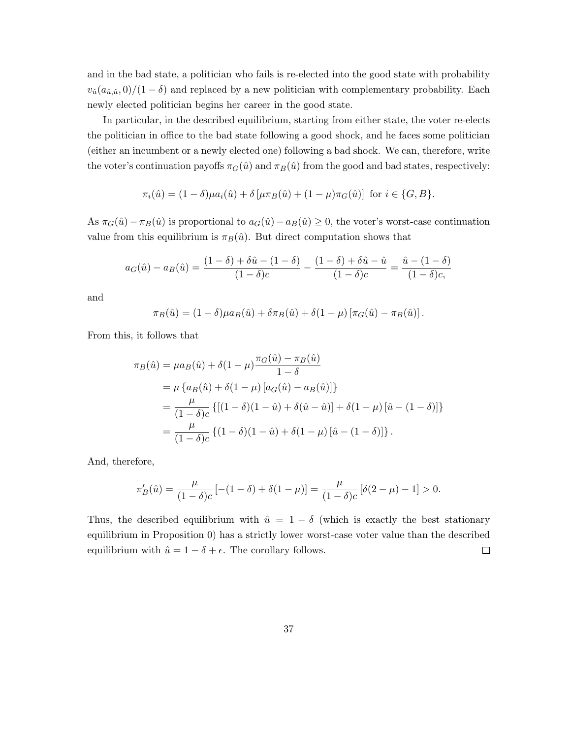and in the bad state, a politician who fails is re-elected into the good state with probability $v_{\hat{u}}(a_{\hat{u},\hat{u}}, 0)/(1-\delta)$ and replaced by a new politician with complementary probability. Each newly elected politician begins her career in the good state.

In particular, in the described equilibrium, starting from either state, the voter re-elects the politician in office to the bad state following a good shock, and he faces some politician (either an incumbent or a newly elected one) following a bad shock. We can, therefore, write the voter's continuation payoffs $\pi_G(\hat{u})$ and $\pi_B(\hat{u})$ from the good and bad states, respectively:

$$\pi_i(\hat{u}) = (1-\delta)\mu a_i(\hat{u}) + \delta\left[\mu \pi_B(\hat{u}) + (1-\mu)\pi_G(\hat{u})\right] \text{ for } i \in \{G, B\}.$$

As $\pi_G(\hat{u}) - \pi_B(\hat{u})$ is proportional to $a_G(\hat{u}) - a_B(\hat{u}) \geq 0$, the voter's worst-case continuation value from this equilibrium is $\pi_B(\hat{u})$. But direct computation shows that

$$a_G(\hat{u}) - a_B(\hat{u}) = \frac{(1-\delta) + \delta\hat{u} - (1-\delta)}{(1-\delta)c} - \frac{(1-\delta) + \delta\hat{u} - \hat{u}}{(1-\delta)c} = \frac{\hat{u} - (1-\delta)}{(1-\delta)c,}$$

and

$$\pi_B(\hat{u}) = (1-\delta)\mu a_B(\hat{u}) + \delta\pi_B(\hat{u}) + \delta(1-\mu)\left[\pi_G(\hat{u}) - \pi_B(\hat{u})\right].$$

From this, it follows that

$$\begin{aligned}
\pi_B(\hat{u}) &= \mu a_B(\hat{u}) + \delta(1-\mu)\frac{\pi_G(\hat{u}) - \pi_B(\hat{u})}{1-\delta} \\
&= \mu\left\{a_B(\hat{u}) + \delta(1-\mu)\left[a_G(\hat{u}) - a_B(\hat{u})\right]\right\} \\
&= \frac{\mu}{(1-\delta)c}\left\{\left[(1-\delta)(1-\hat{u}) + \delta(\hat{u} - \hat{u})\right] + \delta(1-\mu)\left[\hat{u} - (1-\delta)\right]\right\} \\
&= \frac{\mu}{(1-\delta)c}\left\{(1-\delta)(1-\hat{u}) + \delta(1-\mu)\left[\hat{u} - (1-\delta)\right]\right\}.
\end{aligned}$$

And, therefore,

$$\pi_B'(\hat{u}) = \frac{\mu}{(1-\delta)c}\left[-(1-\delta) + \delta(1-\mu)\right] = \frac{\mu}{(1-\delta)c}\left[\delta(2-\mu) - 1\right] > 0.$$

Thus, the described equilibrium with $\hat{u} = 1-\delta$ (which is exactly the best stationary equilibrium in Proposition 0) has a strictly lower worst-case voter value than the described equilibrium with $\hat{u} = 1-\delta+\epsilon$. The corollary follows. ◻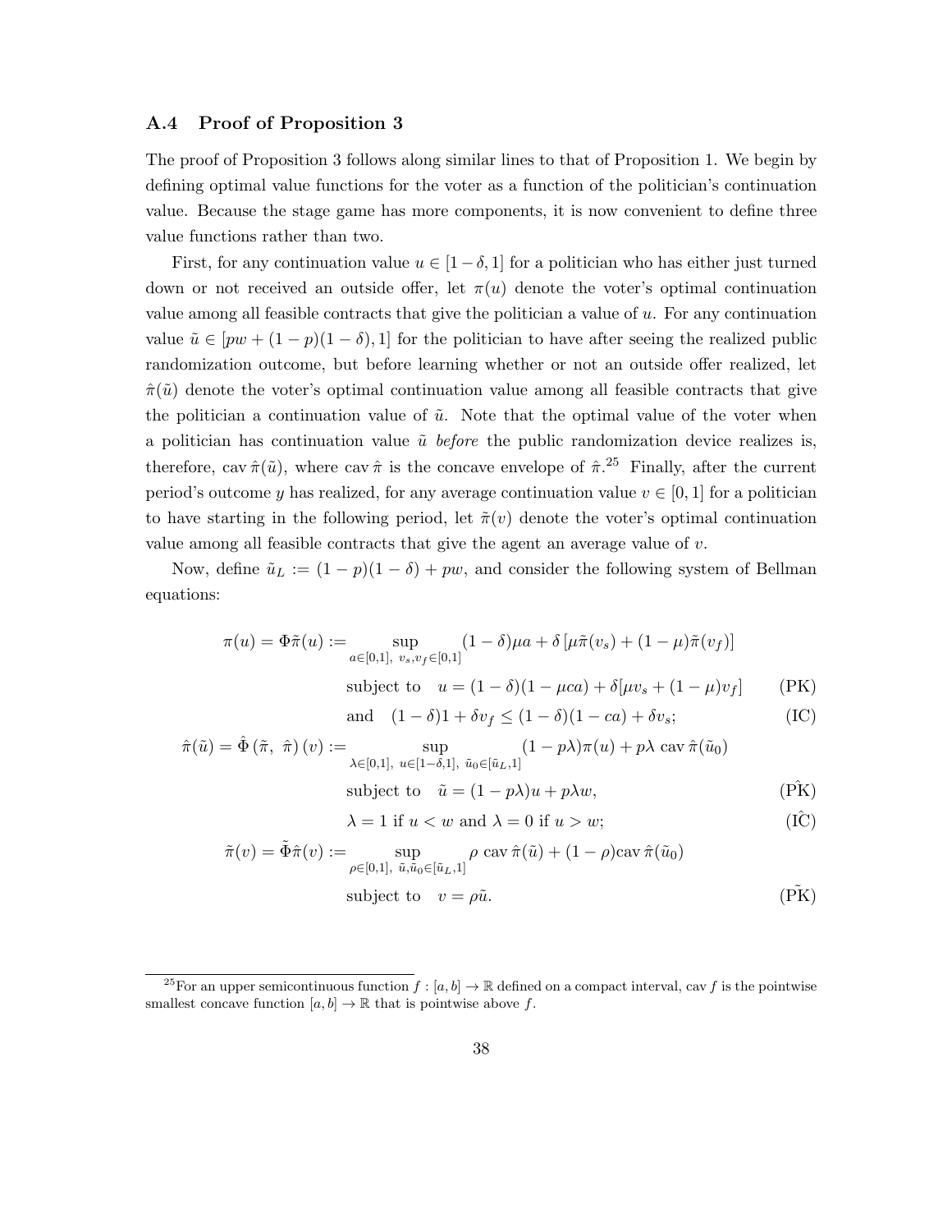### A.4 Proof of Proposition 3

The proof of Proposition 3 follows along similar lines to that of Proposition 1. We begin by defining optimal value functions for the voter as a function of the politician's continuation value. Because the stage game has more components, it is now convenient to define three value functions rather than two.

First, for any continuation value $u \in [1-\delta, 1]$ for a politician who has either just turned down or not received an outside offer, let $\pi(u)$ denote the voter's optimal continuation value among all feasible contracts that give the politician a value of $u$. For any continuation value $\tilde{u} \in [pw + (1-p)(1-\delta), 1]$ for the politician to have after seeing the realized public randomization outcome, but before learning whether or not an outside offer realized, let $\hat{\pi}(\tilde{u})$ denote the voter's optimal continuation value among all feasible contracts that give the politician a continuation value of $\tilde{u}$. Note that the optimal value of the voter when a politician has continuation value $\tilde{u}$ *before* the public randomization device realizes is, therefore, $\text{cav}\,\hat{\pi}(\tilde{u})$, where $\text{cav}\,\hat{\pi}$ is the concave envelope of $\hat{\pi}$.[25] Finally, after the current period's outcome $y$ has realized, for any average continuation value $v \in [0, 1]$ for a politician to have starting in the following period, let $\tilde{\pi}(v)$ denote the voter's optimal continuation value among all feasible contracts that give the agent an average value of $v$.

Now, define $\tilde{u}_L := (1-p)(1-\delta) + pw$, and consider the following system of Bellman equations:

$$
\begin{aligned}
\pi(u) = \Phi\tilde{\pi}(u) := \sup_{a\in[0,1],\ v_s, v_f \in[0,1]} \ & (1-\delta)\mu a + \delta\left[\mu\tilde{\pi}(v_s) + (1-\mu)\tilde{\pi}(v_f)\right] \\
\text{subject to} \quad & u = (1-\delta)(1-\mu c a) + \delta[\mu v_s + (1-\mu)v_f] && \text{(PK)} \\
\text{and} \quad & (1-\delta)1 + \delta v_f \le (1-\delta)(1-ca) + \delta v_s; && \text{(IC)} \\
\hat{\pi}(\tilde{u}) = \hat{\Phi}\left(\tilde{\pi},\ \hat{\pi}\right)(v) := \sup_{\lambda\in[0,1],\ u\in[1-\delta,1],\ \tilde{u}_0\in[\tilde{u}_L,1]} \ & (1-p\lambda)\pi(u) + p\lambda\ \text{cav}\,\hat{\pi}(\tilde{u}_0) \\
\text{subject to} \quad & \tilde{u} = (1-p\lambda)u + p\lambda w, && (\hat{\text{PK}}) \\
& \lambda = 1 \text{ if } u < w \text{ and } \lambda = 0 \text{ if } u > w; && (\hat{\text{IC}}) \\
\tilde{\pi}(v) = \tilde{\Phi}\hat{\pi}(v) := \sup_{\rho\in[0,1],\ \tilde{u},\tilde{u}_0\in[\tilde{u}_L,1]} \ & \rho\ \text{cav}\,\hat{\pi}(\tilde{u}) + (1-\rho)\text{cav}\,\hat{\pi}(\tilde{u}_0) \\
\text{subject to} \quad & v = \rho\tilde{u}. && (\tilde{\text{PK}})
\end{aligned}
$$

[25] For an upper semicontinuous function $f : [a, b] \to \mathbb{R}$ defined on a compact interval, $\text{cav}\, f$ is the pointwise smallest concave function $[a, b] \to \mathbb{R}$ that is pointwise above $f$.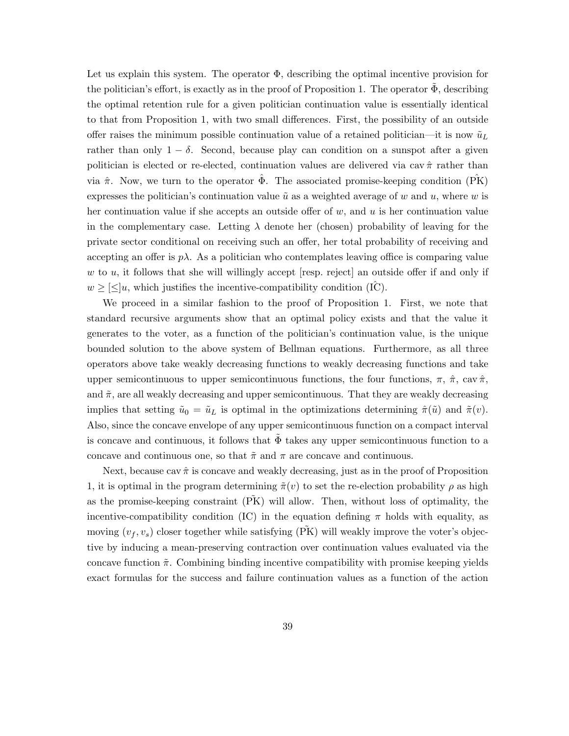Let us explain this system. The operator $\Phi$, describing the optimal incentive provision for the politician's effort, is exactly as in the proof of Proposition 1. The operator $\tilde{\Phi}$, describing the optimal retention rule for a given politician continuation value is essentially identical to that from Proposition 1, with two small differences. First, the possibility of an outside offer raises the minimum possible continuation value of a retained politician—it is now $\tilde{u}_L$ rather than only $1 - \delta$. Second, because play can condition on a sunspot after a given politician is elected or re-elected, continuation values are delivered via $\text{cav}\,\hat{\pi}$ rather than via $\hat{\pi}$. Now, we turn to the operator $\hat{\Phi}$. The associated promise-keeping condition ($\hat{\text{PK}}$) expresses the politician's continuation value $\tilde{u}$ as a weighted average of $w$ and $u$, where $w$ is her continuation value if she accepts an outside offer of $w$, and $u$ is her continuation value in the complementary case. Letting $\lambda$ denote her (chosen) probability of leaving for the private sector conditional on receiving such an offer, her total probability of receiving and accepting an offer is $p\lambda$. As a politician who contemplates leaving office is comparing value $w$ to $u$, it follows that she will willingly accept [resp. reject] an outside offer if and only if $w \geq [\leq] u$, which justifies the incentive-compatibility condition ($\hat{\text{IC}}$).

We proceed in a similar fashion to the proof of Proposition 1. First, we note that standard recursive arguments show that an optimal policy exists and that the value it generates to the voter, as a function of the politician's continuation value, is the unique bounded solution to the above system of Bellman equations. Furthermore, as all three operators above take weakly decreasing functions to weakly decreasing functions and take upper semicontinuous to upper semicontinuous functions, the four functions, $\pi$, $\hat{\pi}$, $\text{cav}\,\hat{\pi}$, and $\tilde{\pi}$, are all weakly decreasing and upper semicontinuous. That they are weakly decreasing implies that setting $\tilde{u}_0 = \tilde{u}_L$ is optimal in the optimizations determining $\hat{\pi}(\tilde{u})$ and $\tilde{\pi}(v)$. Also, since the concave envelope of any upper semicontinuous function on a compact interval is concave and continuous, it follows that $\tilde{\Phi}$ takes any upper semicontinuous function to a concave and continuous one, so that $\tilde{\pi}$ and $\pi$ are concave and continuous.

Next, because $\text{cav}\,\hat{\pi}$ is concave and weakly decreasing, just as in the proof of Proposition 1, it is optimal in the program determining $\tilde{\pi}(v)$ to set the re-election probability $\rho$ as high as the promise-keeping constraint ($\tilde{\text{PK}}$) will allow. Then, without loss of optimality, the incentive-compatibility condition (IC) in the equation defining $\pi$ holds with equality, as moving $(v_f, v_s)$ closer together while satisfying ($\tilde{\text{PK}}$) will weakly improve the voter's objective by inducing a mean-preserving contraction over continuation values evaluated via the concave function $\tilde{\pi}$. Combining binding incentive compatibility with promise keeping yields exact formulas for the success and failure continuation values as a function of the action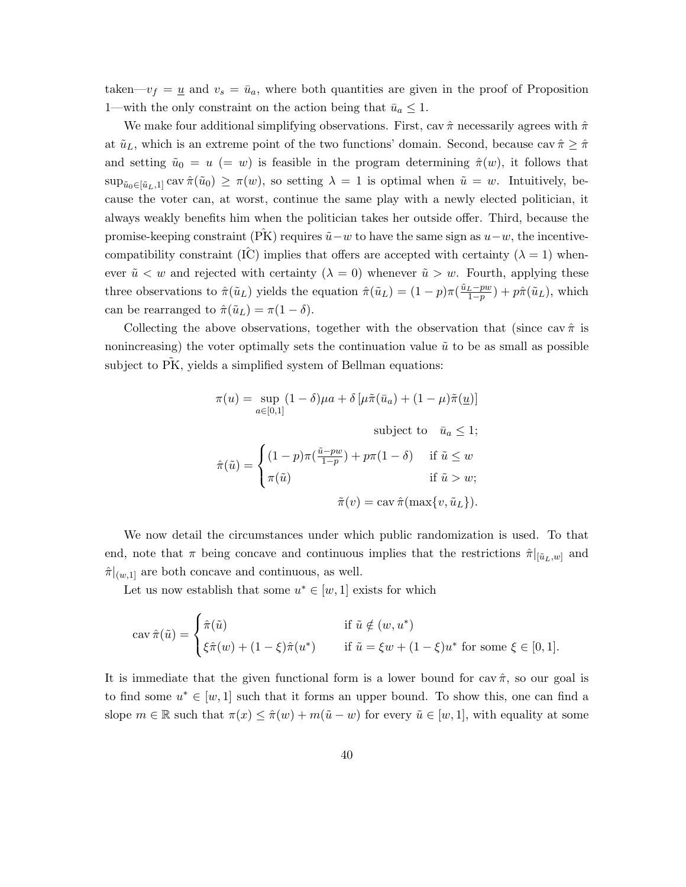taken—$v_f = \underline{u}$ and $v_s = \bar{u}_a$, where both quantities are given in the proof of Proposition 1—with the only constraint on the action being that $\bar{u}_a \leq 1$.

We make four additional simplifying observations. First, $\text{cav}\,\hat{\pi}$ necessarily agrees with $\hat{\pi}$ at $\tilde{u}_L$, which is an extreme point of the two functions' domain. Second, because $\text{cav}\,\hat{\pi} \geq \hat{\pi}$ and setting $\tilde{u}_0 = u$ $(= w)$ is feasible in the program determining $\hat{\pi}(w)$, it follows that $\sup_{\tilde{u}_0 \in [\tilde{u}_L, 1]} \text{cav}\,\hat{\pi}(\tilde{u}_0) \geq \pi(w)$, so setting $\lambda = 1$ is optimal when $\tilde{u} = w$. Intuitively, because the voter can, at worst, continue the same play with a newly elected politician, it always weakly benefits him when the politician takes her outside offer. Third, because the promise-keeping constraint ($\hat{\text{PK}}$) requires $\tilde{u} - w$ to have the same sign as $u - w$, the incentive-compatibility constraint ($\hat{\text{IC}}$) implies that offers are accepted with certainty ($\lambda = 1$) whenever $\tilde{u} < w$ and rejected with certainty ($\lambda = 0$) whenever $\tilde{u} > w$. Fourth, applying these three observations to $\hat{\pi}(\tilde{u}_L)$ yields the equation $\hat{\pi}(\tilde{u}_L) = (1-p)\pi(\frac{\tilde{u}_L - pw}{1-p}) + p\hat{\pi}(\tilde{u}_L)$, which can be rearranged to $\hat{\pi}(\tilde{u}_L) = \pi(1-\delta)$.

Collecting the above observations, together with the observation that (since $\text{cav}\,\hat{\pi}$ is nonincreasing) the voter optimally sets the continuation value $\tilde{u}$ to be as small as possible subject to $\tilde{\text{PK}}$, yields a simplified system of Bellman equations:

$$\pi(u) = \sup_{a \in [0,1]} (1-\delta)\mu a + \delta\left[\mu\tilde{\pi}(\bar{u}_a) + (1-\mu)\tilde{\pi}(\underline{u})\right]$$

$$\text{subject to} \quad \bar{u}_a \leq 1;$$

$$\hat{\pi}(\tilde{u}) = \begin{cases} (1-p)\pi(\frac{\tilde{u} - pw}{1-p}) + p\pi(1-\delta) & \text{if } \tilde{u} \leq w \\ \pi(\tilde{u}) & \text{if } \tilde{u} > w; \end{cases}$$

$$\tilde{\pi}(v) = \text{cav}\,\hat{\pi}(\max\{v, \tilde{u}_L\}).$$

We now detail the circumstances under which public randomization is used. To that end, note that $\pi$ being concave and continuous implies that the restrictions $\hat{\pi}|_{[\tilde{u}_L, w]}$ and $\hat{\pi}|_{(w,1]}$ are both concave and continuous, as well.

Let us now establish that some $u^* \in [w, 1]$ exists for which

$$\text{cav}\,\hat{\pi}(\tilde{u}) = \begin{cases} \hat{\pi}(\tilde{u}) & \text{if } \tilde{u} \notin (w, u^*) \\ \xi\hat{\pi}(w) + (1-\xi)\hat{\pi}(u^*) & \text{if } \tilde{u} = \xi w + (1-\xi)u^* \text{ for some } \xi \in [0,1]. \end{cases}$$

It is immediate that the given functional form is a lower bound for $\text{cav}\,\hat{\pi}$, so our goal is to find some $u^* \in [w, 1]$ such that it forms an upper bound. To show this, one can find a slope $m \in \mathbb{R}$ such that $\pi(x) \leq \hat{\pi}(w) + m(\tilde{u} - w)$ for every $\tilde{u} \in [w, 1]$, with equality at some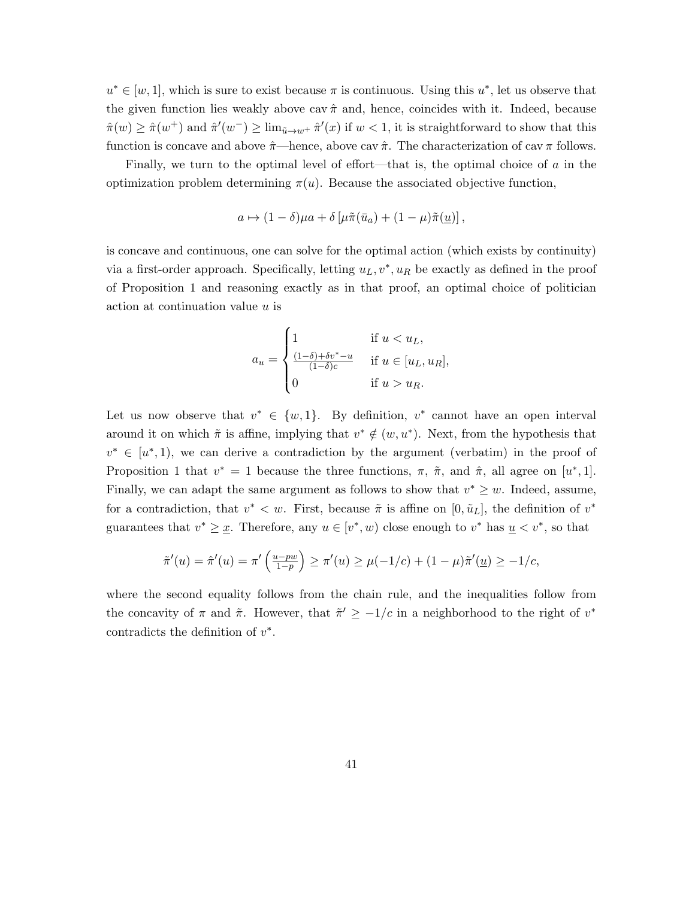$u^* \in [w, 1]$, which is sure to exist because $\pi$ is continuous. Using this $u^*$, let us observe that the given function lies weakly above $\operatorname{cav} \hat{\pi}$ and, hence, coincides with it. Indeed, because $\hat{\pi}(w) \geq \hat{\pi}(w^+)$ and $\hat{\pi}'(w^-) \geq \lim_{\tilde{u} \to w^+} \hat{\pi}'(x)$ if $w < 1$, it is straightforward to show that this function is concave and above $\hat{\pi}$—hence, above $\operatorname{cav} \hat{\pi}$. The characterization of $\operatorname{cav} \pi$ follows.

Finally, we turn to the optimal level of effort—that is, the optimal choice of $a$ in the optimization problem determining $\pi(u)$. Because the associated objective function,

$$a \mapsto (1-\delta)\mu a + \delta \left[ \mu \tilde{\pi}(\bar{u}_a) + (1-\mu)\tilde{\pi}(\underline{u}) \right],$$

is concave and continuous, one can solve for the optimal action (which exists by continuity) via a first-order approach. Specifically, letting $u_L, v^*, u_R$ be exactly as defined in the proof of Proposition 1 and reasoning exactly as in that proof, an optimal choice of politician action at continuation value $u$ is

$$a_u = \begin{cases} 1 & \text{if } u < u_L, \\ \frac{(1-\delta)+\delta v^* - u}{(1-\delta)c} & \text{if } u \in [u_L, u_R], \\ 0 & \text{if } u > u_R. \end{cases}$$

Let us now observe that $v^* \in \{w, 1\}$. By definition, $v^*$ cannot have an open interval around it on which $\tilde{\pi}$ is affine, implying that $v^* \notin (w, u^*)$. Next, from the hypothesis that $v^* \in [u^*, 1)$, we can derive a contradiction by the argument (verbatim) in the proof of Proposition 1 that $v^* = 1$ because the three functions, $\pi$, $\tilde{\pi}$, and $\hat{\pi}$, all agree on $[u^*, 1]$. Finally, we can adapt the same argument as follows to show that $v^* \geq w$. Indeed, assume, for a contradiction, that $v^* < w$. First, because $\tilde{\pi}$ is affine on $[0, \tilde{u}_L]$, the definition of $v^*$ guarantees that $v^* \geq \underline{x}$. Therefore, any $u \in [v^*, w)$ close enough to $v^*$ has $\underline{u} < v^*$, so that

$$\tilde{\pi}'(u) = \hat{\pi}'(u) = \pi'\left(\tfrac{u - pw}{1-p}\right) \geq \pi'(u) \geq \mu(-1/c) + (1-\mu)\tilde{\pi}'(\underline{u}) \geq -1/c,$$

where the second equality follows from the chain rule, and the inequalities follow from the concavity of $\pi$ and $\tilde{\pi}$. However, that $\tilde{\pi}' \geq -1/c$ in a neighborhood to the right of $v^*$ contradicts the definition of $v^*$.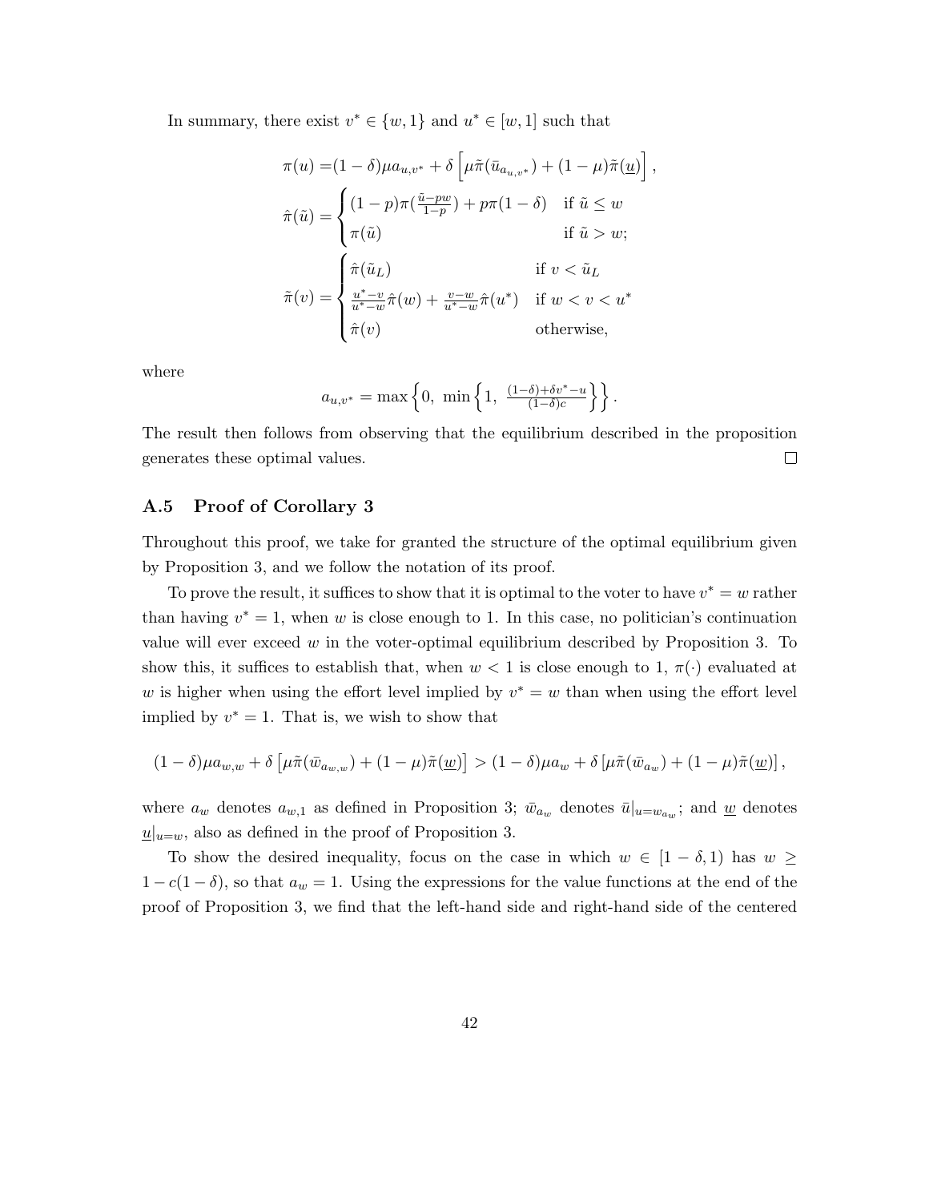In summary, there exist $v^* \in \{w, 1\}$ and $u^* \in [w, 1]$ such that

$$\pi(u) = (1-\delta)\mu a_{u,v^*} + \delta\left[\mu\tilde{\pi}(\bar{u}_{a_{u,v^*}}) + (1-\mu)\tilde{\pi}(\underline{u})\right],$$

$$\hat{\pi}(\tilde{u}) = \begin{cases} (1-p)\pi(\frac{\tilde{u}-pw}{1-p}) + p\pi(1-\delta) & \text{if } \tilde{u} \leq w \\ \pi(\tilde{u}) & \text{if } \tilde{u} > w; \end{cases}$$

$$\tilde{\pi}(v) = \begin{cases} \hat{\pi}(\tilde{u}_L) & \text{if } v < \tilde{u}_L \\ \frac{u^*-v}{u^*-w}\hat{\pi}(w) + \frac{v-w}{u^*-w}\hat{\pi}(u^*) & \text{if } w < v < u^* \\ \hat{\pi}(v) & \text{otherwise,} \end{cases}$$

where

$$a_{u,v^*} = \max\left\{0,\ \min\left\{1,\ \frac{(1-\delta)+\delta v^* - u}{(1-\delta)c}\right\}\right\}.$$

The result then follows from observing that the equilibrium described in the proposition generates these optimal values. $\square$

### A.5 Proof of Corollary 3

Throughout this proof, we take for granted the structure of the optimal equilibrium given by Proposition 3, and we follow the notation of its proof.

To prove the result, it suffices to show that it is optimal to the voter to have $v^* = w$ rather than having $v^* = 1$, when $w$ is close enough to 1. In this case, no politician's continuation value will ever exceed $w$ in the voter-optimal equilibrium described by Proposition 3. To show this, it suffices to establish that, when $w < 1$ is close enough to 1, $\pi(\cdot)$ evaluated at $w$ is higher when using the effort level implied by $v^* = w$ than when using the effort level implied by $v^* = 1$. That is, we wish to show that

$$(1-\delta)\mu a_{w,w} + \delta\left[\mu\tilde{\pi}(\bar{w}_{a_{w,w}}) + (1-\mu)\tilde{\pi}(\underline{w})\right] > (1-\delta)\mu a_w + \delta\left[\mu\tilde{\pi}(\bar{w}_{a_w}) + (1-\mu)\tilde{\pi}(\underline{w})\right],$$

where $a_w$ denotes $a_{w,1}$ as defined in Proposition 3; $\bar{w}_{a_w}$ denotes $\bar{u}|_{u=w_{a_w}}$; and $\underline{w}$ denotes $\underline{u}|_{u=w}$, also as defined in the proof of Proposition 3.

To show the desired inequality, focus on the case in which $w \in [1-\delta, 1)$ has $w \geq 1 - c(1-\delta)$, so that $a_w = 1$. Using the expressions for the value functions at the end of the proof of Proposition 3, we find that the left-hand side and right-hand side of the centered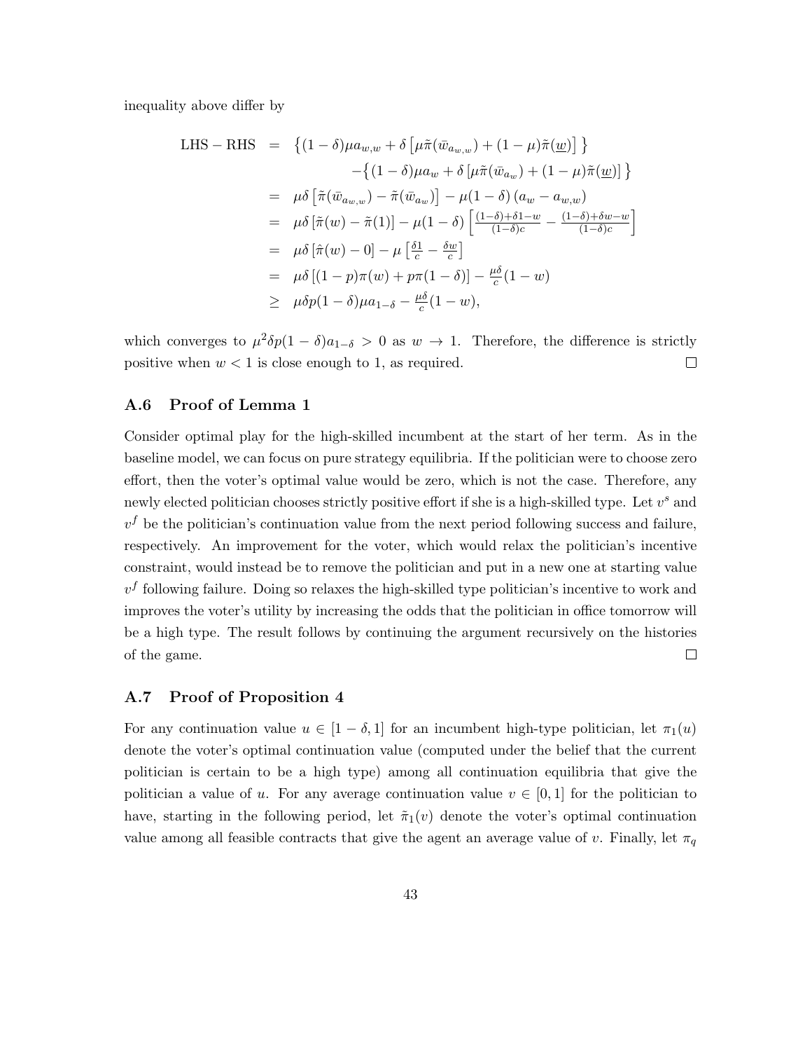inequality above differ by

$$
\begin{aligned}
\text{LHS} - \text{RHS} &= \left\{(1-\delta)\mu a_{w,w} + \delta\left[\mu\tilde{\pi}(\bar{w}_{a_{w,w}}) + (1-\mu)\tilde{\pi}(\underline{w})\right]\right\} \\
&\qquad -\left\{(1-\delta)\mu a_w + \delta\left[\mu\tilde{\pi}(\bar{w}_{a_w}) + (1-\mu)\tilde{\pi}(\underline{w})\right]\right\} \\
&= \mu\delta\left[\tilde{\pi}(\bar{w}_{a_{w,w}}) - \tilde{\pi}(\bar{w}_{a_w})\right] - \mu(1-\delta)\left(a_w - a_{w,w}\right) \\
&= \mu\delta\left[\tilde{\pi}(w) - \tilde{\pi}(1)\right] - \mu(1-\delta)\left[\frac{(1-\delta)+\delta 1 - w}{(1-\delta)c} - \frac{(1-\delta)+\delta w - w}{(1-\delta)c}\right] \\
&= \mu\delta\left[\hat{\pi}(w) - 0\right] - \mu\left[\frac{\delta 1}{c} - \frac{\delta w}{c}\right] \\
&= \mu\delta\left[(1-p)\pi(w) + p\pi(1-\delta)\right] - \frac{\mu\delta}{c}(1-w) \\
&\geq \mu\delta p(1-\delta)\mu a_{1-\delta} - \frac{\mu\delta}{c}(1-w),
\end{aligned}
$$

which converges to $\mu^2\delta p(1-\delta)a_{1-\delta} > 0$ as $w \to 1$. Therefore, the difference is strictly positive when $w < 1$ is close enough to 1, as required. □

### A.6 Proof of Lemma 1

Consider optimal play for the high-skilled incumbent at the start of her term. As in the baseline model, we can focus on pure strategy equilibria. If the politician were to choose zero effort, then the voter's optimal value would be zero, which is not the case. Therefore, any newly elected politician chooses strictly positive effort if she is a high-skilled type. Let $v^s$ and $v^f$ be the politician's continuation value from the next period following success and failure, respectively. An improvement for the voter, which would relax the politician's incentive constraint, would instead be to remove the politician and put in a new one at starting value $v^f$ following failure. Doing so relaxes the high-skilled type politician's incentive to work and improves the voter's utility by increasing the odds that the politician in office tomorrow will be a high type. The result follows by continuing the argument recursively on the histories of the game. □

### A.7 Proof of Proposition 4

For any continuation value $u \in [1-\delta, 1]$ for an incumbent high-type politician, let $\pi_1(u)$ denote the voter's optimal continuation value (computed under the belief that the current politician is certain to be a high type) among all continuation equilibria that give the politician a value of $u$. For any average continuation value $v \in [0, 1]$ for the politician to have, starting in the following period, let $\tilde{\pi}_1(v)$ denote the voter's optimal continuation value among all feasible contracts that give the agent an average value of $v$. Finally, let $\pi_q$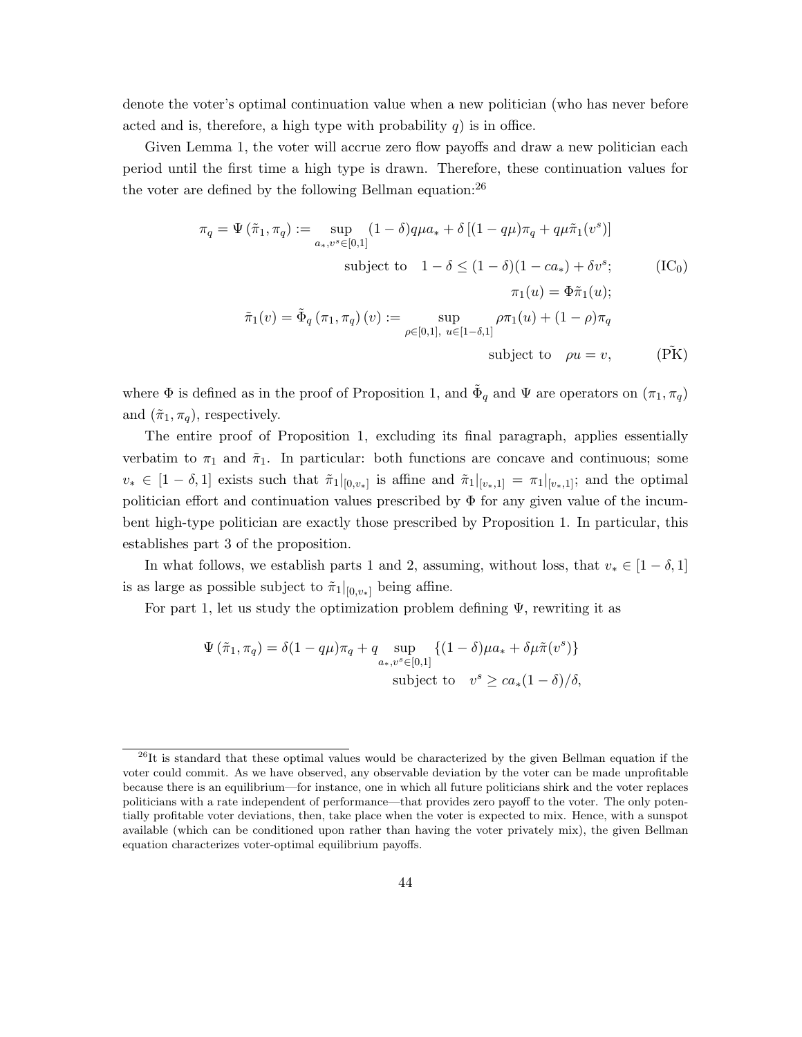denote the voter's optimal continuation value when a new politician (who has never before acted and is, therefore, a high type with probability $q$) is in office.

Given Lemma 1, the voter will accrue zero flow payoffs and draw a new politician each period until the first time a high type is drawn. Therefore, these continuation values for the voter are defined by the following Bellman equation:[26]

$$
\begin{aligned}
\pi_q = \Psi\left(\tilde{\pi}_1, \pi_q\right) &:= \sup_{a_*, v^s \in [0,1]} (1-\delta) q\mu a_* + \delta\left[(1-q\mu)\pi_q + q\mu\tilde{\pi}_1(v^s)\right] \\
&\qquad \text{subject to} \quad 1-\delta \leq (1-\delta)(1-ca_*) + \delta v^s; \qquad (\text{IC}_0) \\
&\qquad \pi_1(u) = \Phi\tilde{\pi}_1(u); \\
\tilde{\pi}_1(v) = \tilde{\Phi}_q\left(\pi_1, \pi_q\right)(v) &:= \sup_{\rho\in[0,1],\ u\in[1-\delta,1]} \rho\pi_1(u) + (1-\rho)\pi_q \\
&\qquad \text{subject to} \quad \rho u = v, \qquad (\tilde{\text{PK}})
\end{aligned}
$$

where $\Phi$ is defined as in the proof of Proposition 1, and $\tilde{\Phi}_q$ and $\Psi$ are operators on $(\pi_1, \pi_q)$ and $(\tilde{\pi}_1, \pi_q)$, respectively.

The entire proof of Proposition 1, excluding its final paragraph, applies essentially verbatim to $\pi_1$ and $\tilde{\pi}_1$. In particular: both functions are concave and continuous; some $v_* \in [1-\delta, 1]$ exists such that $\tilde{\pi}_1|_{[0,v_*]}$ is affine and $\tilde{\pi}_1|_{[v_*,1]} = \pi_1|_{[v_*,1]}$; and the optimal politician effort and continuation values prescribed by $\Phi$ for any given value of the incumbent high-type politician are exactly those prescribed by Proposition 1. In particular, this establishes part 3 of the proposition.

In what follows, we establish parts 1 and 2, assuming, without loss, that $v_* \in [1-\delta, 1]$ is as large as possible subject to $\tilde{\pi}_1|_{[0,v_*]}$ being affine.

For part 1, let us study the optimization problem defining $\Psi$, rewriting it as

$$
\begin{aligned}
\Psi\left(\tilde{\pi}_1, \pi_q\right) = \delta(1-q\mu)\pi_q + q &\sup_{a_*, v^s\in[0,1]} \left\{(1-\delta)\mu a_* + \delta\mu\tilde{\pi}(v^s)\right\} \\
&\text{subject to} \quad v^s \geq ca_*(1-\delta)/\delta,
\end{aligned}
$$

[26] It is standard that these optimal values would be characterized by the given Bellman equation if the voter could commit. As we have observed, any observable deviation by the voter can be made unprofitable because there is an equilibrium—for instance, one in which all future politicians shirk and the voter replaces politicians with a rate independent of performance—that provides zero payoff to the voter. The only potentially profitable voter deviations, then, take place when the voter is expected to mix. Hence, with a sunspot available (which can be conditioned upon rather than having the voter privately mix), the given Bellman equation characterizes voter-optimal equilibrium payoffs.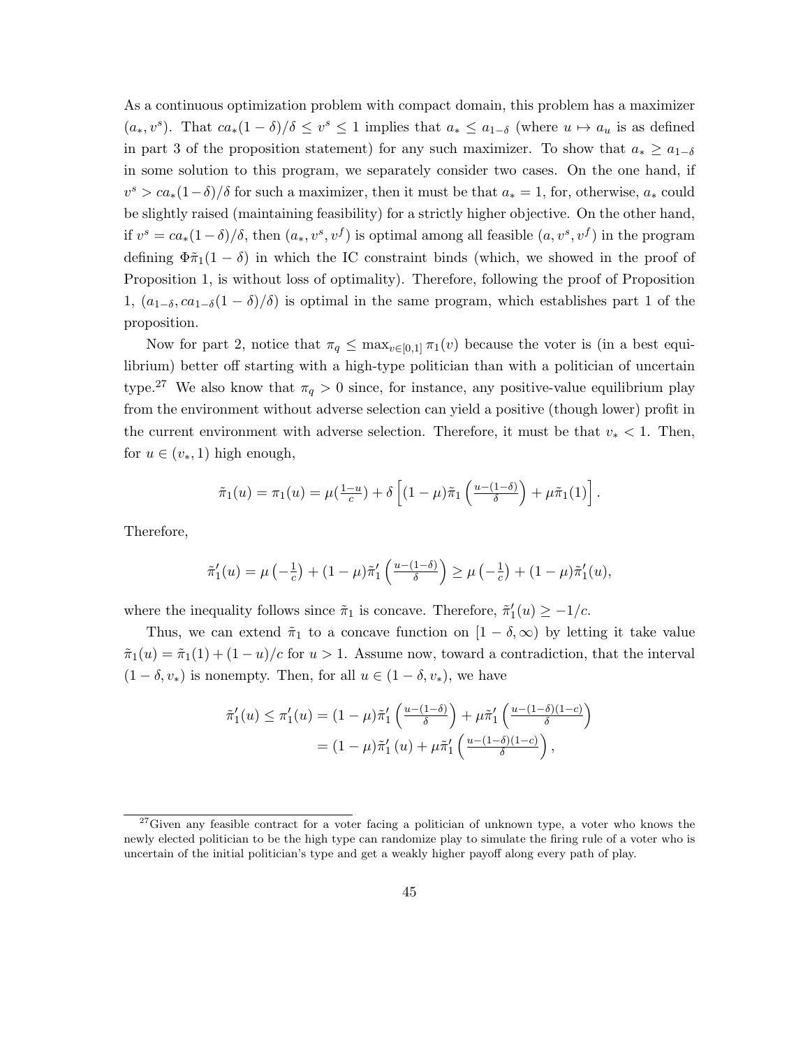As a continuous optimization problem with compact domain, this problem has a maximizer $(a_*, v^s)$. That $ca_*(1-\delta)/\delta \leq v^s \leq 1$ implies that $a_* \leq a_{1-\delta}$ (where $u \mapsto a_u$ is as defined in part 3 of the proposition statement) for any such maximizer. To show that $a_* \geq a_{1-\delta}$ in some solution to this program, we separately consider two cases. On the one hand, if $v^s > ca_*(1-\delta)/\delta$ for such a maximizer, then it must be that $a_* = 1$, for, otherwise, $a_*$ could be slightly raised (maintaining feasibility) for a strictly higher objective. On the other hand, if $v^s = ca_*(1-\delta)/\delta$, then $(a_*, v^s, v^f)$ is optimal among all feasible $(a, v^s, v^f)$ in the program defining $\Phi\tilde{\pi}_1(1-\delta)$ in which the IC constraint binds (which, we showed in the proof of Proposition 1, is without loss of optimality). Therefore, following the proof of Proposition 1, $(a_{1-\delta}, ca_{1-\delta}(1-\delta)/\delta)$ is optimal in the same program, which establishes part 1 of the proposition.

Now for part 2, notice that $\pi_q \leq \max_{v\in[0,1]} \pi_1(v)$ because the voter is (in a best equilibrium) better off starting with a high-type politician than with a politician of uncertain type.[27] We also know that $\pi_q > 0$ since, for instance, any positive-value equilibrium play from the environment without adverse selection can yield a positive (though lower) profit in the current environment with adverse selection. Therefore, it must be that $v_* < 1$. Then, for $u \in (v_*, 1)$ high enough,

$$\tilde{\pi}_1(u) = \pi_1(u) = \mu(\tfrac{1-u}{c}) + \delta\left[(1-\mu)\tilde{\pi}_1\left(\tfrac{u-(1-\delta)}{\delta}\right) + \mu\tilde{\pi}_1(1)\right].$$

Therefore,

$$\tilde{\pi}_1'(u) = \mu\left(-\tfrac{1}{c}\right) + (1-\mu)\tilde{\pi}_1'\left(\tfrac{u-(1-\delta)}{\delta}\right) \geq \mu\left(-\tfrac{1}{c}\right) + (1-\mu)\tilde{\pi}_1'(u),$$

where the inequality follows since $\tilde{\pi}_1$ is concave. Therefore, $\tilde{\pi}_1'(u) \geq -1/c$.

Thus, we can extend $\tilde{\pi}_1$ to a concave function on $[1-\delta, \infty)$ by letting it take value $\tilde{\pi}_1(u) = \tilde{\pi}_1(1) + (1-u)/c$ for $u > 1$. Assume now, toward a contradiction, that the interval $(1-\delta, v_*)$ is nonempty. Then, for all $u \in (1-\delta, v_*)$, we have

$$\begin{aligned}
\tilde{\pi}_1'(u) \leq \pi_1'(u) &= (1-\mu)\tilde{\pi}_1'\left(\tfrac{u-(1-\delta)}{\delta}\right) + \mu\tilde{\pi}_1'\left(\tfrac{u-(1-\delta)(1-c)}{\delta}\right) \\
&= (1-\mu)\tilde{\pi}_1'(u) + \mu\tilde{\pi}_1'\left(\tfrac{u-(1-\delta)(1-c)}{\delta}\right),
\end{aligned}$$

[27] Given any feasible contract for a voter facing a politician of unknown type, a voter who knows the newly elected politician to be the high type can randomize play to simulate the firing rule of a voter who is uncertain of the initial politician's type and get a weakly higher payoff along every path of play.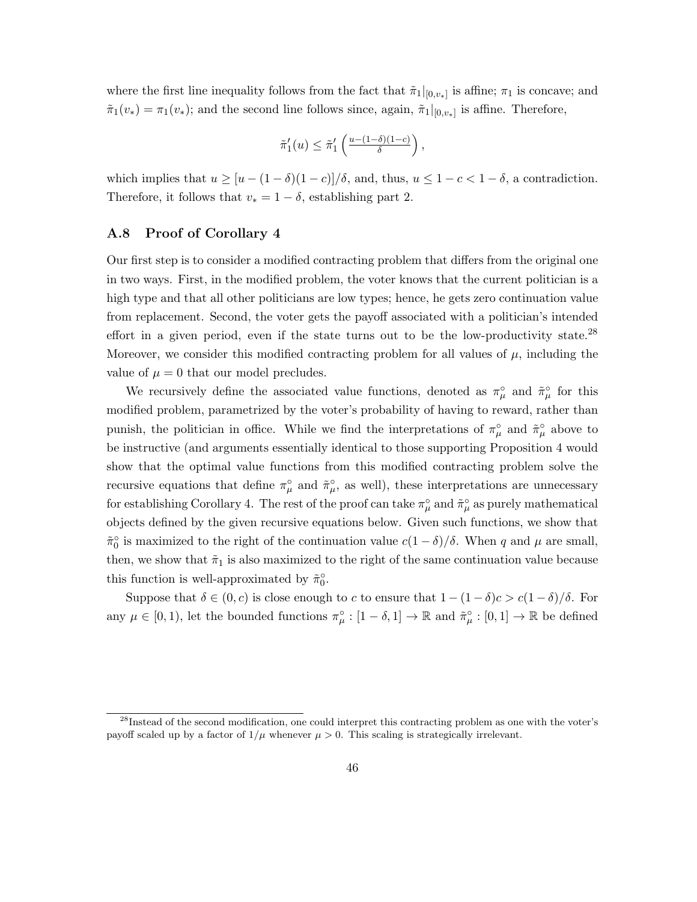where the first line inequality follows from the fact that $\tilde{\pi}_1|_{[0,v_*]}$ is affine; $\pi_1$ is concave; and $\tilde{\pi}_1(v_*) = \pi_1(v_*)$; and the second line follows since, again, $\tilde{\pi}_1|_{[0,v_*]}$ is affine. Therefore,

$$\tilde{\pi}_1'(u) \leq \tilde{\pi}_1'\left(\tfrac{u-(1-\delta)(1-c)}{\delta}\right),$$

which implies that $u \geq [u - (1-\delta)(1-c)]/\delta$, and, thus, $u \leq 1 - c < 1 - \delta$, a contradiction. Therefore, it follows that $v_* = 1 - \delta$, establishing part 2.

## A.8 Proof of Corollary 4

Our first step is to consider a modified contracting problem that differs from the original one in two ways. First, in the modified problem, the voter knows that the current politician is a high type and that all other politicians are low types; hence, he gets zero continuation value from replacement. Second, the voter gets the payoff associated with a politician's intended effort in a given period, even if the state turns out to be the low-productivity state.[28] Moreover, we consider this modified contracting problem for all values of $\mu$, including the value of $\mu = 0$ that our model precludes.

We recursively define the associated value functions, denoted as $\pi^\circ_\mu$ and $\tilde{\pi}^\circ_\mu$ for this modified problem, parametrized by the voter's probability of having to reward, rather than punish, the politician in office. While we find the interpretations of $\pi^\circ_\mu$ and $\tilde{\pi}^\circ_\mu$ above to be instructive (and arguments essentially identical to those supporting Proposition 4 would show that the optimal value functions from this modified contracting problem solve the recursive equations that define $\pi^\circ_\mu$ and $\tilde{\pi}^\circ_\mu$, as well), these interpretations are unnecessary for establishing Corollary 4. The rest of the proof can take $\pi^\circ_\mu$ and $\tilde{\pi}^\circ_\mu$ as purely mathematical objects defined by the given recursive equations below. Given such functions, we show that $\tilde{\pi}^\circ_0$ is maximized to the right of the continuation value $c(1-\delta)/\delta$. When $q$ and $\mu$ are small, then, we show that $\tilde{\pi}_1$ is also maximized to the right of the same continuation value because this function is well-approximated by $\tilde{\pi}^\circ_0$.

Suppose that $\delta \in (0, c)$ is close enough to $c$ to ensure that $1 - (1-\delta)c > c(1-\delta)/\delta$. For any $\mu \in [0, 1)$, let the bounded functions $\pi^\circ_\mu : [1-\delta, 1] \to \mathbb{R}$ and $\tilde{\pi}^\circ_\mu : [0, 1] \to \mathbb{R}$ be defined

[28] Instead of the second modification, one could interpret this contracting problem as one with the voter's payoff scaled up by a factor of $1/\mu$ whenever $\mu > 0$. This scaling is strategically irrelevant.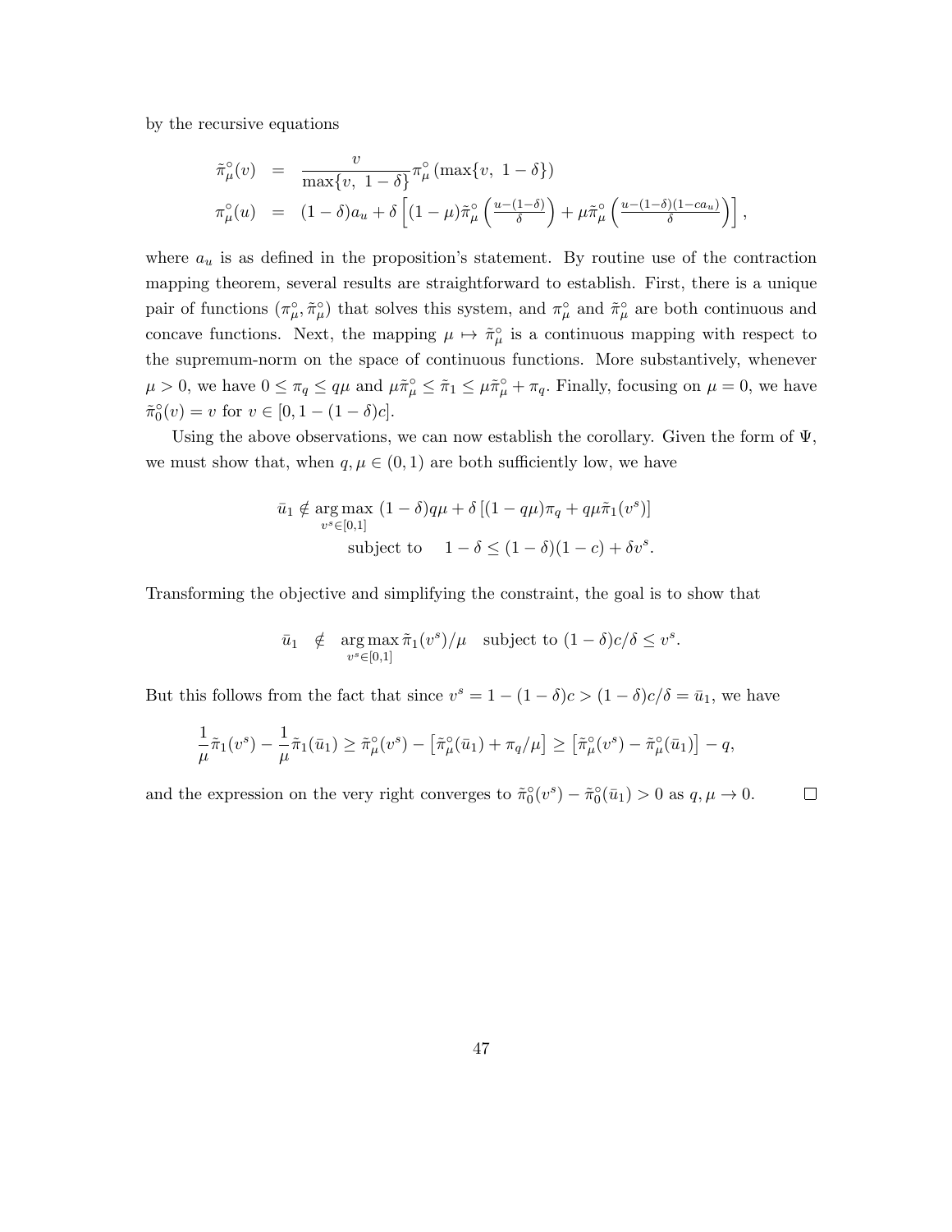by the recursive equations

$$
\begin{aligned}
\tilde{\pi}^{\circ}_{\mu}(v) &= \frac{v}{\max\{v,\ 1-\delta\}}\pi^{\circ}_{\mu}\left(\max\{v,\ 1-\delta\}\right) \\
\pi^{\circ}_{\mu}(u) &= (1-\delta)a_u + \delta\left[(1-\mu)\tilde{\pi}^{\circ}_{\mu}\left(\tfrac{u-(1-\delta)}{\delta}\right) + \mu\tilde{\pi}^{\circ}_{\mu}\left(\tfrac{u-(1-\delta)(1-ca_u)}{\delta}\right)\right],
\end{aligned}
$$

where $a_u$ is as defined in the proposition's statement. By routine use of the contraction mapping theorem, several results are straightforward to establish. First, there is a unique pair of functions $(\pi^{\circ}_{\mu}, \tilde{\pi}^{\circ}_{\mu})$ that solves this system, and $\pi^{\circ}_{\mu}$ and $\tilde{\pi}^{\circ}_{\mu}$ are both continuous and concave functions. Next, the mapping $\mu \mapsto \tilde{\pi}^{\circ}_{\mu}$ is a continuous mapping with respect to the supremum-norm on the space of continuous functions. More substantively, whenever $\mu > 0$, we have $0 \le \pi_q \le q\mu$ and $\mu\tilde{\pi}^{\circ}_{\mu} \le \tilde{\pi}_1 \le \mu\tilde{\pi}^{\circ}_{\mu} + \pi_q$. Finally, focusing on $\mu = 0$, we have $\tilde{\pi}^{\circ}_0(v) = v$ for $v \in [0, 1-(1-\delta)c]$.

Using the above observations, we can now establish the corollary. Given the form of $\Psi$, we must show that, when $q, \mu \in (0,1)$ are both sufficiently low, we have

$$
\begin{aligned}
\bar{u}_1 \notin \operatorname*{arg\,max}_{v^s \in [0,1]}\ & (1-\delta)q\mu + \delta\left[(1-q\mu)\pi_q + q\mu\tilde{\pi}_1(v^s)\right] \\
\text{subject to}\quad & 1-\delta \le (1-\delta)(1-c) + \delta v^s.
\end{aligned}
$$

Transforming the objective and simplifying the constraint, the goal is to show that

$$
\bar{u}_1 \quad \notin \quad \operatorname*{arg\,max}_{v^s \in [0,1]} \tilde{\pi}_1(v^s)/\mu \quad \text{subject to } (1-\delta)c/\delta \le v^s.
$$

But this follows from the fact that since $v^s = 1-(1-\delta)c > (1-\delta)c/\delta = \bar{u}_1$, we have

$$
\frac{1}{\mu}\tilde{\pi}_1(v^s) - \frac{1}{\mu}\tilde{\pi}_1(\bar{u}_1) \ge \tilde{\pi}^{\circ}_{\mu}(v^s) - \left[\tilde{\pi}^{\circ}_{\mu}(\bar{u}_1) + \pi_q/\mu\right] \ge \left[\tilde{\pi}^{\circ}_{\mu}(v^s) - \tilde{\pi}^{\circ}_{\mu}(\bar{u}_1)\right] - q,
$$

and the expression on the very right converges to $\tilde{\pi}^{\circ}_0(v^s) - \tilde{\pi}^{\circ}_0(\bar{u}_1) > 0$ as $q, \mu \to 0$. $\square$